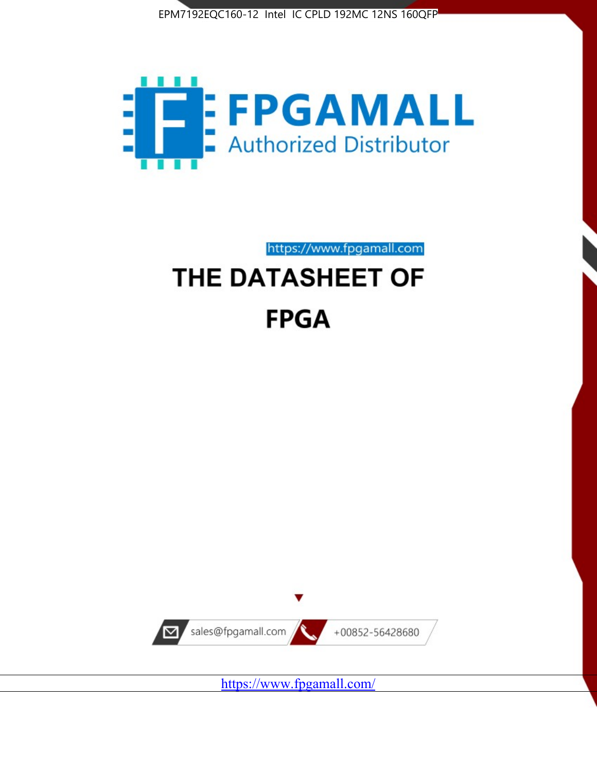EPM7192EQC160-12 Intel IC CPLD 192MC 12NS 160QFP

# FPGAMALL

Authorized Distributor

https://www.fpgamall.com

# THE DATASHEET OF

# FPGA

sales@fpgamall.com

+00852-56428680

https://www.fpgamall.com/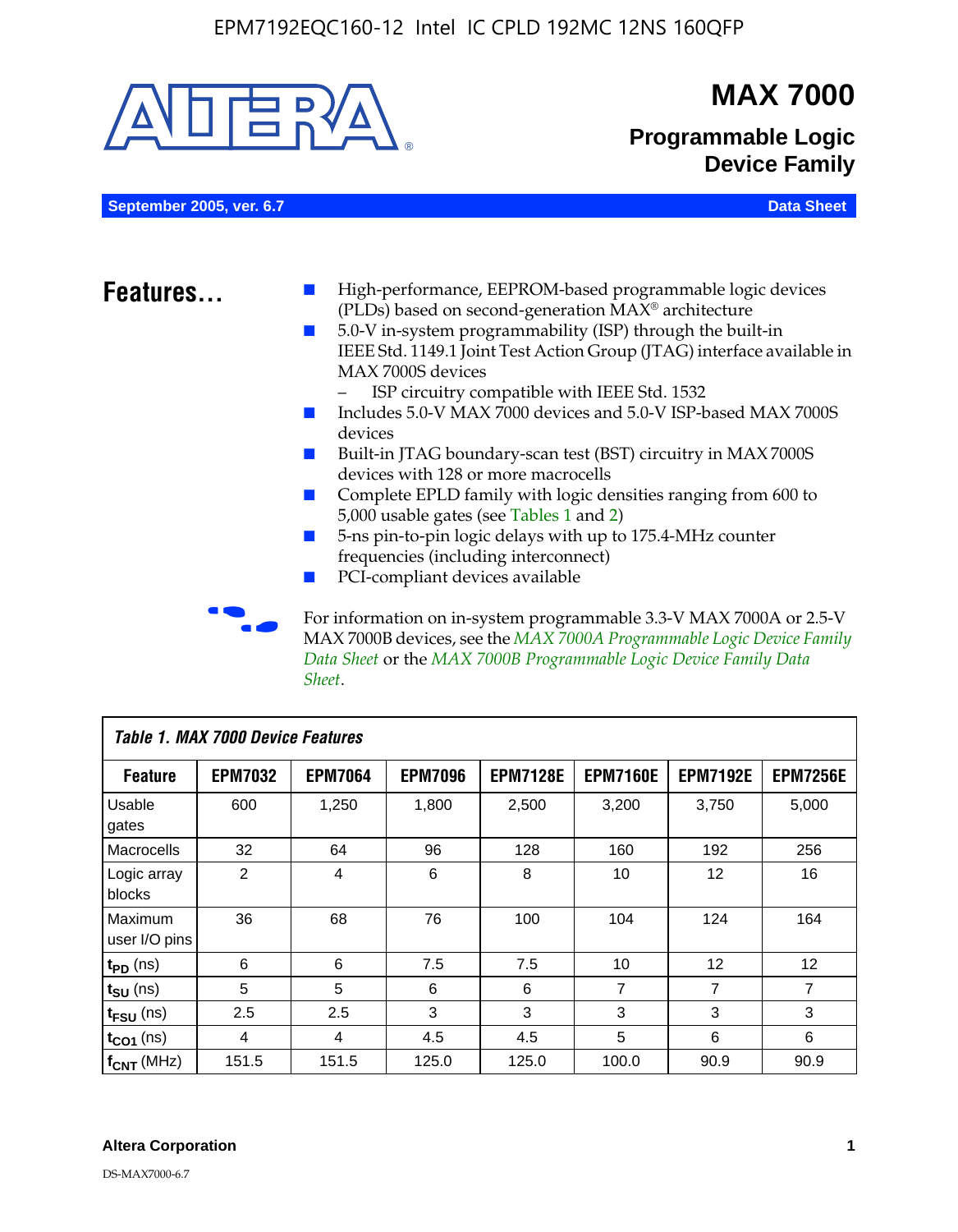EPM7192EQC160-12 Intel IC CPLD 192MC 12NS 160QFP

# MAX 7000

## Programmable Logic Device Family

**September 2005, ver. 6.7** **Data Sheet**

## Features...

- High-performance, EEPROM-based programmable logic devices (PLDs) based on second-generation MAX® architecture
- 5.0-V in-system programmability (ISP) through the built-in IEEE Std. 1149.1 Joint Test Action Group (JTAG) interface available in MAX 7000S devices
  - ISP circuitry compatible with IEEE Std. 1532
- Includes 5.0-V MAX 7000 devices and 5.0-V ISP-based MAX 7000S devices
- Built-in JTAG boundary-scan test (BST) circuitry in MAX 7000S devices with 128 or more macrocells
- Complete EPLD family with logic densities ranging from 600 to 5,000 usable gates (see Tables 1 and 2)
- 5-ns pin-to-pin logic delays with up to 175.4-MHz counter frequencies (including interconnect)
- PCI-compliant devices available

For information on in-system programmable 3.3-V MAX 7000A or 2.5-V MAX 7000B devices, see the *MAX 7000A Programmable Logic Device Family Data Sheet* or the *MAX 7000B Programmable Logic Device Family Data Sheet*.

*Table 1. MAX 7000 Device Features*

| Feature | EPM7032 | EPM7064 | EPM7096 | EPM7128E | EPM7160E | EPM7192E | EPM7256E |
|---|---|---|---|---|---|---|---|
| Usable gates | 600 | 1,250 | 1,800 | 2,500 | 3,200 | 3,750 | 5,000 |
| Macrocells | 32 | 64 | 96 | 128 | 160 | 192 | 256 |
| Logic array blocks | 2 | 4 | 6 | 8 | 10 | 12 | 16 |
| Maximum user I/O pins | 36 | 68 | 76 | 100 | 104 | 124 | 164 |
| $t_{PD}$ (ns) | 6 | 6 | 7.5 | 7.5 | 10 | 12 | 12 |
| $t_{SU}$ (ns) | 5 | 5 | 6 | 6 | 7 | 7 | 7 |
| $t_{FSU}$ (ns) | 2.5 | 2.5 | 3 | 3 | 3 | 3 | 3 |
| $t_{CO1}$ (ns) | 4 | 4 | 4.5 | 4.5 | 5 | 6 | 6 |
| $f_{CNT}$ (MHz) | 151.5 | 151.5 | 125.0 | 125.0 | 100.0 | 90.9 | 90.9 |

**Altera Corporation**

DS-MAX7000-6.7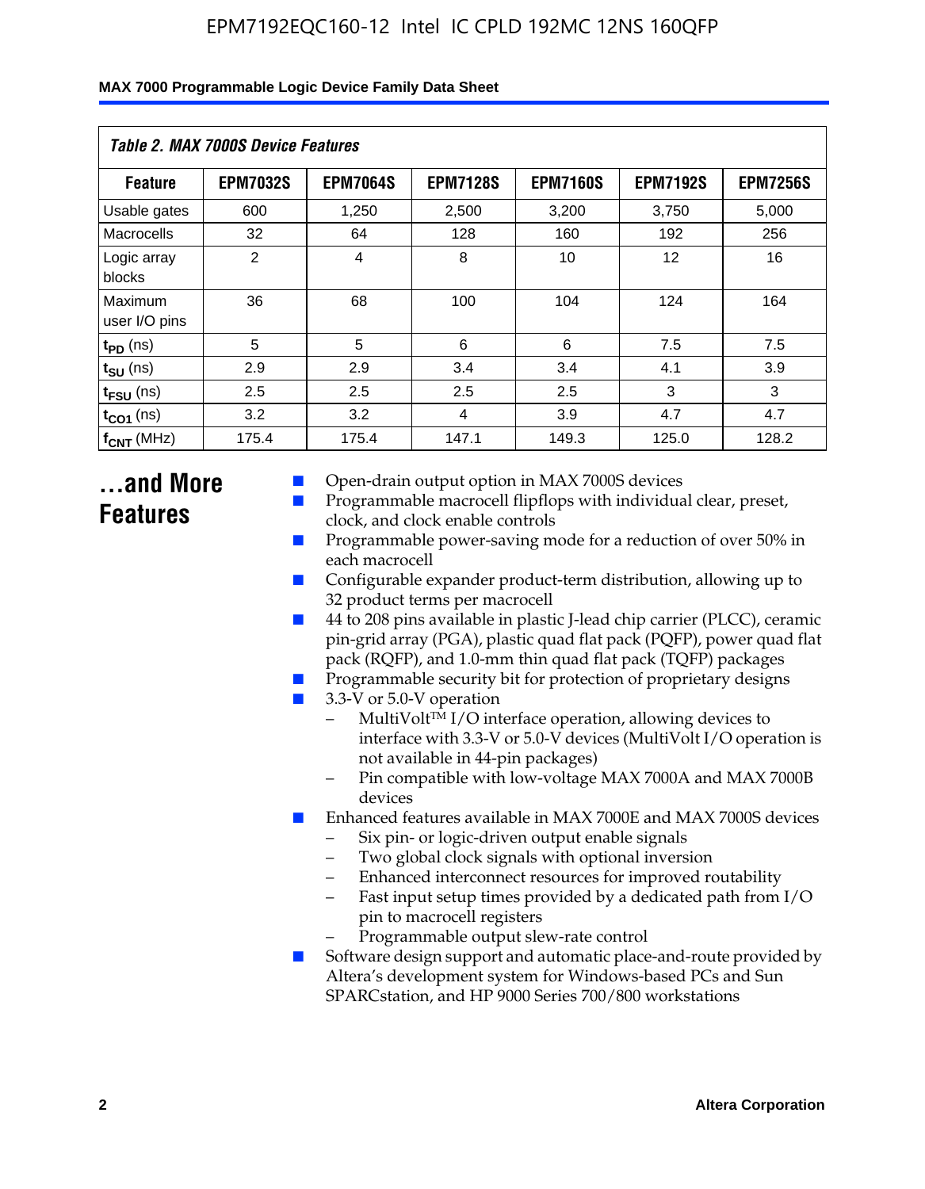Table 2. MAX 7000S Device Features

| Feature | EPM7032S | EPM7064S | EPM7128S | EPM7160S | EPM7192S | EPM7256S |
|---|---|---|---|---|---|---|
| Usable gates | 600 | 1,250 | 2,500 | 3,200 | 3,750 | 5,000 |
| Macrocells | 32 | 64 | 128 | 160 | 192 | 256 |
| Logic array blocks | 2 | 4 | 8 | 10 | 12 | 16 |
| Maximum user I/O pins | 36 | 68 | 100 | 104 | 124 | 164 |
| $t_{PD}$ (ns) | 5 | 5 | 6 | 6 | 7.5 | 7.5 |
| $t_{SU}$ (ns) | 2.9 | 2.9 | 3.4 | 3.4 | 4.1 | 3.9 |
| $t_{FSU}$ (ns) | 2.5 | 2.5 | 2.5 | 2.5 | 3 | 3 |
| $t_{CO1}$ (ns) | 3.2 | 3.2 | 4 | 3.9 | 4.7 | 4.7 |
| $f_{CNT}$ (MHz) | 175.4 | 175.4 | 147.1 | 149.3 | 125.0 | 128.2 |

# ...and More Features

- Open-drain output option in MAX 7000S devices
- Programmable macrocell flipflops with individual clear, preset, clock, and clock enable controls
- Programmable power-saving mode for a reduction of over 50% in each macrocell
- Configurable expander product-term distribution, allowing up to 32 product terms per macrocell
- 44 to 208 pins available in plastic J-lead chip carrier (PLCC), ceramic pin-grid array (PGA), plastic quad flat pack (PQFP), power quad flat pack (RQFP), and 1.0-mm thin quad flat pack (TQFP) packages
- Programmable security bit for protection of proprietary designs
- 3.3-V or 5.0-V operation
  - MultiVolt™ I/O interface operation, allowing devices to interface with 3.3-V or 5.0-V devices (MultiVolt I/O operation is not available in 44-pin packages)
  - Pin compatible with low-voltage MAX 7000A and MAX 7000B devices
- Enhanced features available in MAX 7000E and MAX 7000S devices
  - Six pin- or logic-driven output enable signals
  - Two global clock signals with optional inversion
  - Enhanced interconnect resources for improved routability
  - Fast input setup times provided by a dedicated path from I/O pin to macrocell registers
  - Programmable output slew-rate control
- Software design support and automatic place-and-route provided by Altera's development system for Windows-based PCs and Sun SPARCstation, and HP 9000 Series 700/800 workstations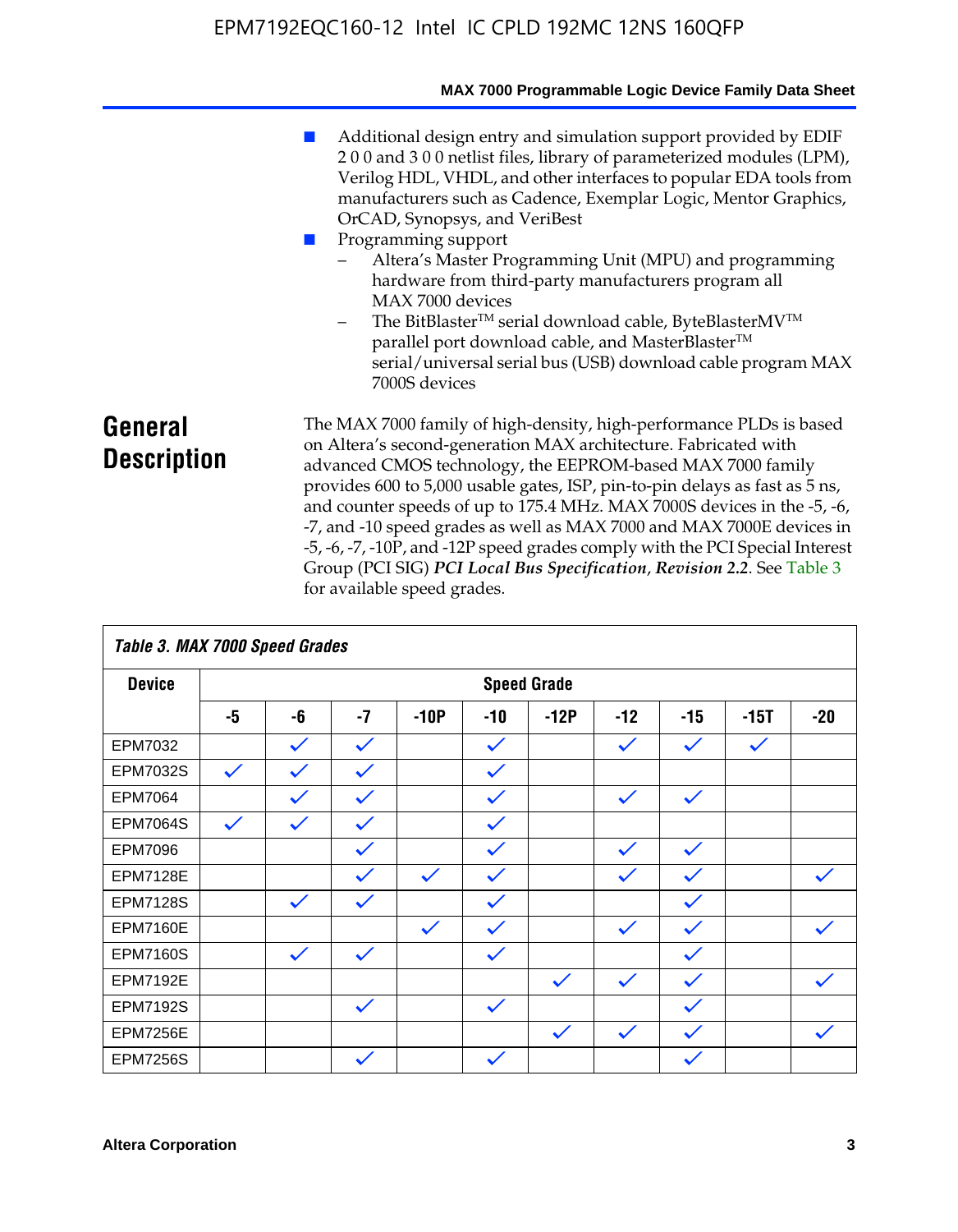- Additional design entry and simulation support provided by EDIF 2 0 0 and 3 0 0 netlist files, library of parameterized modules (LPM), Verilog HDL, VHDL, and other interfaces to popular EDA tools from manufacturers such as Cadence, Exemplar Logic, Mentor Graphics, OrCAD, Synopsys, and VeriBest
- Programming support
  - Altera's Master Programming Unit (MPU) and programming hardware from third-party manufacturers program all MAX 7000 devices
  - The BitBlaster™ serial download cable, ByteBlasterMV™ parallel port download cable, and MasterBlaster™ serial/universal serial bus (USB) download cable program MAX 7000S devices

## General Description

The MAX 7000 family of high-density, high-performance PLDs is based on Altera's second-generation MAX architecture. Fabricated with advanced CMOS technology, the EEPROM-based MAX 7000 family provides 600 to 5,000 usable gates, ISP, pin-to-pin delays as fast as 5 ns, and counter speeds of up to 175.4 MHz. MAX 7000S devices in the -5, -6, -7, and -10 speed grades as well as MAX 7000 and MAX 7000E devices in -5, -6, -7, -10P, and -12P speed grades comply with the PCI Special Interest Group (PCI SIG) ***PCI Local Bus Specification*, *Revision 2.2***. See Table 3 for available speed grades.

**Table 3. MAX 7000 Speed Grades**

| Device | Speed Grade | | | | | | | | | |
|---|---|---|---|---|---|---|---|---|---|---|
| | -5 | -6 | -7 | -10P | -10 | -12P | -12 | -15 | -15T | -20 |
| EPM7032 | | ✓ | ✓ | | ✓ | | ✓ | ✓ | ✓ | |
| EPM7032S | ✓ | ✓ | ✓ | | ✓ | | | | | |
| EPM7064 | | ✓ | ✓ | | ✓ | | ✓ | ✓ | | |
| EPM7064S | ✓ | ✓ | ✓ | | ✓ | | | | | |
| EPM7096 | | | ✓ | | ✓ | | ✓ | ✓ | | |
| EPM7128E | | | ✓ | ✓ | ✓ | | ✓ | ✓ | | ✓ |
| EPM7128S | | ✓ | ✓ | | ✓ | | | ✓ | | |
| EPM7160E | | | | ✓ | ✓ | | ✓ | ✓ | | ✓ |
| EPM7160S | | ✓ | ✓ | | ✓ | | | ✓ | | |
| EPM7192E | | | | | | ✓ | ✓ | ✓ | | ✓ |
| EPM7192S | | | ✓ | | ✓ | | | ✓ | | |
| EPM7256E | | | | | | ✓ | ✓ | ✓ | | ✓ |
| EPM7256S | | | ✓ | | ✓ | | | ✓ | | |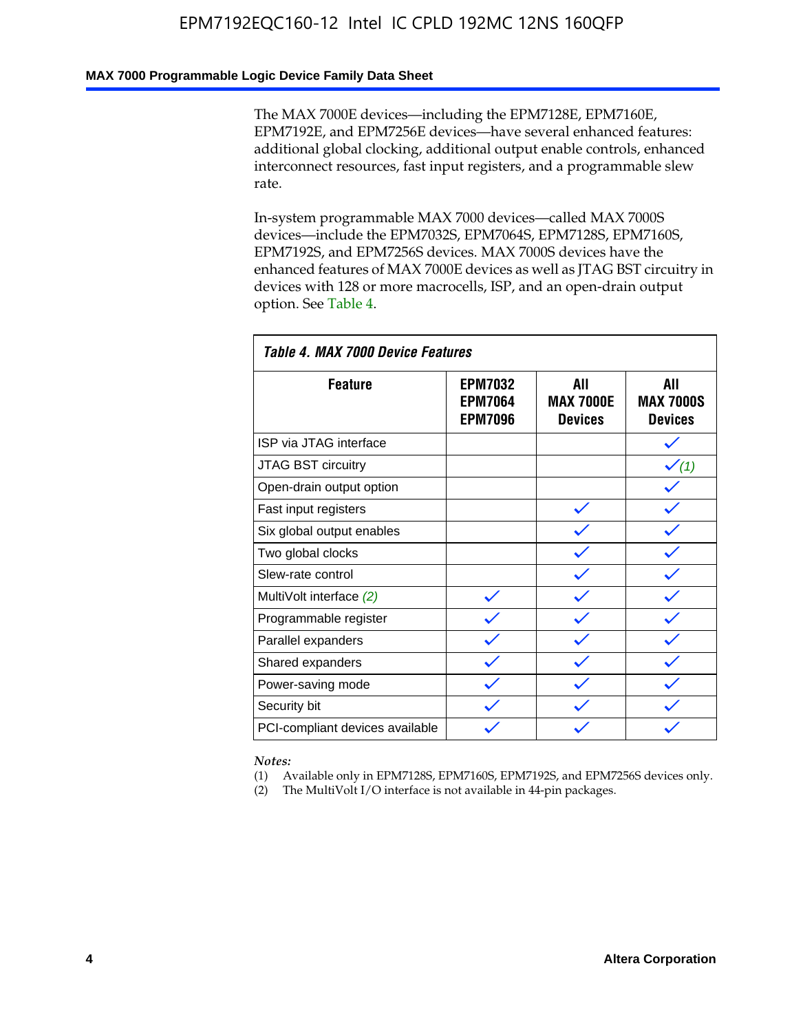The MAX 7000E devices—including the EPM7128E, EPM7160E, EPM7192E, and EPM7256E devices—have several enhanced features: additional global clocking, additional output enable controls, enhanced interconnect resources, fast input registers, and a programmable slew rate.

In-system programmable MAX 7000 devices—called MAX 7000S devices—include the EPM7032S, EPM7064S, EPM7128S, EPM7160S, EPM7192S, and EPM7256S devices. MAX 7000S devices have the enhanced features of MAX 7000E devices as well as JTAG BST circuitry in devices with 128 or more macrocells, ISP, and an open-drain output option. See Table 4.

**Table 4. MAX 7000 Device Features**

| Feature | EPM7032 EPM7064 EPM7096 | All MAX 7000E Devices | All MAX 7000S Devices |
|---|---|---|---|
| ISP via JTAG interface | | | ✓ |
| JTAG BST circuitry | | | ✓ *(1)* |
| Open-drain output option | | | ✓ |
| Fast input registers | | ✓ | ✓ |
| Six global output enables | | ✓ | ✓ |
| Two global clocks | | ✓ | ✓ |
| Slew-rate control | | ✓ | ✓ |
| MultiVolt interface *(2)* | ✓ | ✓ | ✓ |
| Programmable register | ✓ | ✓ | ✓ |
| Parallel expanders | ✓ | ✓ | ✓ |
| Shared expanders | ✓ | ✓ | ✓ |
| Power-saving mode | ✓ | ✓ | ✓ |
| Security bit | ✓ | ✓ | ✓ |
| PCI-compliant devices available | ✓ | ✓ | ✓ |

*Notes:*

(1) Available only in EPM7128S, EPM7160S, EPM7192S, and EPM7256S devices only.

(2) The MultiVolt I/O interface is not available in 44-pin packages.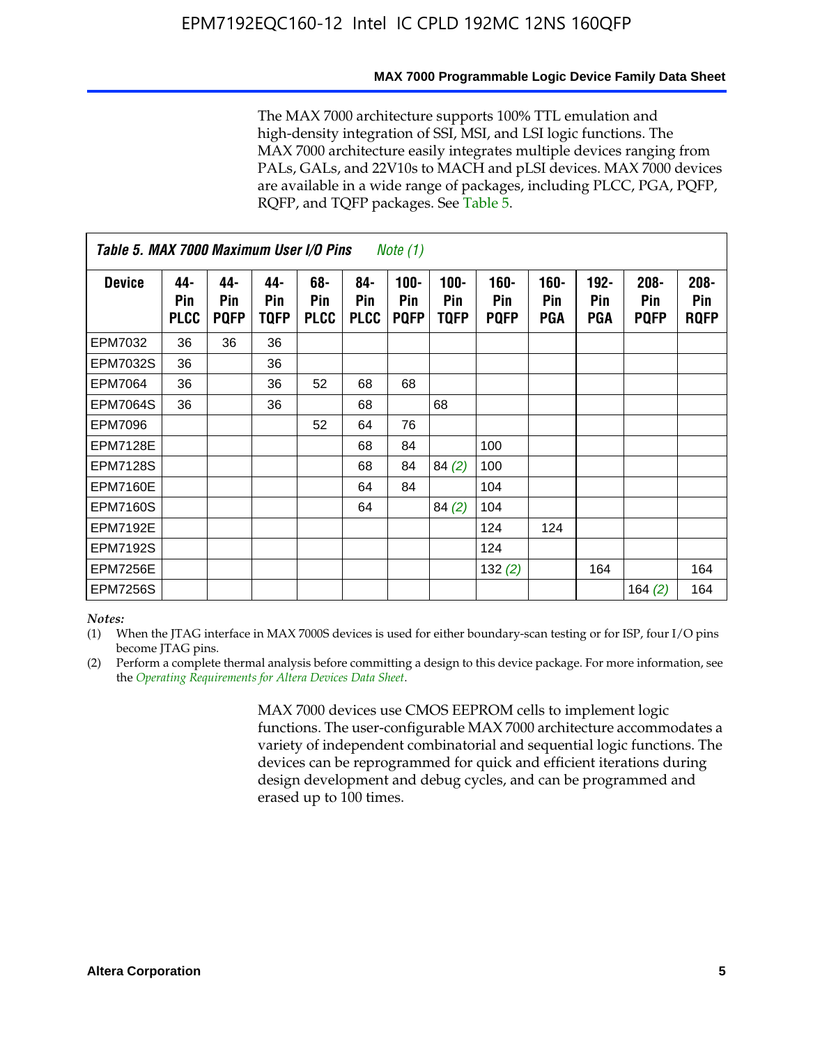The MAX 7000 architecture supports 100% TTL emulation and high-density integration of SSI, MSI, and LSI logic functions. The MAX 7000 architecture easily integrates multiple devices ranging from PALs, GALs, and 22V10s to MACH and pLSI devices. MAX 7000 devices are available in a wide range of packages, including PLCC, PGA, PQFP, RQFP, and TQFP packages. See Table 5.

***Table 5. MAX 7000 Maximum User I/O Pins*** *Note (1)*

| Device | 44-Pin PLCC | 44-Pin PQFP | 44-Pin TQFP | 68-Pin PLCC | 84-Pin PLCC | 100-Pin PQFP | 100-Pin TQFP | 160-Pin PQFP | 160-Pin PGA | 192-Pin PGA | 208-Pin PQFP | 208-Pin RQFP |
|---|---|---|---|---|---|---|---|---|---|---|---|---|
| EPM7032 | 36 | 36 | 36 | | | | | | | | | |
| EPM7032S | 36 | | 36 | | | | | | | | | |
| EPM7064 | 36 | | 36 | 52 | 68 | 68 | | | | | | |
| EPM7064S | 36 | | 36 | | 68 | | 68 | | | | | |
| EPM7096 | | | | 52 | 64 | 76 | | | | | | |
| EPM7128E | | | | | 68 | 84 | | 100 | | | | |
| EPM7128S | | | | | 68 | 84 | 84 *(2)* | 100 | | | | |
| EPM7160E | | | | | 64 | 84 | | 104 | | | | |
| EPM7160S | | | | | 64 | | 84 *(2)* | 104 | | | | |
| EPM7192E | | | | | | | | 124 | 124 | | | |
| EPM7192S | | | | | | | | 124 | | | | |
| EPM7256E | | | | | | | | 132 *(2)* | | 164 | | 164 |
| EPM7256S | | | | | | | | | | | 164 *(2)* | 164 |

*Notes:*

(1) When the JTAG interface in MAX 7000S devices is used for either boundary-scan testing or for ISP, four I/O pins become JTAG pins.

(2) Perform a complete thermal analysis before committing a design to this device package. For more information, see the *Operating Requirements for Altera Devices Data Sheet*.

MAX 7000 devices use CMOS EEPROM cells to implement logic functions. The user-configurable MAX 7000 architecture accommodates a variety of independent combinatorial and sequential logic functions. The devices can be reprogrammed for quick and efficient iterations during design development and debug cycles, and can be programmed and erased up to 100 times.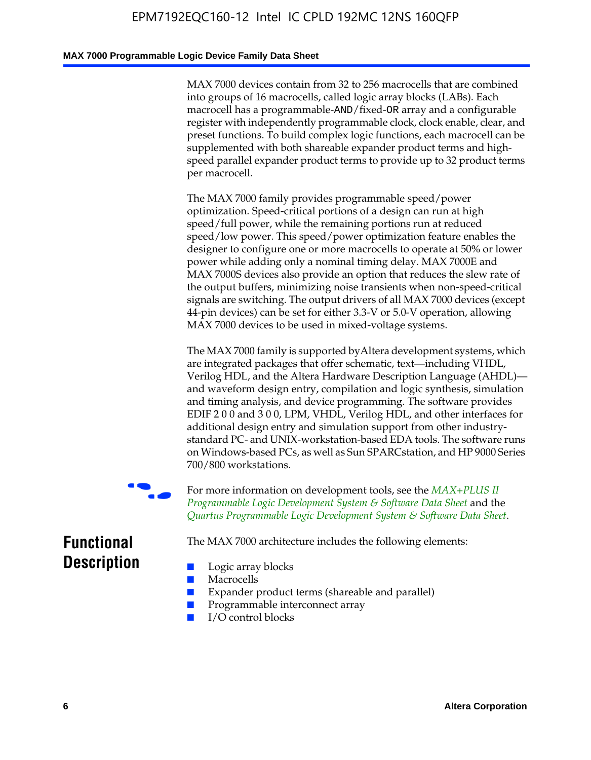MAX 7000 devices contain from 32 to 256 macrocells that are combined into groups of 16 macrocells, called logic array blocks (LABs). Each macrocell has a programmable-AND/fixed-OR array and a configurable register with independently programmable clock, clock enable, clear, and preset functions. To build complex logic functions, each macrocell can be supplemented with both shareable expander product terms and high-speed parallel expander product terms to provide up to 32 product terms per macrocell.

The MAX 7000 family provides programmable speed/power optimization. Speed-critical portions of a design can run at high speed/full power, while the remaining portions run at reduced speed/low power. This speed/power optimization feature enables the designer to configure one or more macrocells to operate at 50% or lower power while adding only a nominal timing delay. MAX 7000E and MAX 7000S devices also provide an option that reduces the slew rate of the output buffers, minimizing noise transients when non-speed-critical signals are switching. The output drivers of all MAX 7000 devices (except 44-pin devices) can be set for either 3.3-V or 5.0-V operation, allowing MAX 7000 devices to be used in mixed-voltage systems.

The MAX 7000 family is supported by Altera development systems, which are integrated packages that offer schematic, text—including VHDL, Verilog HDL, and the Altera Hardware Description Language (AHDL)—and waveform design entry, compilation and logic synthesis, simulation and timing analysis, and device programming. The software provides EDIF 2 0 0 and 3 0 0, LPM, VHDL, Verilog HDL, and other interfaces for additional design entry and simulation support from other industry-standard PC- and UNIX-workstation-based EDA tools. The software runs on Windows-based PCs, as well as Sun SPARCstation, and HP 9000 Series 700/800 workstations.

For more information on development tools, see the *MAX+PLUS II Programmable Logic Development System & Software Data Sheet* and the *Quartus Programmable Logic Development System & Software Data Sheet*.

## Functional Description

The MAX 7000 architecture includes the following elements:

- Logic array blocks
- Macrocells
- Expander product terms (shareable and parallel)
- Programmable interconnect array
- I/O control blocks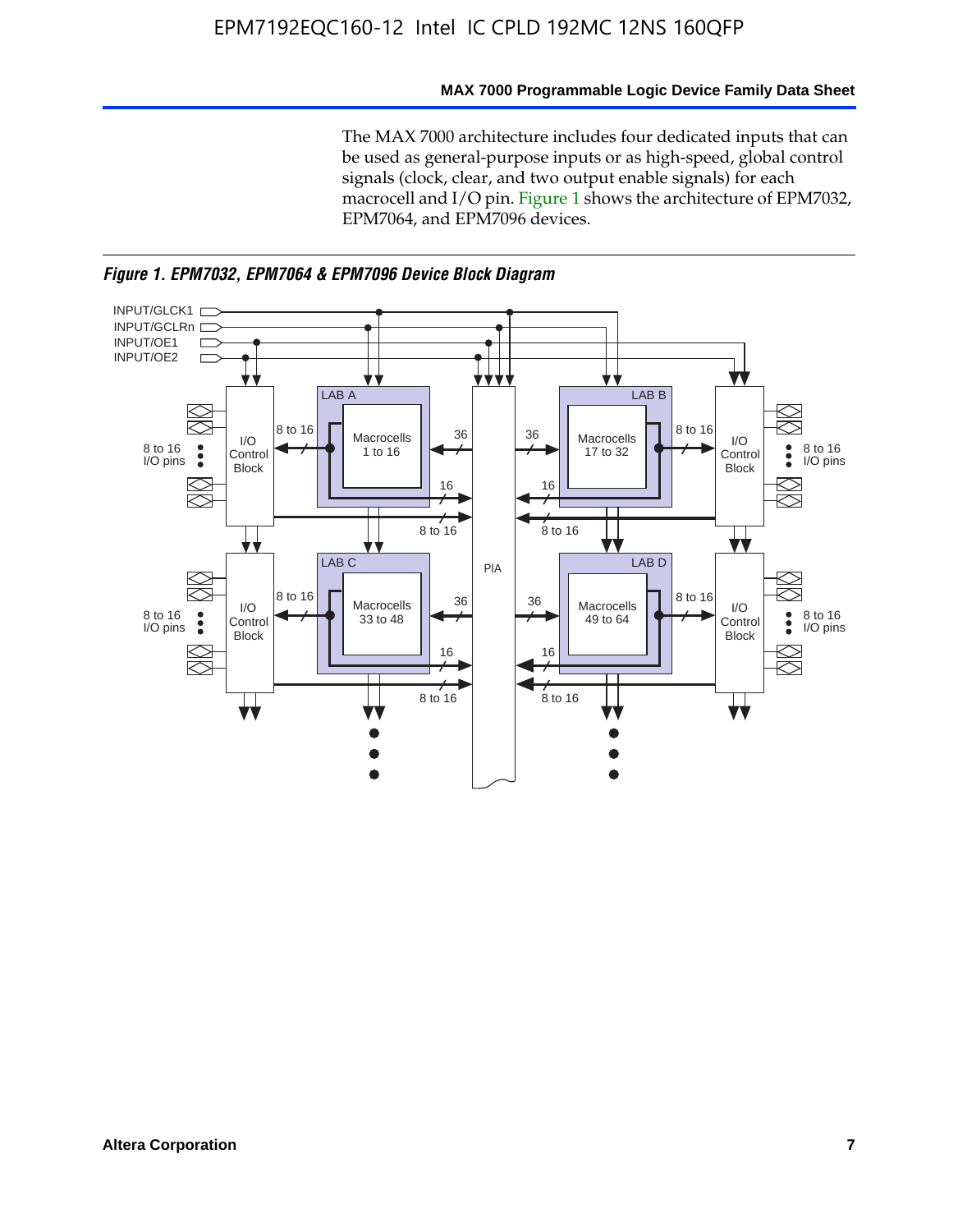The MAX 7000 architecture includes four dedicated inputs that can be used as general-purpose inputs or as high-speed, global control signals (clock, clear, and two output enable signals) for each macrocell and I/O pin. Figure 1 shows the architecture of EPM7032, EPM7064, and EPM7096 devices.

*Figure 1. EPM7032, EPM7064 & EPM7096 Device Block Diagram*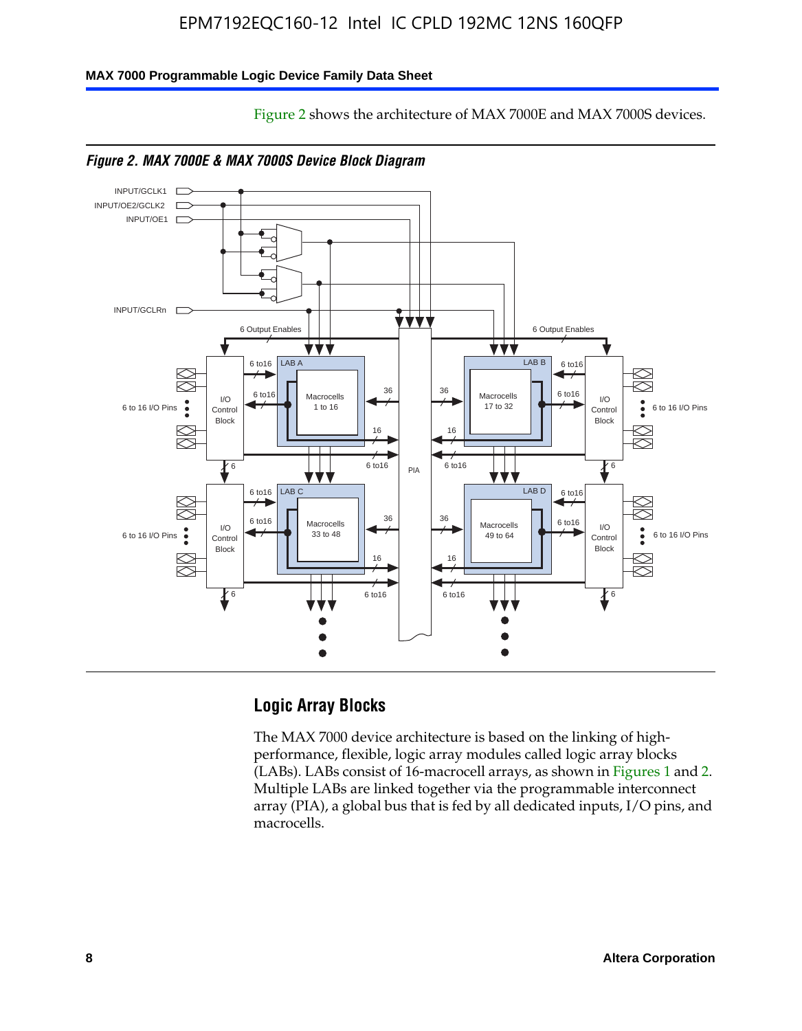Figure 2 shows the architecture of MAX 7000E and MAX 7000S devices.

*Figure 2. MAX 7000E & MAX 7000S Device Block Diagram*

## Logic Array Blocks

The MAX 7000 device architecture is based on the linking of high-performance, flexible, logic array modules called logic array blocks (LABs). LABs consist of 16-macrocell arrays, as shown in Figures 1 and 2. Multiple LABs are linked together via the programmable interconnect array (PIA), a global bus that is fed by all dedicated inputs, I/O pins, and macrocells.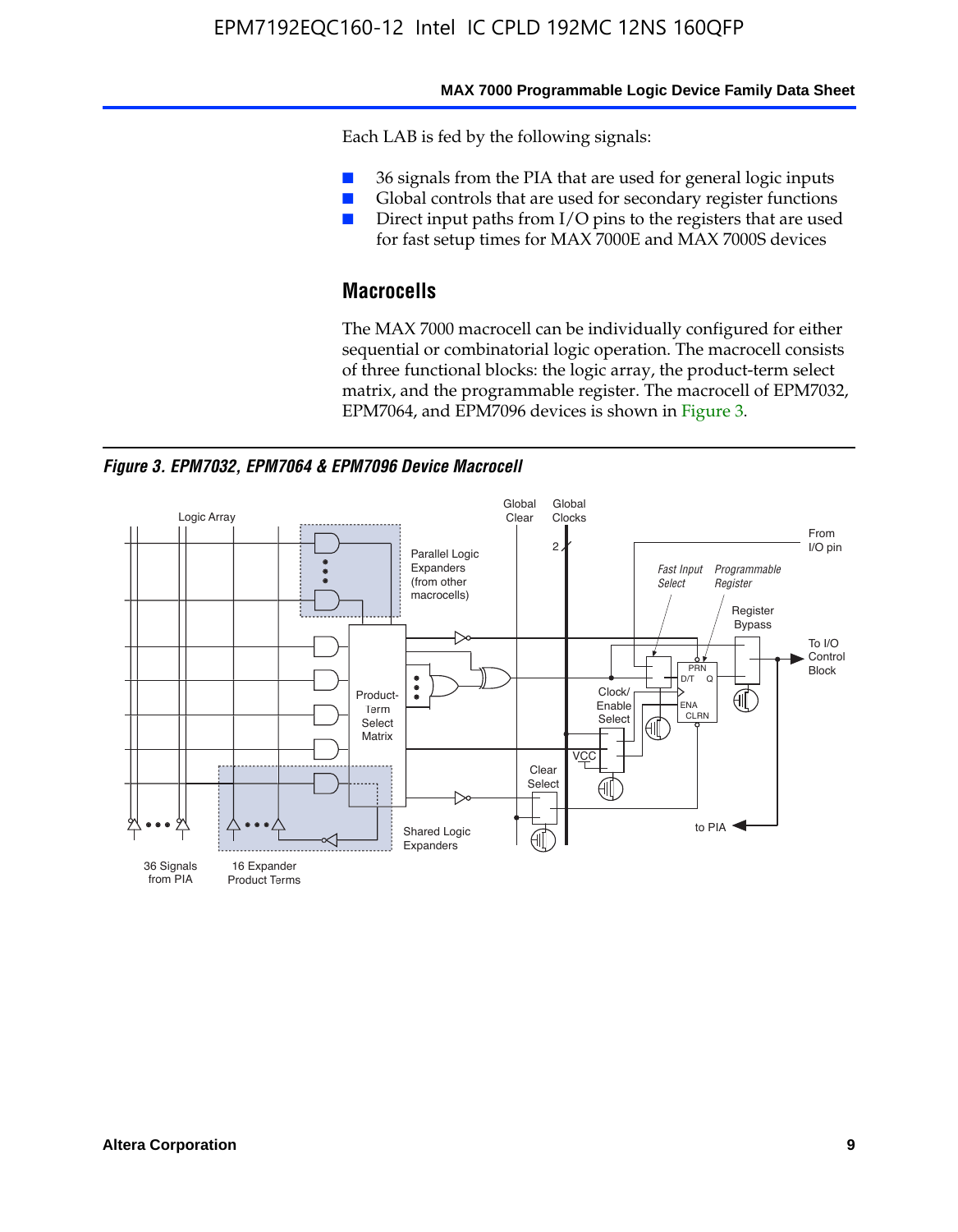Each LAB is fed by the following signals:

- 36 signals from the PIA that are used for general logic inputs
- Global controls that are used for secondary register functions
- Direct input paths from I/O pins to the registers that are used for fast setup times for MAX 7000E and MAX 7000S devices

## Macrocells

The MAX 7000 macrocell can be individually configured for either sequential or combinatorial logic operation. The macrocell consists of three functional blocks: the logic array, the product-term select matrix, and the programmable register. The macrocell of EPM7032, EPM7064, and EPM7096 devices is shown in Figure 3.

***Figure 3. EPM7032, EPM7064 & EPM7096 Device Macrocell***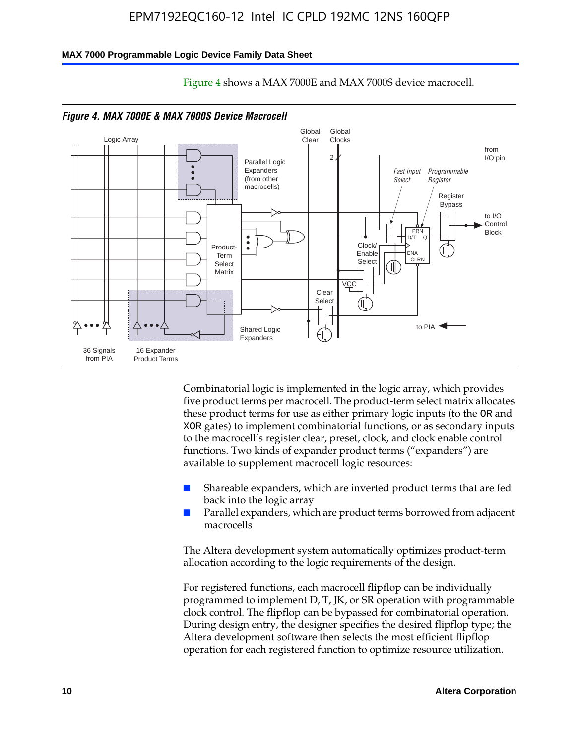Figure 4 shows a MAX 7000E and MAX 7000S device macrocell.

*Figure 4. MAX 7000E & MAX 7000S Device Macrocell*

Combinatorial logic is implemented in the logic array, which provides five product terms per macrocell. The product-term select matrix allocates these product terms for use as either primary logic inputs (to the OR and XOR gates) to implement combinatorial functions, or as secondary inputs to the macrocell's register clear, preset, clock, and clock enable control functions. Two kinds of expander product terms ("expanders") are available to supplement macrocell logic resources:

- Shareable expanders, which are inverted product terms that are fed back into the logic array
- Parallel expanders, which are product terms borrowed from adjacent macrocells

The Altera development system automatically optimizes product-term allocation according to the logic requirements of the design.

For registered functions, each macrocell flipflop can be individually programmed to implement D, T, JK, or SR operation with programmable clock control. The flipflop can be bypassed for combinatorial operation. During design entry, the designer specifies the desired flipflop type; the Altera development software then selects the most efficient flipflop operation for each registered function to optimize resource utilization.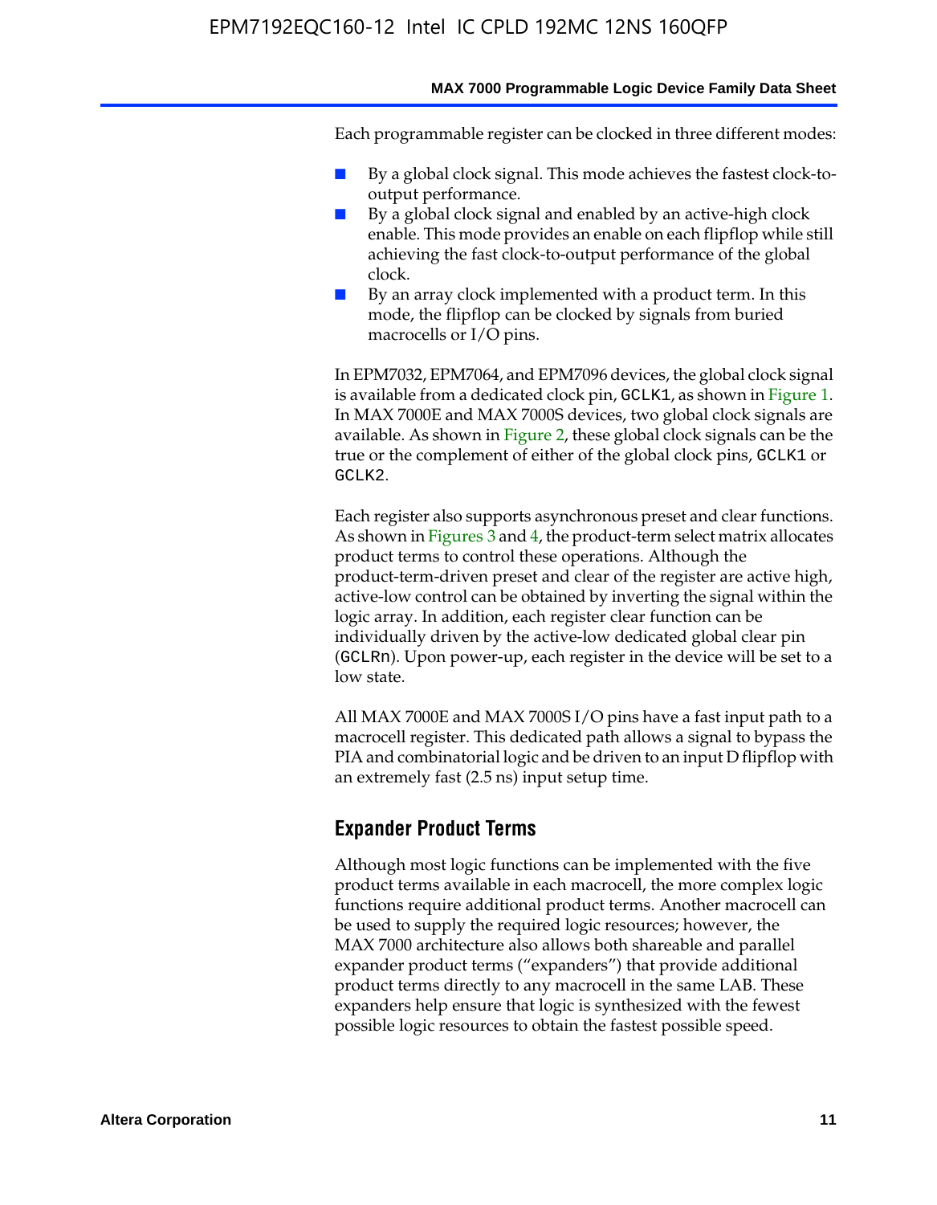Each programmable register can be clocked in three different modes:

- By a global clock signal. This mode achieves the fastest clock-to-output performance.
- By a global clock signal and enabled by an active-high clock enable. This mode provides an enable on each flipflop while still achieving the fast clock-to-output performance of the global clock.
- By an array clock implemented with a product term. In this mode, the flipflop can be clocked by signals from buried macrocells or I/O pins.

In EPM7032, EPM7064, and EPM7096 devices, the global clock signal is available from a dedicated clock pin, `GCLK1`, as shown in Figure 1. In MAX 7000E and MAX 7000S devices, two global clock signals are available. As shown in Figure 2, these global clock signals can be the true or the complement of either of the global clock pins, `GCLK1` or `GCLK2`.

Each register also supports asynchronous preset and clear functions. As shown in Figures 3 and 4, the product-term select matrix allocates product terms to control these operations. Although the product-term-driven preset and clear of the register are active high, active-low control can be obtained by inverting the signal within the logic array. In addition, each register clear function can be individually driven by the active-low dedicated global clear pin (`GCLRn`). Upon power-up, each register in the device will be set to a low state.

All MAX 7000E and MAX 7000S I/O pins have a fast input path to a macrocell register. This dedicated path allows a signal to bypass the PIA and combinatorial logic and be driven to an input D flipflop with an extremely fast (2.5 ns) input setup time.

## Expander Product Terms

Although most logic functions can be implemented with the five product terms available in each macrocell, the more complex logic functions require additional product terms. Another macrocell can be used to supply the required logic resources; however, the MAX 7000 architecture also allows both shareable and parallel expander product terms ("expanders") that provide additional product terms directly to any macrocell in the same LAB. These expanders help ensure that logic is synthesized with the fewest possible logic resources to obtain the fastest possible speed.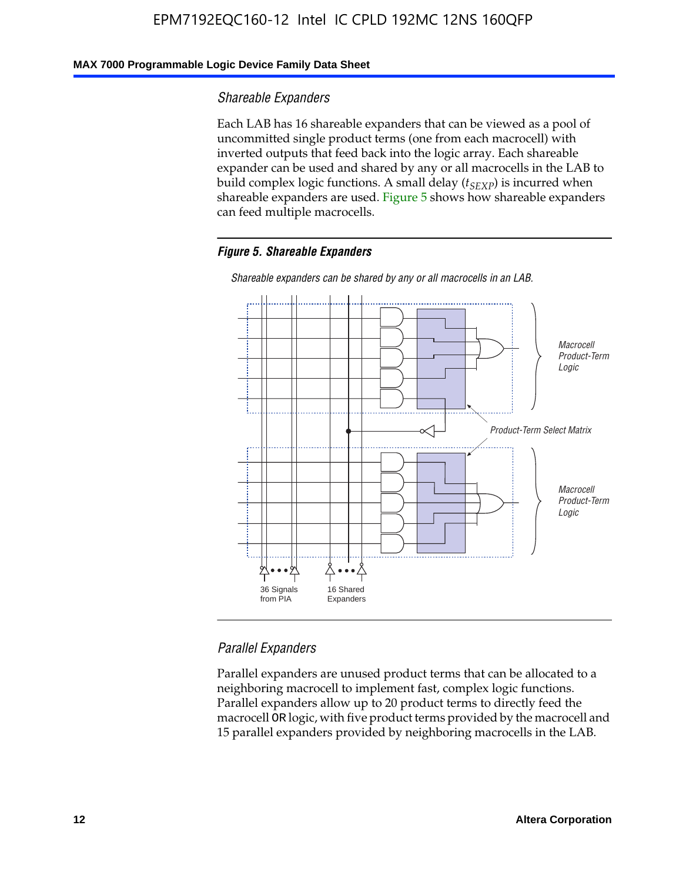### Shareable Expanders

Each LAB has 16 shareable expanders that can be viewed as a pool of uncommitted single product terms (one from each macrocell) with inverted outputs that feed back into the logic array. Each shareable expander can be used and shared by any or all macrocells in the LAB to build complex logic functions. A small delay ($t_{SEXP}$) is incurred when shareable expanders are used. Figure 5 shows how shareable expanders can feed multiple macrocells.

***Figure 5. Shareable Expanders***

*Shareable expanders can be shared by any or all macrocells in an LAB.*

### Parallel Expanders

Parallel expanders are unused product terms that can be allocated to a neighboring macrocell to implement fast, complex logic functions. Parallel expanders allow up to 20 product terms to directly feed the macrocell OR logic, with five product terms provided by the macrocell and 15 parallel expanders provided by neighboring macrocells in the LAB.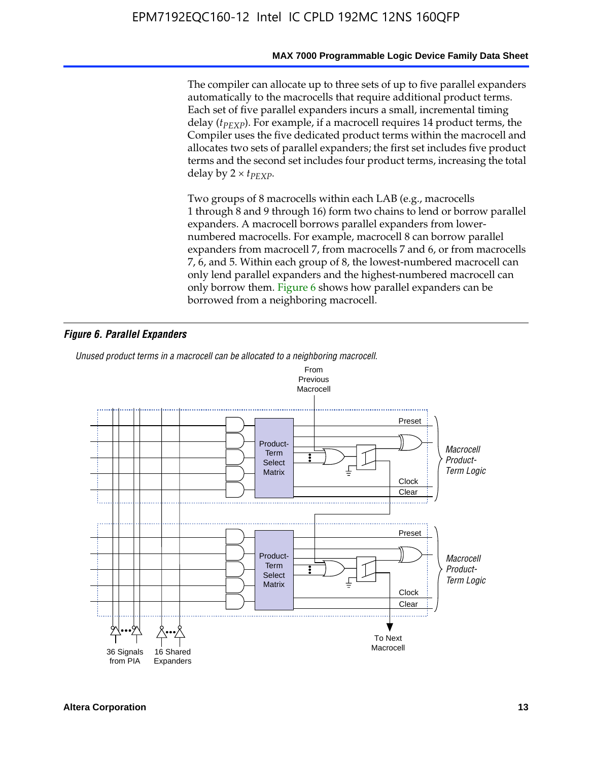The compiler can allocate up to three sets of up to five parallel expanders automatically to the macrocells that require additional product terms. Each set of five parallel expanders incurs a small, incremental timing delay ($t_{PEXP}$). For example, if a macrocell requires 14 product terms, the Compiler uses the five dedicated product terms within the macrocell and allocates two sets of parallel expanders; the first set includes five product terms and the second set includes four product terms, increasing the total delay by $2 \times t_{PEXP}$.

Two groups of 8 macrocells within each LAB (e.g., macrocells 1 through 8 and 9 through 16) form two chains to lend or borrow parallel expanders. A macrocell borrows parallel expanders from lower-numbered macrocells. For example, macrocell 8 can borrow parallel expanders from macrocell 7, from macrocells 7 and 6, or from macrocells 7, 6, and 5. Within each group of 8, the lowest-numbered macrocell can only lend parallel expanders and the highest-numbered macrocell can only borrow them. Figure 6 shows how parallel expanders can be borrowed from a neighboring macrocell.

***Figure 6. Parallel Expanders***

*Unused product terms in a macrocell can be allocated to a neighboring macrocell.*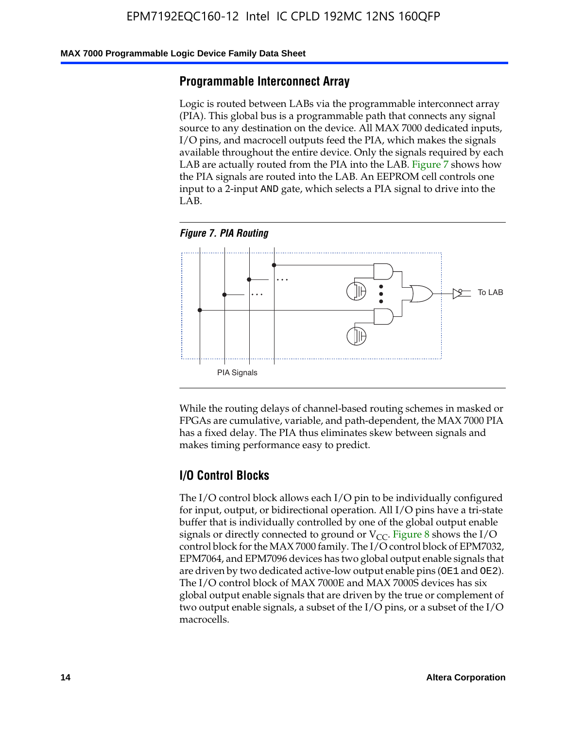## Programmable Interconnect Array

Logic is routed between LABs via the programmable interconnect array (PIA). This global bus is a programmable path that connects any signal source to any destination on the device. All MAX 7000 dedicated inputs, I/O pins, and macrocell outputs feed the PIA, which makes the signals available throughout the entire device. Only the signals required by each LAB are actually routed from the PIA into the LAB. Figure 7 shows how the PIA signals are routed into the LAB. An EEPROM cell controls one input to a 2-input AND gate, which selects a PIA signal to drive into the LAB.

*Figure 7. PIA Routing*

While the routing delays of channel-based routing schemes in masked or FPGAs are cumulative, variable, and path-dependent, the MAX 7000 PIA has a fixed delay. The PIA thus eliminates skew between signals and makes timing performance easy to predict.

## I/O Control Blocks

The I/O control block allows each I/O pin to be individually configured for input, output, or bidirectional operation. All I/O pins have a tri-state buffer that is individually controlled by one of the global output enable signals or directly connected to ground or $V_{CC}$. Figure 8 shows the I/O control block for the MAX 7000 family. The I/O control block of EPM7032, EPM7064, and EPM7096 devices has two global output enable signals that are driven by two dedicated active-low output enable pins (OE1 and OE2). The I/O control block of MAX 7000E and MAX 7000S devices has six global output enable signals that are driven by the true or complement of two output enable signals, a subset of the I/O pins, or a subset of the I/O macrocells.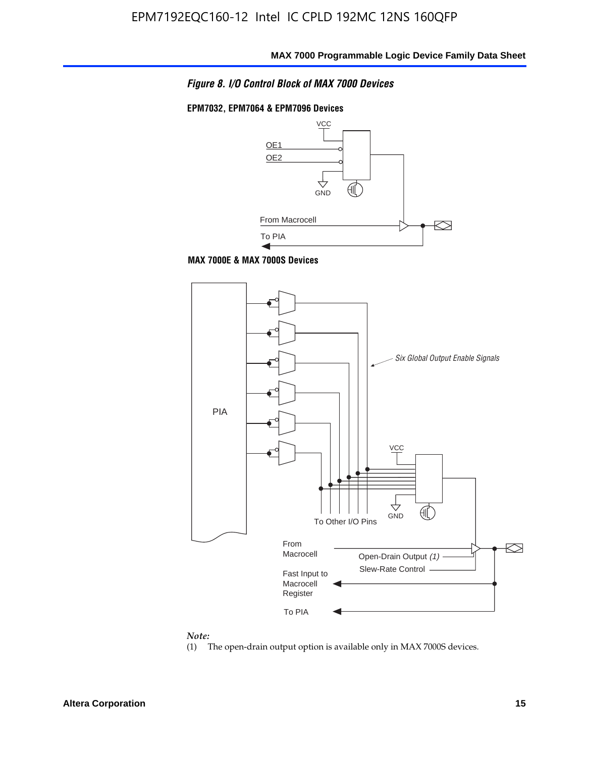*Figure 8. I/O Control Block of MAX 7000 Devices*

**EPM7032, EPM7064 & EPM7096 Devices**

VCC

OE1

OE2

GND

From Macrocell

To PIA

**MAX 7000E & MAX 7000S Devices**

PIA

*Six Global Output Enable Signals*

VCC

GND

To Other I/O Pins

From Macrocell

Open-Drain Output *(1)*

Slew-Rate Control

Fast Input to Macrocell Register

To PIA

*Note:*

(1) The open-drain output option is available only in MAX 7000S devices.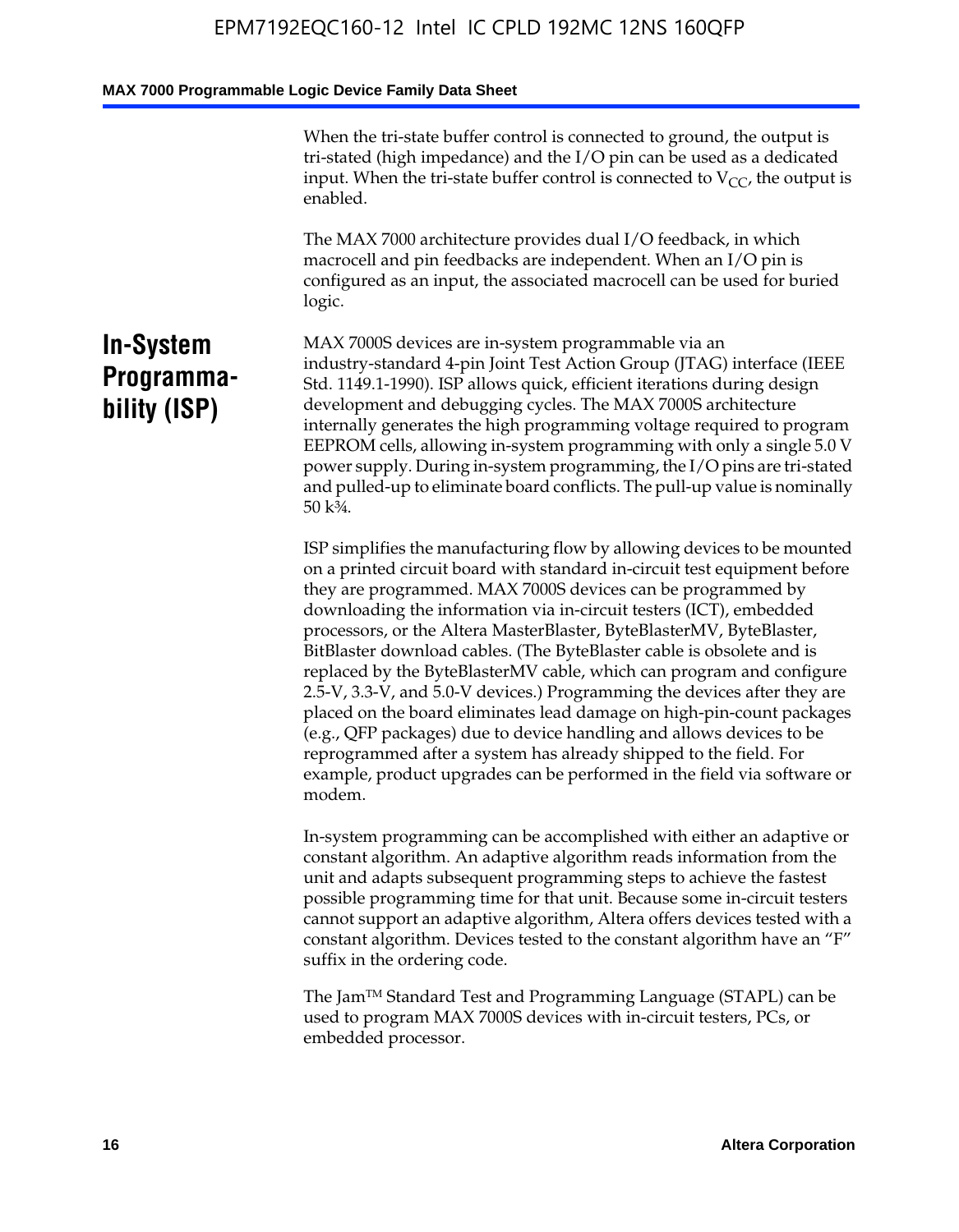When the tri-state buffer control is connected to ground, the output is tri-stated (high impedance) and the I/O pin can be used as a dedicated input. When the tri-state buffer control is connected to $V_{CC}$, the output is enabled.

The MAX 7000 architecture provides dual I/O feedback, in which macrocell and pin feedbacks are independent. When an I/O pin is configured as an input, the associated macrocell can be used for buried logic.

## In-System Programmability (ISP)

MAX 7000S devices are in-system programmable via an industry-standard 4-pin Joint Test Action Group (JTAG) interface (IEEE Std. 1149.1-1990). ISP allows quick, efficient iterations during design development and debugging cycles. The MAX 7000S architecture internally generates the high programming voltage required to program EEPROM cells, allowing in-system programming with only a single 5.0 V power supply. During in-system programming, the I/O pins are tri-stated and pulled-up to eliminate board conflicts. The pull-up value is nominally 50 k¾.

ISP simplifies the manufacturing flow by allowing devices to be mounted on a printed circuit board with standard in-circuit test equipment before they are programmed. MAX 7000S devices can be programmed by downloading the information via in-circuit testers (ICT), embedded processors, or the Altera MasterBlaster, ByteBlasterMV, ByteBlaster, BitBlaster download cables. (The ByteBlaster cable is obsolete and is replaced by the ByteBlasterMV cable, which can program and configure 2.5-V, 3.3-V, and 5.0-V devices.) Programming the devices after they are placed on the board eliminates lead damage on high-pin-count packages (e.g., QFP packages) due to device handling and allows devices to be reprogrammed after a system has already shipped to the field. For example, product upgrades can be performed in the field via software or modem.

In-system programming can be accomplished with either an adaptive or constant algorithm. An adaptive algorithm reads information from the unit and adapts subsequent programming steps to achieve the fastest possible programming time for that unit. Because some in-circuit testers cannot support an adaptive algorithm, Altera offers devices tested with a constant algorithm. Devices tested to the constant algorithm have an "F" suffix in the ordering code.

The Jam™ Standard Test and Programming Language (STAPL) can be used to program MAX 7000S devices with in-circuit testers, PCs, or embedded processor.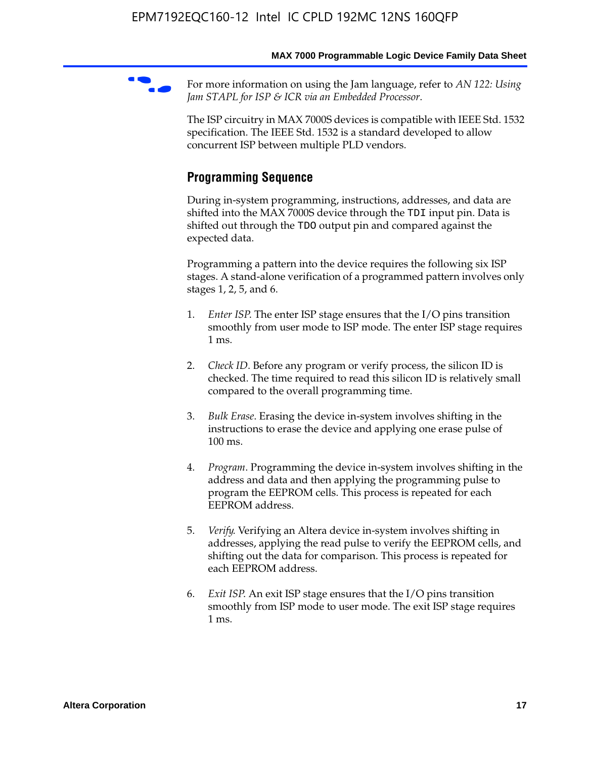For more information on using the Jam language, refer to *AN 122: Using Jam STAPL for ISP & ICR via an Embedded Processor*.

The ISP circuitry in MAX 7000S devices is compatible with IEEE Std. 1532 specification. The IEEE Std. 1532 is a standard developed to allow concurrent ISP between multiple PLD vendors.

## Programming Sequence

During in-system programming, instructions, addresses, and data are shifted into the MAX 7000S device through the `TDI` input pin. Data is shifted out through the `TDO` output pin and compared against the expected data.

Programming a pattern into the device requires the following six ISP stages. A stand-alone verification of a programmed pattern involves only stages 1, 2, 5, and 6.

1. *Enter ISP*. The enter ISP stage ensures that the I/O pins transition smoothly from user mode to ISP mode. The enter ISP stage requires 1 ms.

2. *Check ID*. Before any program or verify process, the silicon ID is checked. The time required to read this silicon ID is relatively small compared to the overall programming time.

3. *Bulk Erase*. Erasing the device in-system involves shifting in the instructions to erase the device and applying one erase pulse of 100 ms.

4. *Program*. Programming the device in-system involves shifting in the address and data and then applying the programming pulse to program the EEPROM cells. This process is repeated for each EEPROM address.

5. *Verify*. Verifying an Altera device in-system involves shifting in addresses, applying the read pulse to verify the EEPROM cells, and shifting out the data for comparison. This process is repeated for each EEPROM address.

6. *Exit ISP*. An exit ISP stage ensures that the I/O pins transition smoothly from ISP mode to user mode. The exit ISP stage requires 1 ms.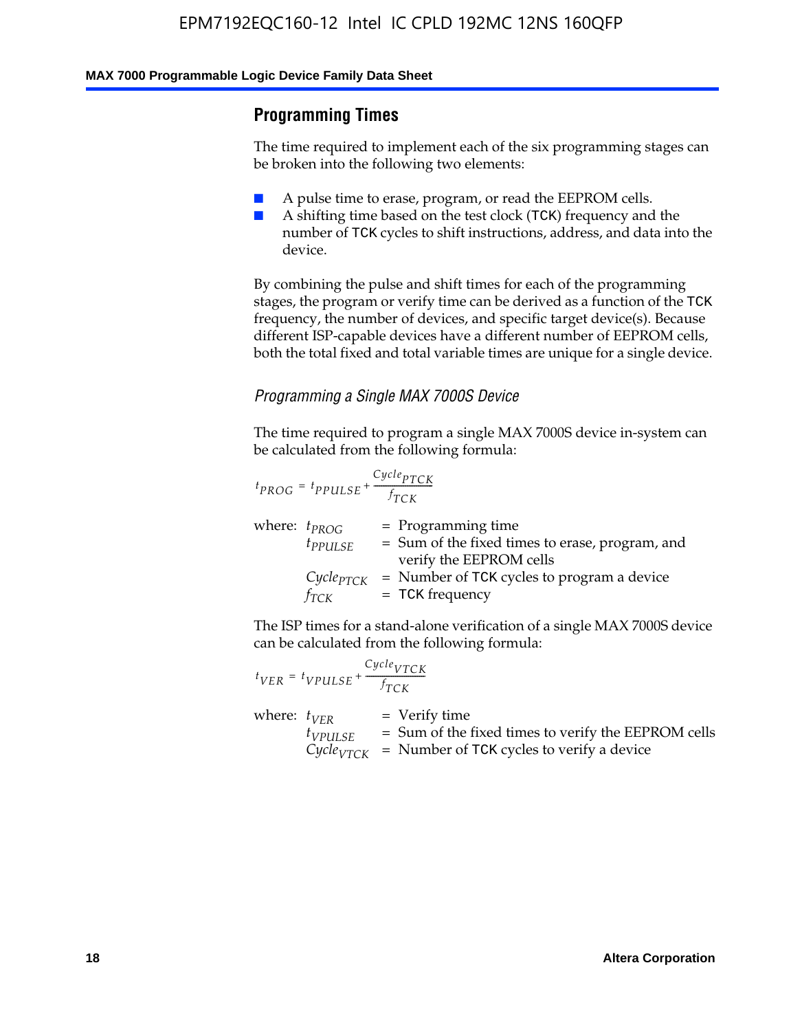## Programming Times

The time required to implement each of the six programming stages can be broken into the following two elements:

- A pulse time to erase, program, or read the EEPROM cells.
- A shifting time based on the test clock (TCK) frequency and the number of TCK cycles to shift instructions, address, and data into the device.

By combining the pulse and shift times for each of the programming stages, the program or verify time can be derived as a function of the TCK frequency, the number of devices, and specific target device(s). Because different ISP-capable devices have a different number of EEPROM cells, both the total fixed and total variable times are unique for a single device.

### *Programming a Single MAX 7000S Device*

The time required to program a single MAX 7000S device in-system can be calculated from the following formula:

$$t_{PROG} = t_{PPULSE} + \frac{Cycle_{PTCK}}{f_{TCK}}$$

where: $t_{PROG}$ = Programming time
$t_{PPULSE}$ = Sum of the fixed times to erase, program, and verify the EEPROM cells
$Cycle_{PTCK}$ = Number of TCK cycles to program a device
$f_{TCK}$ = TCK frequency

The ISP times for a stand-alone verification of a single MAX 7000S device can be calculated from the following formula:

$$t_{VER} = t_{VPULSE} + \frac{Cycle_{VTCK}}{f_{TCK}}$$

where: $t_{VER}$ = Verify time
$t_{VPULSE}$ = Sum of the fixed times to verify the EEPROM cells
$Cycle_{VTCK}$ = Number of TCK cycles to verify a device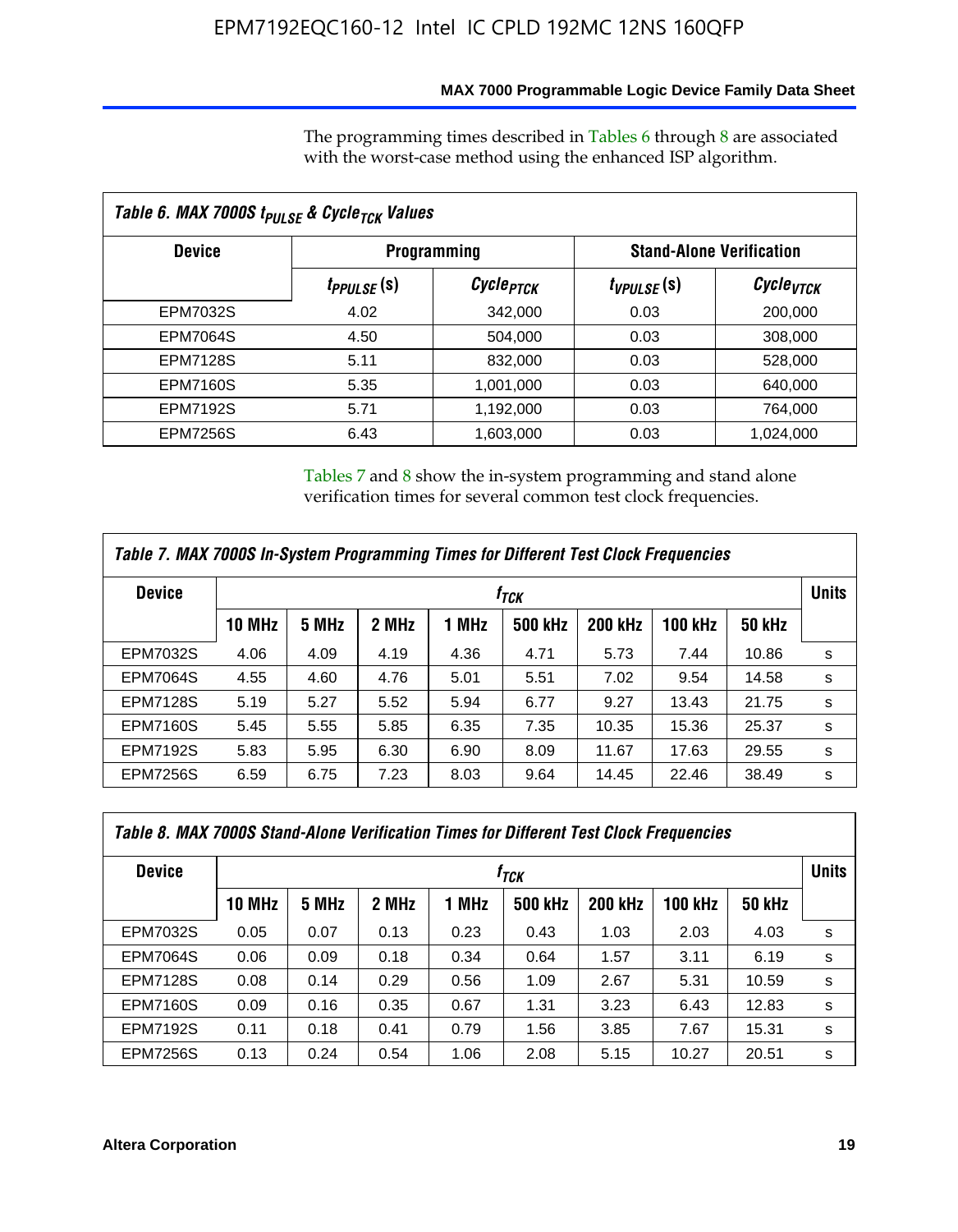The programming times described in Tables 6 through 8 are associated with the worst-case method using the enhanced ISP algorithm.

**Table 6. MAX 7000S $t_{PULSE}$ & $Cycle_{TCK}$ Values**

| Device | Programming | | Stand-Alone Verification | |
|---|---|---|---|---|
| | $t_{PPULSE}$ (s) | $Cycle_{PTCK}$ | $t_{VPULSE}$ (s) | $Cycle_{VTCK}$ |
| EPM7032S | 4.02 | 342,000 | 0.03 | 200,000 |
| EPM7064S | 4.50 | 504,000 | 0.03 | 308,000 |
| EPM7128S | 5.11 | 832,000 | 0.03 | 528,000 |
| EPM7160S | 5.35 | 1,001,000 | 0.03 | 640,000 |
| EPM7192S | 5.71 | 1,192,000 | 0.03 | 764,000 |
| EPM7256S | 6.43 | 1,603,000 | 0.03 | 1,024,000 |

Tables 7 and 8 show the in-system programming and stand alone verification times for several common test clock frequencies.

**Table 7. MAX 7000S In-System Programming Times for Different Test Clock Frequencies**

| Device | $f_{TCK}$ | | | | | | | | Units |
|---|---|---|---|---|---|---|---|---|---|
| | 10 MHz | 5 MHz | 2 MHz | 1 MHz | 500 kHz | 200 kHz | 100 kHz | 50 kHz | |
| EPM7032S | 4.06 | 4.09 | 4.19 | 4.36 | 4.71 | 5.73 | 7.44 | 10.86 | s |
| EPM7064S | 4.55 | 4.60 | 4.76 | 5.01 | 5.51 | 7.02 | 9.54 | 14.58 | s |
| EPM7128S | 5.19 | 5.27 | 5.52 | 5.94 | 6.77 | 9.27 | 13.43 | 21.75 | s |
| EPM7160S | 5.45 | 5.55 | 5.85 | 6.35 | 7.35 | 10.35 | 15.36 | 25.37 | s |
| EPM7192S | 5.83 | 5.95 | 6.30 | 6.90 | 8.09 | 11.67 | 17.63 | 29.55 | s |
| EPM7256S | 6.59 | 6.75 | 7.23 | 8.03 | 9.64 | 14.45 | 22.46 | 38.49 | s |

**Table 8. MAX 7000S Stand-Alone Verification Times for Different Test Clock Frequencies**

| Device | $f_{TCK}$ | | | | | | | | Units |
|---|---|---|---|---|---|---|---|---|---|
| | 10 MHz | 5 MHz | 2 MHz | 1 MHz | 500 kHz | 200 kHz | 100 kHz | 50 kHz | |
| EPM7032S | 0.05 | 0.07 | 0.13 | 0.23 | 0.43 | 1.03 | 2.03 | 4.03 | s |
| EPM7064S | 0.06 | 0.09 | 0.18 | 0.34 | 0.64 | 1.57 | 3.11 | 6.19 | s |
| EPM7128S | 0.08 | 0.14 | 0.29 | 0.56 | 1.09 | 2.67 | 5.31 | 10.59 | s |
| EPM7160S | 0.09 | 0.16 | 0.35 | 0.67 | 1.31 | 3.23 | 6.43 | 12.83 | s |
| EPM7192S | 0.11 | 0.18 | 0.41 | 0.79 | 1.56 | 3.85 | 7.67 | 15.31 | s |
| EPM7256S | 0.13 | 0.24 | 0.54 | 1.06 | 2.08 | 5.15 | 10.27 | 20.51 | s |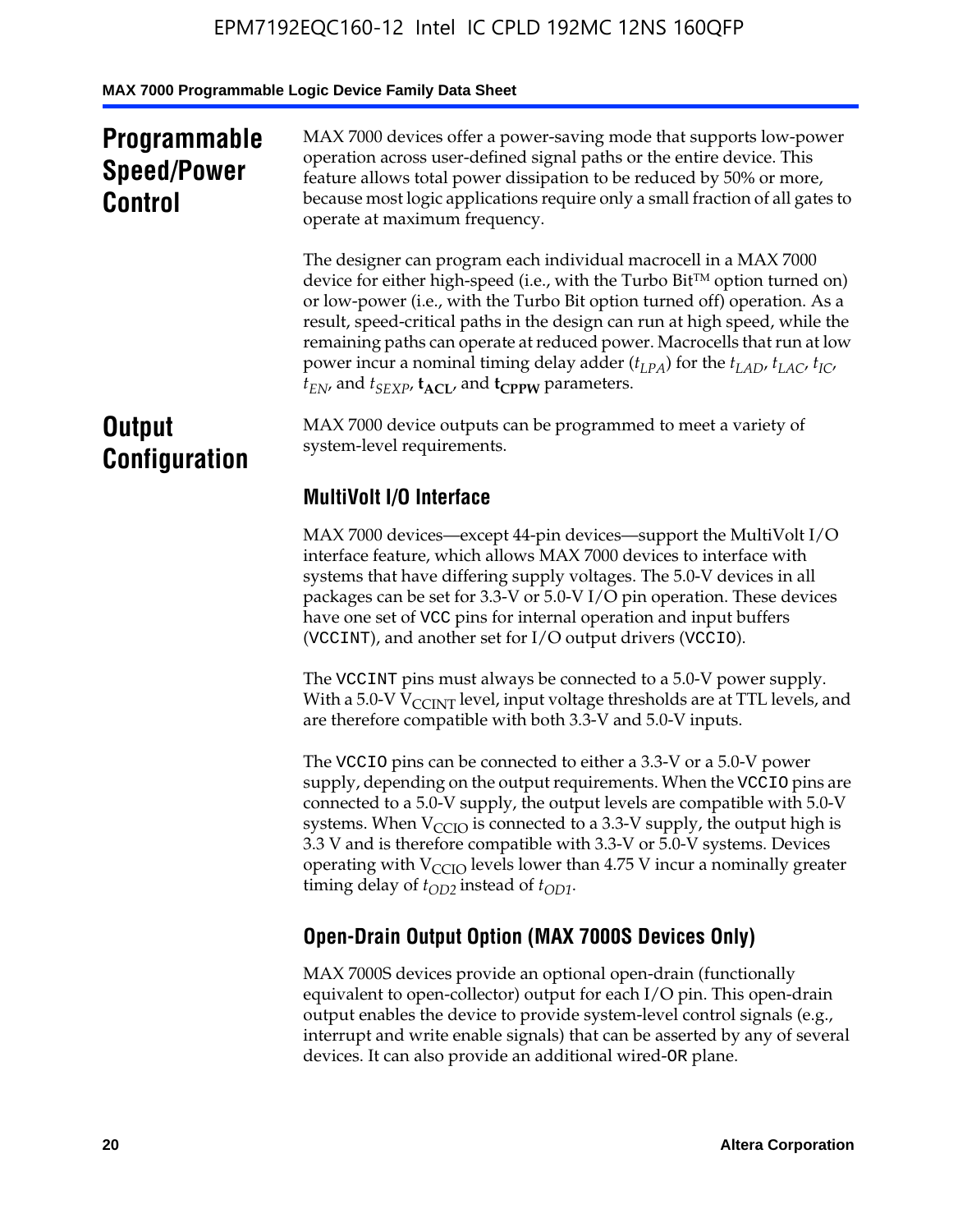## Programmable Speed/Power Control

MAX 7000 devices offer a power-saving mode that supports low-power operation across user-defined signal paths or the entire device. This feature allows total power dissipation to be reduced by 50% or more, because most logic applications require only a small fraction of all gates to operate at maximum frequency.

The designer can program each individual macrocell in a MAX 7000 device for either high-speed (i.e., with the Turbo Bit™ option turned on) or low-power (i.e., with the Turbo Bit option turned off) operation. As a result, speed-critical paths in the design can run at high speed, while the remaining paths can operate at reduced power. Macrocells that run at low power incur a nominal timing delay adder ($t_{LPA}$) for the $t_{LAD}$, $t_{LAC}$, $t_{IC}$, $t_{EN}$, and $t_{SEXP}$, $\mathbf{t_{ACL}}$, and $\mathbf{t_{CPPW}}$ parameters.

## Output Configuration

MAX 7000 device outputs can be programmed to meet a variety of system-level requirements.

### MultiVolt I/O Interface

MAX 7000 devices—except 44-pin devices—support the MultiVolt I/O interface feature, which allows MAX 7000 devices to interface with systems that have differing supply voltages. The 5.0-V devices in all packages can be set for 3.3-V or 5.0-V I/O pin operation. These devices have one set of VCC pins for internal operation and input buffers (VCCINT), and another set for I/O output drivers (VCCIO).

The VCCINT pins must always be connected to a 5.0-V power supply. With a 5.0-V $V_{CCINT}$ level, input voltage thresholds are at TTL levels, and are therefore compatible with both 3.3-V and 5.0-V inputs.

The VCCIO pins can be connected to either a 3.3-V or a 5.0-V power supply, depending on the output requirements. When the VCCIO pins are connected to a 5.0-V supply, the output levels are compatible with 5.0-V systems. When $V_{CCIO}$ is connected to a 3.3-V supply, the output high is 3.3 V and is therefore compatible with 3.3-V or 5.0-V systems. Devices operating with $V_{CCIO}$ levels lower than 4.75 V incur a nominally greater timing delay of $t_{OD2}$ instead of $t_{OD1}$.

### Open-Drain Output Option (MAX 7000S Devices Only)

MAX 7000S devices provide an optional open-drain (functionally equivalent to open-collector) output for each I/O pin. This open-drain output enables the device to provide system-level control signals (e.g., interrupt and write enable signals) that can be asserted by any of several devices. It can also provide an additional wired-OR plane.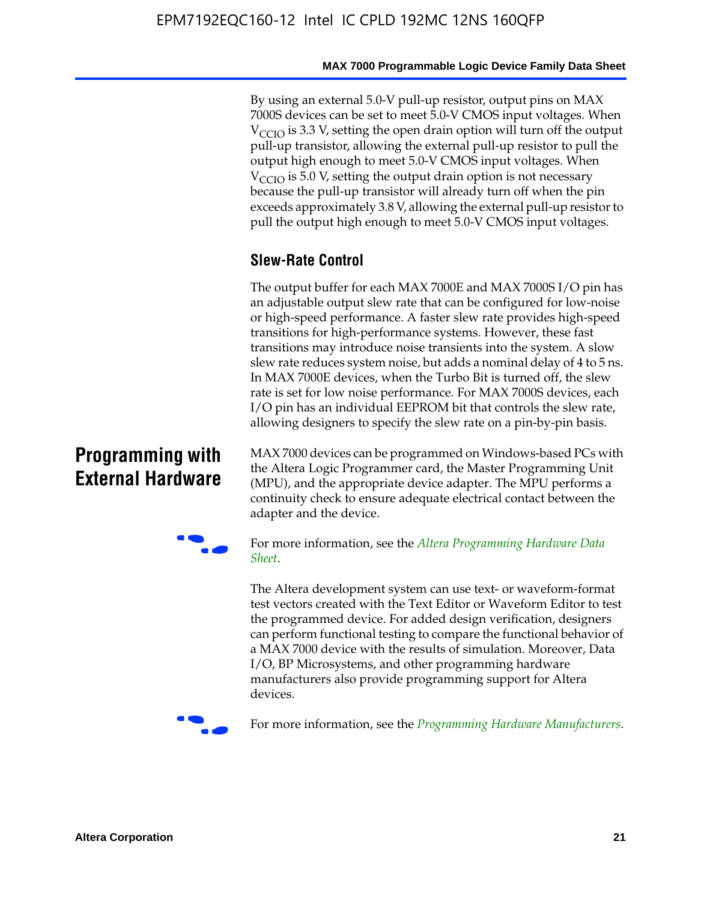By using an external 5.0-V pull-up resistor, output pins on MAX 7000S devices can be set to meet 5.0-V CMOS input voltages. When $V_{CCIO}$ is 3.3 V, setting the open drain option will turn off the output pull-up transistor, allowing the external pull-up resistor to pull the output high enough to meet 5.0-V CMOS input voltages. When $V_{CCIO}$ is 5.0 V, setting the output drain option is not necessary because the pull-up transistor will already turn off when the pin exceeds approximately 3.8 V, allowing the external pull-up resistor to pull the output high enough to meet 5.0-V CMOS input voltages.

### Slew-Rate Control

The output buffer for each MAX 7000E and MAX 7000S I/O pin has an adjustable output slew rate that can be configured for low-noise or high-speed performance. A faster slew rate provides high-speed transitions for high-performance systems. However, these fast transitions may introduce noise transients into the system. A slow slew rate reduces system noise, but adds a nominal delay of 4 to 5 ns. In MAX 7000E devices, when the Turbo Bit is turned off, the slew rate is set for low noise performance. For MAX 7000S devices, each I/O pin has an individual EEPROM bit that controls the slew rate, allowing designers to specify the slew rate on a pin-by-pin basis.

## Programming with External Hardware

MAX 7000 devices can be programmed on Windows-based PCs with the Altera Logic Programmer card, the Master Programming Unit (MPU), and the appropriate device adapter. The MPU performs a continuity check to ensure adequate electrical contact between the adapter and the device.

For more information, see the *Altera Programming Hardware Data Sheet*.

The Altera development system can use text- or waveform-format test vectors created with the Text Editor or Waveform Editor to test the programmed device. For added design verification, designers can perform functional testing to compare the functional behavior of a MAX 7000 device with the results of simulation. Moreover, Data I/O, BP Microsystems, and other programming hardware manufacturers also provide programming support for Altera devices.

For more information, see the *Programming Hardware Manufacturers*.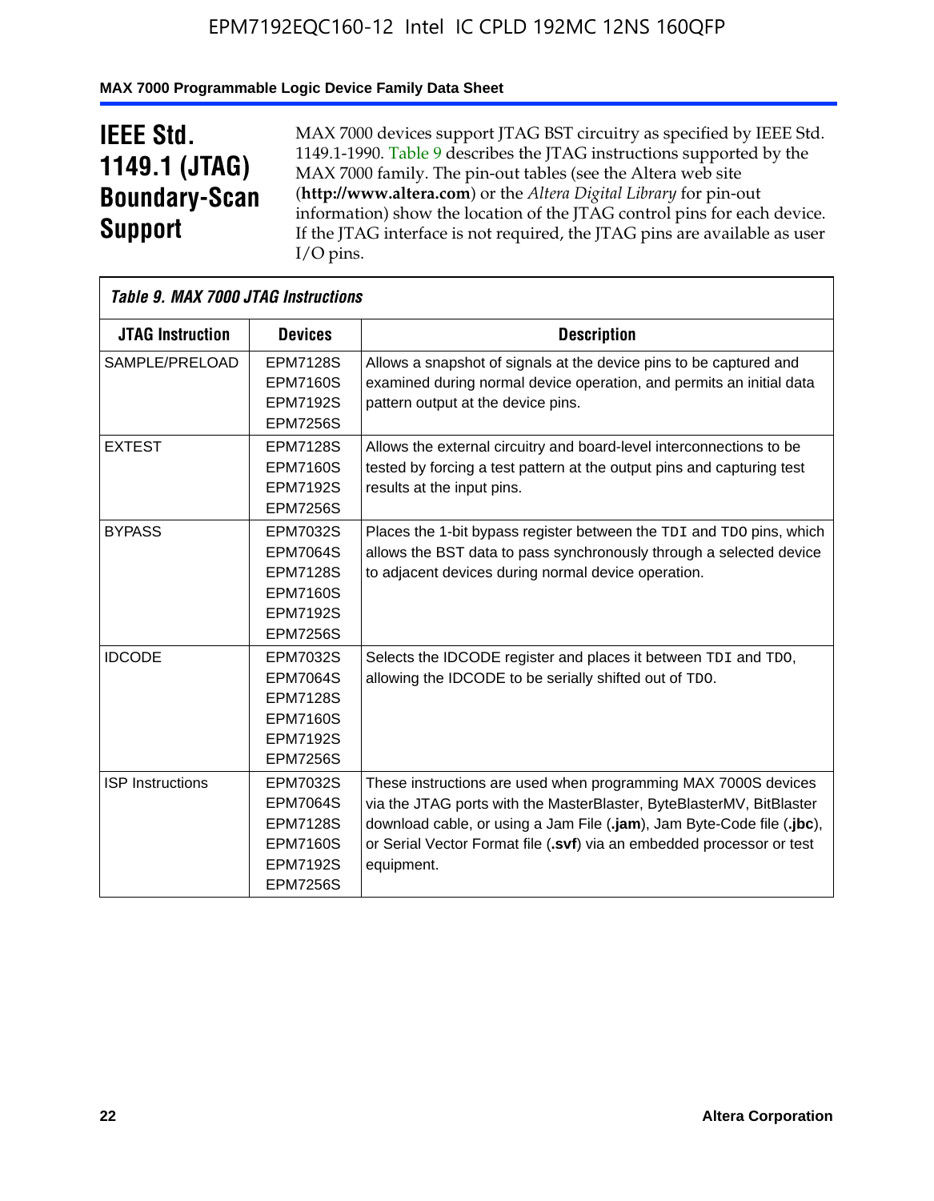## IEEE Std. 1149.1 (JTAG) Boundary-Scan Support

MAX 7000 devices support JTAG BST circuitry as specified by IEEE Std. 1149.1-1990. Table 9 describes the JTAG instructions supported by the MAX 7000 family. The pin-out tables (see the Altera web site (**http://www.altera.com**) or the *Altera Digital Library* for pin-out information) show the location of the JTAG control pins for each device. If the JTAG interface is not required, the JTAG pins are available as user I/O pins.

*Table 9. MAX 7000 JTAG Instructions*

| JTAG Instruction | Devices | Description |
|---|---|---|
| SAMPLE/PRELOAD | EPM7128S<br>EPM7160S<br>EPM7192S<br>EPM7256S | Allows a snapshot of signals at the device pins to be captured and examined during normal device operation, and permits an initial data pattern output at the device pins. |
| EXTEST | EPM7128S<br>EPM7160S<br>EPM7192S<br>EPM7256S | Allows the external circuitry and board-level interconnections to be tested by forcing a test pattern at the output pins and capturing test results at the input pins. |
| BYPASS | EPM7032S<br>EPM7064S<br>EPM7128S<br>EPM7160S<br>EPM7192S<br>EPM7256S | Places the 1-bit bypass register between the TDI and TDO pins, which allows the BST data to pass synchronously through a selected device to adjacent devices during normal device operation. |
| IDCODE | EPM7032S<br>EPM7064S<br>EPM7128S<br>EPM7160S<br>EPM7192S<br>EPM7256S | Selects the IDCODE register and places it between TDI and TDO, allowing the IDCODE to be serially shifted out of TDO. |
| ISP Instructions | EPM7032S<br>EPM7064S<br>EPM7128S<br>EPM7160S<br>EPM7192S<br>EPM7256S | These instructions are used when programming MAX 7000S devices via the JTAG ports with the MasterBlaster, ByteBlasterMV, BitBlaster download cable, or using a Jam File (**.jam**), Jam Byte-Code file (**.jbc**), or Serial Vector Format file (**.svf**) via an embedded processor or test equipment. |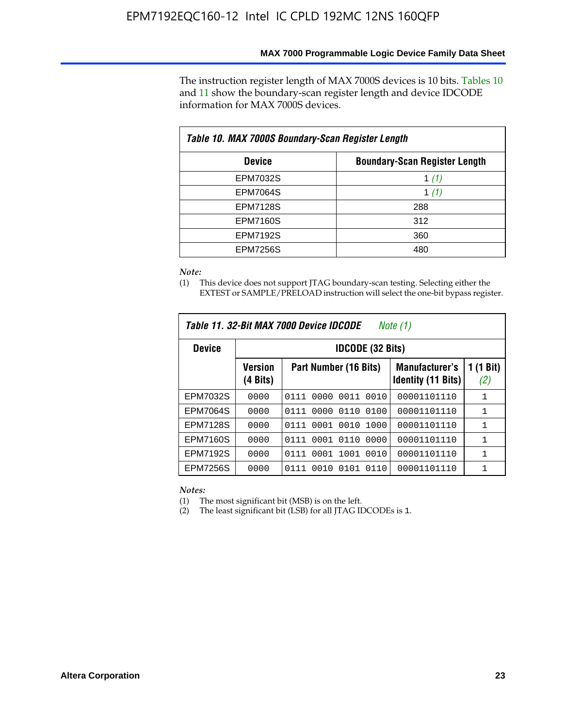The instruction register length of MAX 7000S devices is 10 bits. Tables 10 and 11 show the boundary-scan register length and device IDCODE information for MAX 7000S devices.

**Table 10. MAX 7000S Boundary-Scan Register Length**

| Device | Boundary-Scan Register Length |
|---|---|
| EPM7032S | 1 *(1)* |
| EPM7064S | 1 *(1)* |
| EPM7128S | 288 |
| EPM7160S | 312 |
| EPM7192S | 360 |
| EPM7256S | 480 |

*Note:*

(1) This device does not support JTAG boundary-scan testing. Selecting either the EXTEST or SAMPLE/PRELOAD instruction will select the one-bit bypass register.

**Table 11. 32-Bit MAX 7000 Device IDCODE** *Note (1)*

| Device | IDCODE (32 Bits) | | | |
|---|---|---|---|---|
| | Version (4 Bits) | Part Number (16 Bits) | Manufacturer's Identity (11 Bits) | 1 (1 Bit) *(2)* |
| EPM7032S | 0000 | 0111 0000 0011 0010 | 00001101110 | 1 |
| EPM7064S | 0000 | 0111 0000 0110 0100 | 00001101110 | 1 |
| EPM7128S | 0000 | 0111 0001 0010 1000 | 00001101110 | 1 |
| EPM7160S | 0000 | 0111 0001 0110 0000 | 00001101110 | 1 |
| EPM7192S | 0000 | 0111 0001 1001 0010 | 00001101110 | 1 |
| EPM7256S | 0000 | 0111 0010 0101 0110 | 00001101110 | 1 |

*Notes:*

(1) The most significant bit (MSB) is on the left.

(2) The least significant bit (LSB) for all JTAG IDCODEs is 1.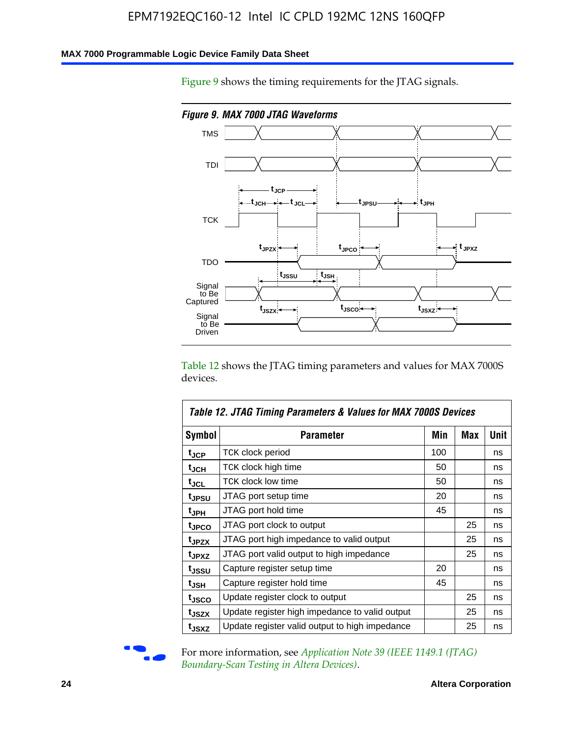Figure 9 shows the timing requirements for the JTAG signals.

*Figure 9. MAX 7000 JTAG Waveforms*

Table 12 shows the JTAG timing parameters and values for MAX 7000S devices.

*Table 12. JTAG Timing Parameters & Values for MAX 7000S Devices*

| Symbol | Parameter | Min | Max | Unit |
|---|---|---|---|---|
| $t_{JCP}$ | TCK clock period | 100 | | ns |
| $t_{JCH}$ | TCK clock high time | 50 | | ns |
| $t_{JCL}$ | TCK clock low time | 50 | | ns |
| $t_{JPSU}$ | JTAG port setup time | 20 | | ns |
| $t_{JPH}$ | JTAG port hold time | 45 | | ns |
| $t_{JPCO}$ | JTAG port clock to output | | 25 | ns |
| $t_{JPZX}$ | JTAG port high impedance to valid output | | 25 | ns |
| $t_{JPXZ}$ | JTAG port valid output to high impedance | | 25 | ns |
| $t_{JSSU}$ | Capture register setup time | 20 | | ns |
| $t_{JSH}$ | Capture register hold time | 45 | | ns |
| $t_{JSCO}$ | Update register clock to output | | 25 | ns |
| $t_{JSZX}$ | Update register high impedance to valid output | | 25 | ns |
| $t_{JSXZ}$ | Update register valid output to high impedance | | 25 | ns |

For more information, see *Application Note 39 (IEEE 1149.1 (JTAG) Boundary-Scan Testing in Altera Devices)*.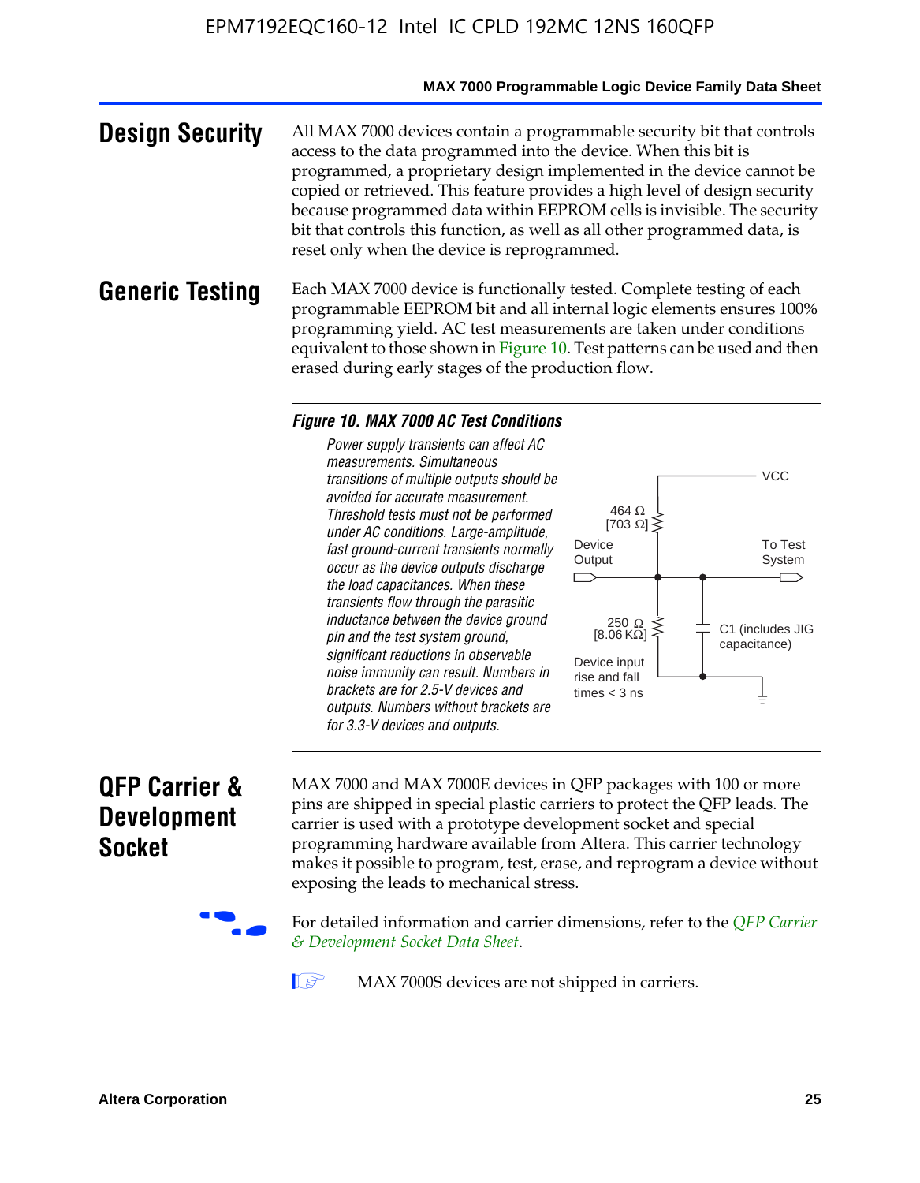## Design Security

All MAX 7000 devices contain a programmable security bit that controls access to the data programmed into the device. When this bit is programmed, a proprietary design implemented in the device cannot be copied or retrieved. This feature provides a high level of design security because programmed data within EEPROM cells is invisible. The security bit that controls this function, as well as all other programmed data, is reset only when the device is reprogrammed.

## Generic Testing

Each MAX 7000 device is functionally tested. Complete testing of each programmable EEPROM bit and all internal logic elements ensures 100% programming yield. AC test measurements are taken under conditions equivalent to those shown in Figure 10. Test patterns can be used and then erased during early stages of the production flow.

**Figure 10. MAX 7000 AC Test Conditions**

*Power supply transients can affect AC measurements. Simultaneous transitions of multiple outputs should be avoided for accurate measurement. Threshold tests must not be performed under AC conditions. Large-amplitude, fast ground-current transients normally occur as the device outputs discharge the load capacitances. When these transients flow through the parasitic inductance between the device ground pin and the test system ground, significant reductions in observable noise immunity can result. Numbers in brackets are for 2.5-V devices and outputs. Numbers without brackets are for 3.3-V devices and outputs.*

VCC

464 Ω [703 Ω]

Device Output

To Test System

250 Ω [8.06 KΩ]

C1 (includes JIG capacitance)

Device input rise and fall times < 3 ns

## QFP Carrier & Development Socket

MAX 7000 and MAX 7000E devices in QFP packages with 100 or more pins are shipped in special plastic carriers to protect the QFP leads. The carrier is used with a prototype development socket and special programming hardware available from Altera. This carrier technology makes it possible to program, test, erase, and reprogram a device without exposing the leads to mechanical stress.

For detailed information and carrier dimensions, refer to the *QFP Carrier & Development Socket Data Sheet*.

MAX 7000S devices are not shipped in carriers.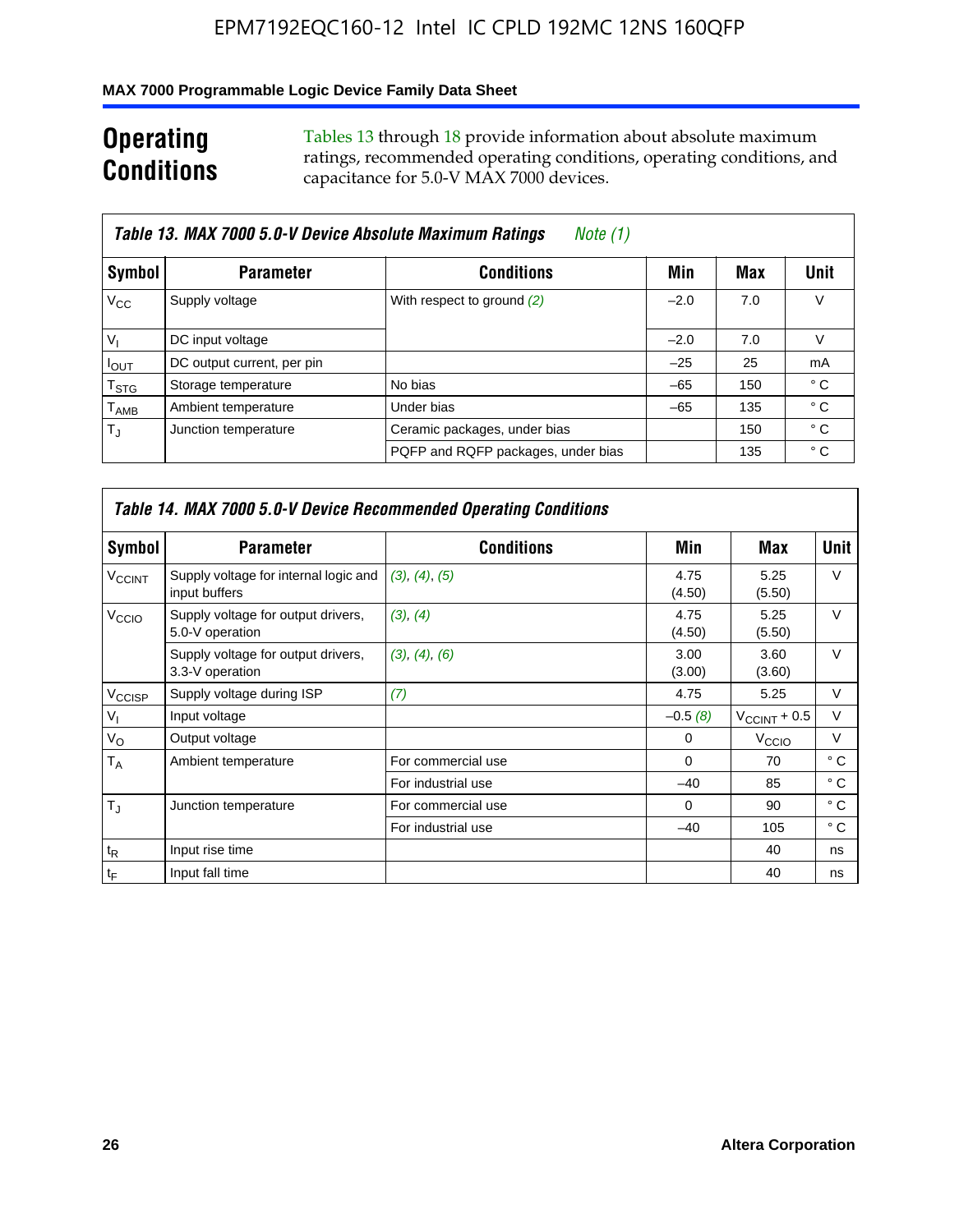## Operating Conditions

Tables 13 through 18 provide information about absolute maximum ratings, recommended operating conditions, operating conditions, and capacitance for 5.0-V MAX 7000 devices.

**Table 13. MAX 7000 5.0-V Device Absolute Maximum Ratings** *Note (1)*

| Symbol | Parameter | Conditions | Min | Max | Unit |
|---|---|---|---|---|---|
| $V_{CC}$ | Supply voltage | With respect to ground *(2)* | –2.0 | 7.0 | V |
| $V_I$ | DC input voltage | | –2.0 | 7.0 | V |
| $I_{OUT}$ | DC output current, per pin | | –25 | 25 | mA |
| $T_{STG}$ | Storage temperature | No bias | –65 | 150 | ° C |
| $T_{AMB}$ | Ambient temperature | Under bias | –65 | 135 | ° C |
| $T_J$ | Junction temperature | Ceramic packages, under bias | | 150 | ° C |
| | | PQFP and RQFP packages, under bias | | 135 | ° C |

**Table 14. MAX 7000 5.0-V Device Recommended Operating Conditions**

| Symbol | Parameter | Conditions | Min | Max | Unit |
|---|---|---|---|---|---|
| $V_{CCINT}$ | Supply voltage for internal logic and input buffers | *(3)*, *(4)*, *(5)* | 4.75 (4.50) | 5.25 (5.50) | V |
| $V_{CCIO}$ | Supply voltage for output drivers, 5.0-V operation | *(3)*, *(4)* | 4.75 (4.50) | 5.25 (5.50) | V |
| | Supply voltage for output drivers, 3.3-V operation | *(3)*, *(4)*, *(6)* | 3.00 (3.00) | 3.60 (3.60) | V |
| $V_{CCISP}$ | Supply voltage during ISP | *(7)* | 4.75 | 5.25 | V |
| $V_I$ | Input voltage | | –0.5 *(8)* | $V_{CCINT}$ + 0.5 | V |
| $V_O$ | Output voltage | | 0 | $V_{CCIO}$ | V |
| $T_A$ | Ambient temperature | For commercial use | 0 | 70 | ° C |
| | | For industrial use | –40 | 85 | ° C |
| $T_J$ | Junction temperature | For commercial use | 0 | 90 | ° C |
| | | For industrial use | –40 | 105 | ° C |
| $t_R$ | Input rise time | | | 40 | ns |
| $t_F$ | Input fall time | | | 40 | ns |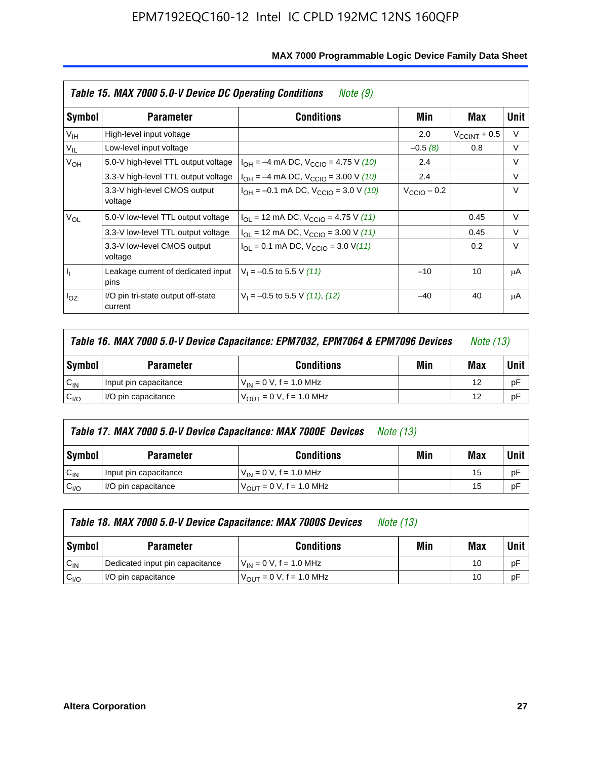**Table 15. MAX 7000 5.0-V Device DC Operating Conditions** *Note (9)*

| Symbol | Parameter | Conditions | Min | Max | Unit |
|---|---|---|---|---|---|
| $V_{IH}$ | High-level input voltage | | 2.0 | $V_{CCINT}$ + 0.5 | V |
| $V_{IL}$ | Low-level input voltage | | –0.5 *(8)* | 0.8 | V |
| $V_{OH}$ | 5.0-V high-level TTL output voltage | $I_{OH}$ = –4 mA DC, $V_{CCIO}$ = 4.75 V *(10)* | 2.4 | | V |
| | 3.3-V high-level TTL output voltage | $I_{OH}$ = –4 mA DC, $V_{CCIO}$ = 3.00 V *(10)* | 2.4 | | V |
| | 3.3-V high-level CMOS output voltage | $I_{OH}$ = –0.1 mA DC, $V_{CCIO}$ = 3.0 V *(10)* | $V_{CCIO}$ – 0.2 | | V |
| $V_{OL}$ | 5.0-V low-level TTL output voltage | $I_{OL}$ = 12 mA DC, $V_{CCIO}$ = 4.75 V *(11)* | | 0.45 | V |
| | 3.3-V low-level TTL output voltage | $I_{OL}$ = 12 mA DC, $V_{CCIO}$ = 3.00 V *(11)* | | 0.45 | V |
| | 3.3-V low-level CMOS output voltage | $I_{OL}$ = 0.1 mA DC, $V_{CCIO}$ = 3.0 V *(11)* | | 0.2 | V |
| $I_I$ | Leakage current of dedicated input pins | $V_I$ = –0.5 to 5.5 V *(11)* | –10 | 10 | μA |
| $I_{OZ}$ | I/O pin tri-state output off-state current | $V_I$ = –0.5 to 5.5 V *(11)*, *(12)* | –40 | 40 | μA |

**Table 16. MAX 7000 5.0-V Device Capacitance: EPM7032, EPM7064 & EPM7096 Devices** *Note (13)*

| Symbol | Parameter | Conditions | Min | Max | Unit |
|---|---|---|---|---|---|
| $C_{IN}$ | Input pin capacitance | $V_{IN}$ = 0 V, f = 1.0 MHz | | 12 | pF |
| $C_{I/O}$ | I/O pin capacitance | $V_{OUT}$ = 0 V, f = 1.0 MHz | | 12 | pF |

**Table 17. MAX 7000 5.0-V Device Capacitance: MAX 7000E Devices** *Note (13)*

| Symbol | Parameter | Conditions | Min | Max | Unit |
|---|---|---|---|---|---|
| $C_{IN}$ | Input pin capacitance | $V_{IN}$ = 0 V, f = 1.0 MHz | | 15 | pF |
| $C_{I/O}$ | I/O pin capacitance | $V_{OUT}$ = 0 V, f = 1.0 MHz | | 15 | pF |

**Table 18. MAX 7000 5.0-V Device Capacitance: MAX 7000S Devices** *Note (13)*

| Symbol | Parameter | Conditions | Min | Max | Unit |
|---|---|---|---|---|---|
| $C_{IN}$ | Dedicated input pin capacitance | $V_{IN}$ = 0 V, f = 1.0 MHz | | 10 | pF |
| $C_{I/O}$ | I/O pin capacitance | $V_{OUT}$ = 0 V, f = 1.0 MHz | | 10 | pF |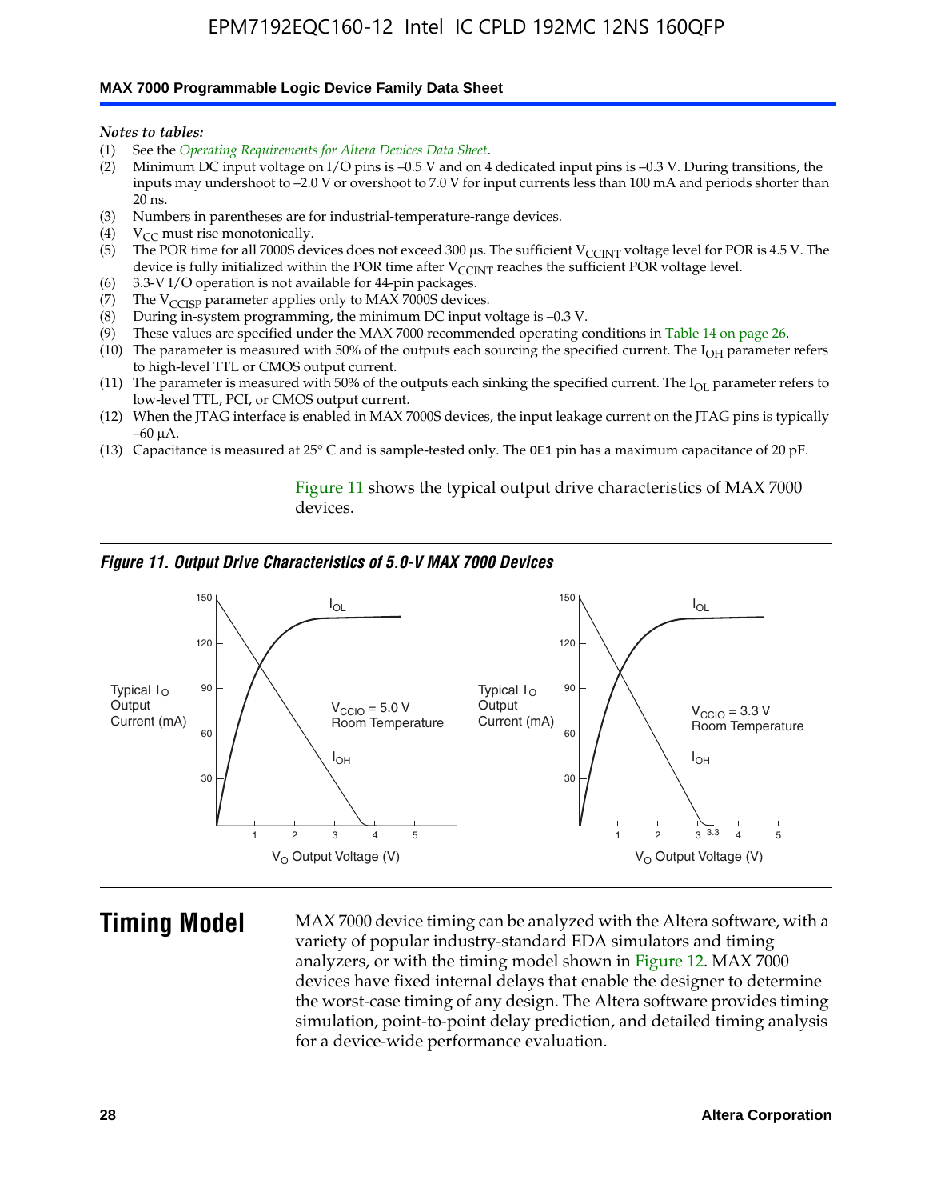*Notes to tables:*

(1) See the *Operating Requirements for Altera Devices Data Sheet*.
(2) Minimum DC input voltage on I/O pins is –0.5 V and on 4 dedicated input pins is –0.3 V. During transitions, the inputs may undershoot to –2.0 V or overshoot to 7.0 V for input currents less than 100 mA and periods shorter than 20 ns.
(3) Numbers in parentheses are for industrial-temperature-range devices.
(4) $V_{CC}$ must rise monotonically.
(5) The POR time for all 7000S devices does not exceed 300 µs. The sufficient $V_{CCINT}$ voltage level for POR is 4.5 V. The device is fully initialized within the POR time after $V_{CCINT}$ reaches the sufficient POR voltage level.
(6) 3.3-V I/O operation is not available for 44-pin packages.
(7) The $V_{CCISP}$ parameter applies only to MAX 7000S devices.
(8) During in-system programming, the minimum DC input voltage is –0.3 V.
(9) These values are specified under the MAX 7000 recommended operating conditions in Table 14 on page 26.
(10) The parameter is measured with 50% of the outputs each sourcing the specified current. The $I_{OH}$ parameter refers to high-level TTL or CMOS output current.
(11) The parameter is measured with 50% of the outputs each sinking the specified current. The $I_{OL}$ parameter refers to low-level TTL, PCI, or CMOS output current.
(12) When the JTAG interface is enabled in MAX 7000S devices, the input leakage current on the JTAG pins is typically –60 µA.
(13) Capacitance is measured at 25° C and is sample-tested only. The OE1 pin has a maximum capacitance of 20 pF.

Figure 11 shows the typical output drive characteristics of MAX 7000 devices.

*Figure 11. Output Drive Characteristics of 5.0-V MAX 7000 Devices*

# Timing Model

MAX 7000 device timing can be analyzed with the Altera software, with a variety of popular industry-standard EDA simulators and timing analyzers, or with the timing model shown in Figure 12. MAX 7000 devices have fixed internal delays that enable the designer to determine the worst-case timing of any design. The Altera software provides timing simulation, point-to-point delay prediction, and detailed timing analysis for a device-wide performance evaluation.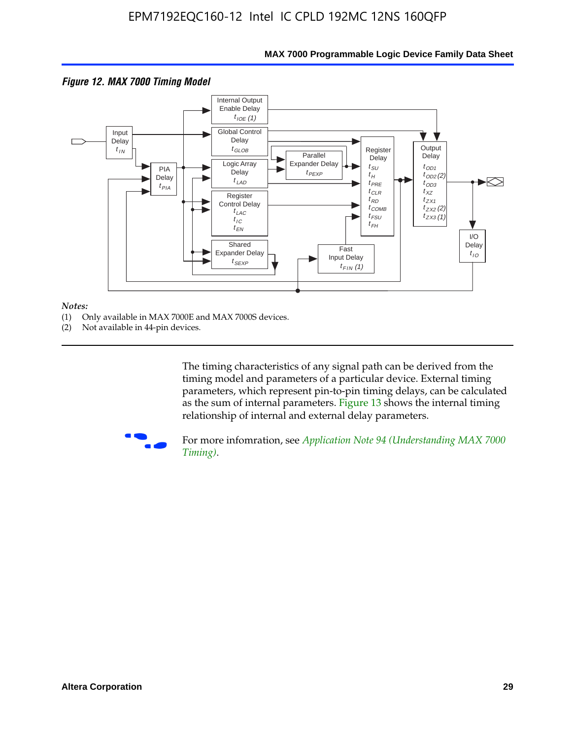*Figure 12. MAX 7000 Timing Model*

*Notes:*

(1) Only available in MAX 7000E and MAX 7000S devices.

(2) Not available in 44-pin devices.

The timing characteristics of any signal path can be derived from the timing model and parameters of a particular device. External timing parameters, which represent pin-to-pin timing delays, can be calculated as the sum of internal parameters. Figure 13 shows the internal timing relationship of internal and external delay parameters.

For more infomration, see *Application Note 94 (Understanding MAX 7000 Timing)*.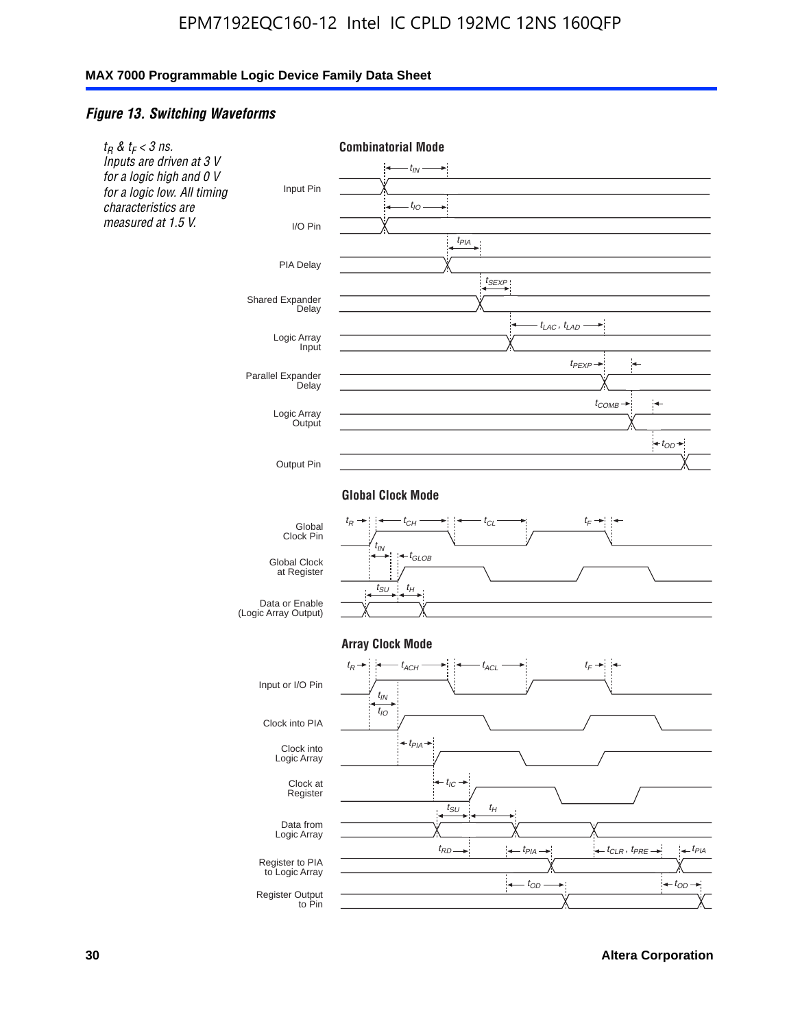*Figure 13. Switching Waveforms*

*$t_R$ & $t_F$ < 3 ns. Inputs are driven at 3 V for a logic high and 0 V for a logic low. All timing characteristics are measured at 1.5 V.*

**Combinatorial Mode**

Input Pin — $t_{IN}$
I/O Pin — $t_{IO}$
PIA Delay — $t_{PIA}$
Shared Expander Delay — $t_{SEXP}$
Logic Array Input — $t_{LAC}$, $t_{LAD}$
Parallel Expander Delay — $t_{PEXP}$
Logic Array Output — $t_{COMB}$
Output Pin — $t_{OD}$

**Global Clock Mode**

Global Clock Pin — $t_R$, $t_{CH}$, $t_{CL}$, $t_F$
Global Clock at Register — $t_{IN}$, $t_{GLOB}$
Data or Enable (Logic Array Output) — $t_{SU}$, $t_H$

**Array Clock Mode**

Input or I/O Pin — $t_R$, $t_{ACH}$, $t_{ACL}$, $t_F$
Clock into PIA — $t_{IN}$, $t_{IO}$
Clock into Logic Array — $t_{PIA}$
Clock at Register — $t_{IC}$
Data from Logic Array — $t_{SU}$, $t_H$
Register to PIA to Logic Array — $t_{RD}$, $t_{PIA}$, $t_{CLR}$, $t_{PRE}$, $t_{PIA}$
Register Output to Pin — $t_{OD}$, $t_{OD}$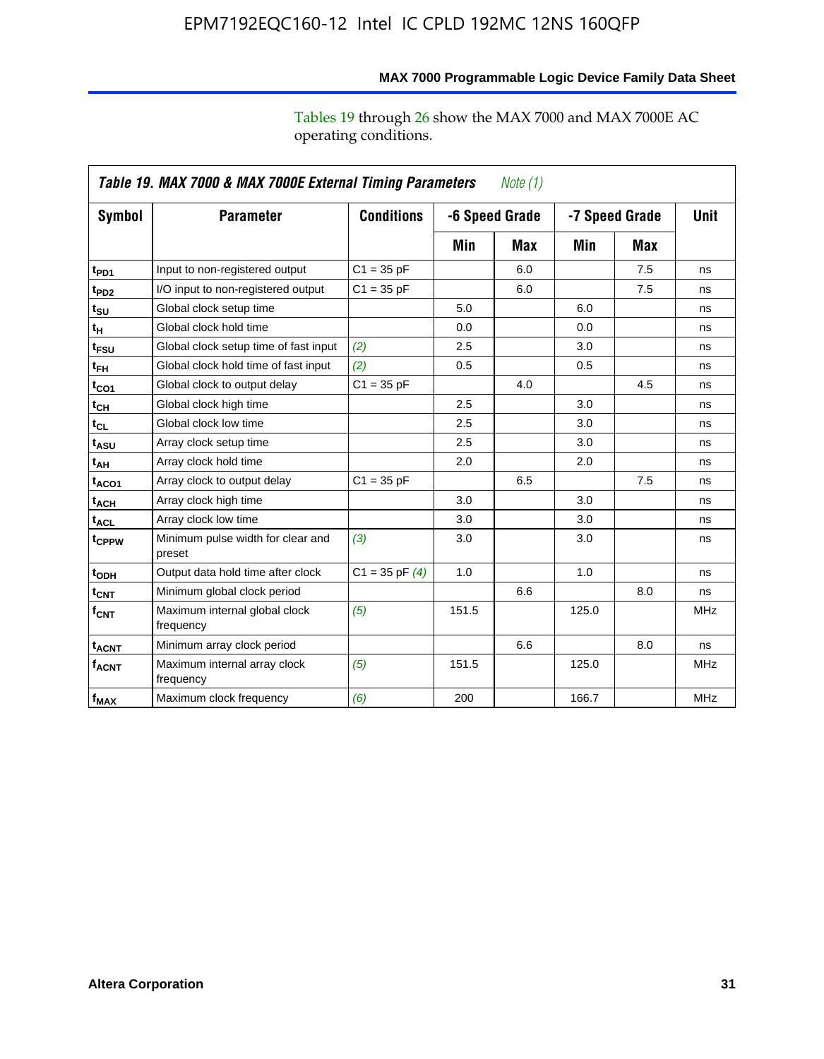Tables 19 through 26 show the MAX 7000 and MAX 7000E AC operating conditions.

| Table 19. MAX 7000 & MAX 7000E External Timing Parameters *Note (1)* | | | | | | | |
|---|---|---|---|---|---|---|---|
| **Symbol** | **Parameter** | **Conditions** | **-6 Speed Grade** | | **-7 Speed Grade** | | **Unit** |
| | | | **Min** | **Max** | **Min** | **Max** | |
| $t_{PD1}$ | Input to non-registered output | C1 = 35 pF | | 6.0 | | 7.5 | ns |
| $t_{PD2}$ | I/O input to non-registered output | C1 = 35 pF | | 6.0 | | 7.5 | ns |
| $t_{SU}$ | Global clock setup time | | 5.0 | | 6.0 | | ns |
| $t_H$ | Global clock hold time | | 0.0 | | 0.0 | | ns |
| $t_{FSU}$ | Global clock setup time of fast input | *(2)* | 2.5 | | 3.0 | | ns |
| $t_{FH}$ | Global clock hold time of fast input | *(2)* | 0.5 | | 0.5 | | ns |
| $t_{CO1}$ | Global clock to output delay | C1 = 35 pF | | 4.0 | | 4.5 | ns |
| $t_{CH}$ | Global clock high time | | 2.5 | | 3.0 | | ns |
| $t_{CL}$ | Global clock low time | | 2.5 | | 3.0 | | ns |
| $t_{ASU}$ | Array clock setup time | | 2.5 | | 3.0 | | ns |
| $t_{AH}$ | Array clock hold time | | 2.0 | | 2.0 | | ns |
| $t_{ACO1}$ | Array clock to output delay | C1 = 35 pF | | 6.5 | | 7.5 | ns |
| $t_{ACH}$ | Array clock high time | | 3.0 | | 3.0 | | ns |
| $t_{ACL}$ | Array clock low time | | 3.0 | | 3.0 | | ns |
| $t_{CPPW}$ | Minimum pulse width for clear and preset | *(3)* | 3.0 | | 3.0 | | ns |
| $t_{ODH}$ | Output data hold time after clock | C1 = 35 pF *(4)* | 1.0 | | 1.0 | | ns |
| $t_{CNT}$ | Minimum global clock period | | | 6.6 | | 8.0 | ns |
| $f_{CNT}$ | Maximum internal global clock frequency | *(5)* | 151.5 | | 125.0 | | MHz |
| $t_{ACNT}$ | Minimum array clock period | | | 6.6 | | 8.0 | ns |
| $f_{ACNT}$ | Maximum internal array clock frequency | *(5)* | 151.5 | | 125.0 | | MHz |
| $f_{MAX}$ | Maximum clock frequency | *(6)* | 200 | | 166.7 | | MHz |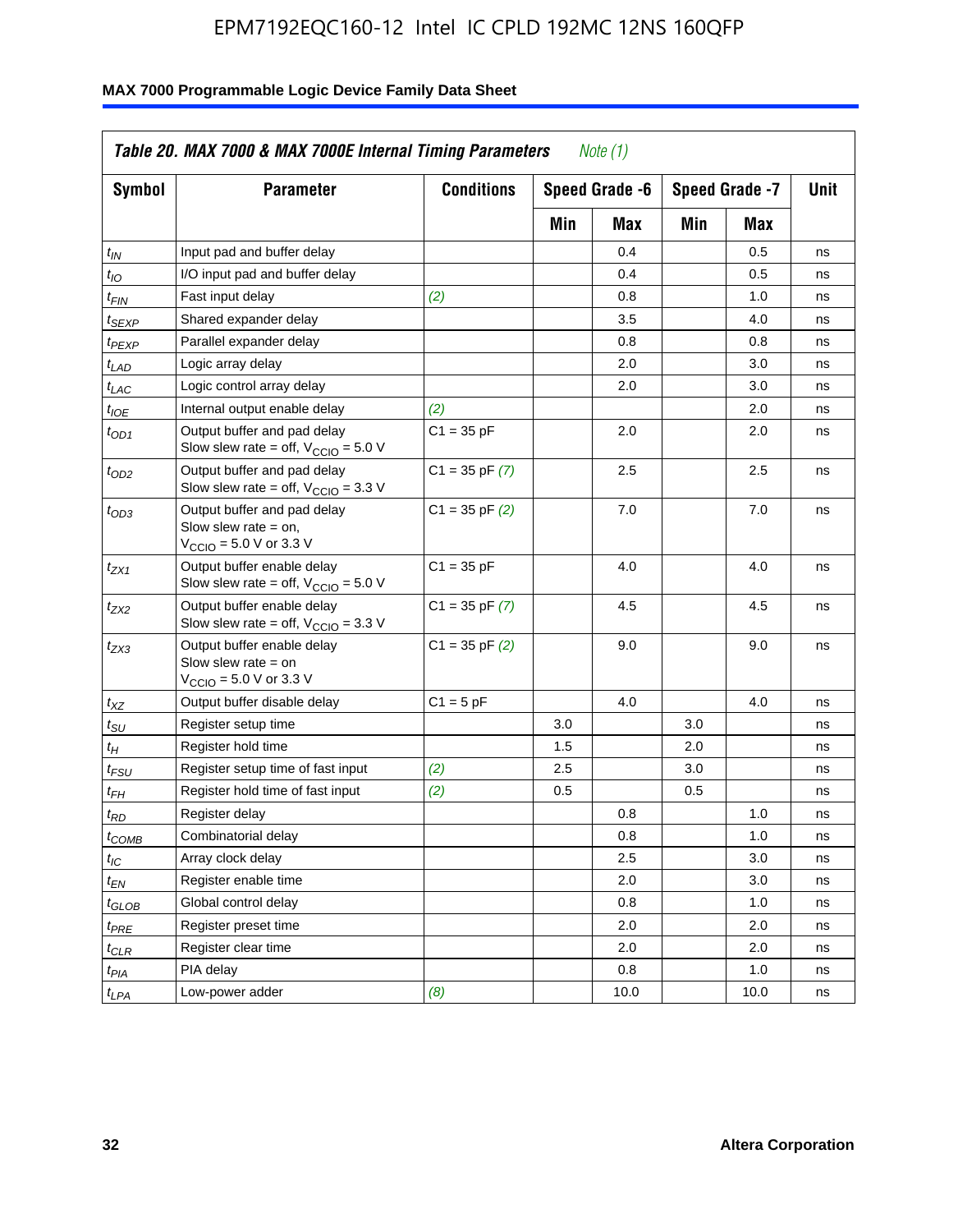### Table 20. MAX 7000 & MAX 7000E Internal Timing Parameters *Note (1)*

| Symbol | Parameter | Conditions | Speed Grade -6 | | Speed Grade -7 | | Unit |
|---|---|---|---|---|---|---|---|
| | | | Min | Max | Min | Max | |
| $t_{IN}$ | Input pad and buffer delay | | | 0.4 | | 0.5 | ns |
| $t_{IO}$ | I/O input pad and buffer delay | | | 0.4 | | 0.5 | ns |
| $t_{FIN}$ | Fast input delay | *(2)* | | 0.8 | | 1.0 | ns |
| $t_{SEXP}$ | Shared expander delay | | | 3.5 | | 4.0 | ns |
| $t_{PEXP}$ | Parallel expander delay | | | 0.8 | | 0.8 | ns |
| $t_{LAD}$ | Logic array delay | | | 2.0 | | 3.0 | ns |
| $t_{LAC}$ | Logic control array delay | | | 2.0 | | 3.0 | ns |
| $t_{IOE}$ | Internal output enable delay | *(2)* | | | | 2.0 | ns |
| $t_{OD1}$ | Output buffer and pad delay Slow slew rate = off, $V_{CCIO}$ = 5.0 V | C1 = 35 pF | | 2.0 | | 2.0 | ns |
| $t_{OD2}$ | Output buffer and pad delay Slow slew rate = off, $V_{CCIO}$ = 3.3 V | C1 = 35 pF *(7)* | | 2.5 | | 2.5 | ns |
| $t_{OD3}$ | Output buffer and pad delay Slow slew rate = on, $V_{CCIO}$ = 5.0 V or 3.3 V | C1 = 35 pF *(2)* | | 7.0 | | 7.0 | ns |
| $t_{ZX1}$ | Output buffer enable delay Slow slew rate = off, $V_{CCIO}$ = 5.0 V | C1 = 35 pF | | 4.0 | | 4.0 | ns |
| $t_{ZX2}$ | Output buffer enable delay Slow slew rate = off, $V_{CCIO}$ = 3.3 V | C1 = 35 pF *(7)* | | 4.5 | | 4.5 | ns |
| $t_{ZX3}$ | Output buffer enable delay Slow slew rate = on $V_{CCIO}$ = 5.0 V or 3.3 V | C1 = 35 pF *(2)* | | 9.0 | | 9.0 | ns |
| $t_{XZ}$ | Output buffer disable delay | C1 = 5 pF | | 4.0 | | 4.0 | ns |
| $t_{SU}$ | Register setup time | | 3.0 | | 3.0 | | ns |
| $t_{H}$ | Register hold time | | 1.5 | | 2.0 | | ns |
| $t_{FSU}$ | Register setup time of fast input | *(2)* | 2.5 | | 3.0 | | ns |
| $t_{FH}$ | Register hold time of fast input | *(2)* | 0.5 | | 0.5 | | ns |
| $t_{RD}$ | Register delay | | | 0.8 | | 1.0 | ns |
| $t_{COMB}$ | Combinatorial delay | | | 0.8 | | 1.0 | ns |
| $t_{IC}$ | Array clock delay | | | 2.5 | | 3.0 | ns |
| $t_{EN}$ | Register enable time | | | 2.0 | | 3.0 | ns |
| $t_{GLOB}$ | Global control delay | | | 0.8 | | 1.0 | ns |
| $t_{PRE}$ | Register preset time | | | 2.0 | | 2.0 | ns |
| $t_{CLR}$ | Register clear time | | | 2.0 | | 2.0 | ns |
| $t_{PIA}$ | PIA delay | | | 0.8 | | 1.0 | ns |
| $t_{LPA}$ | Low-power adder | *(8)* | | 10.0 | | 10.0 | ns |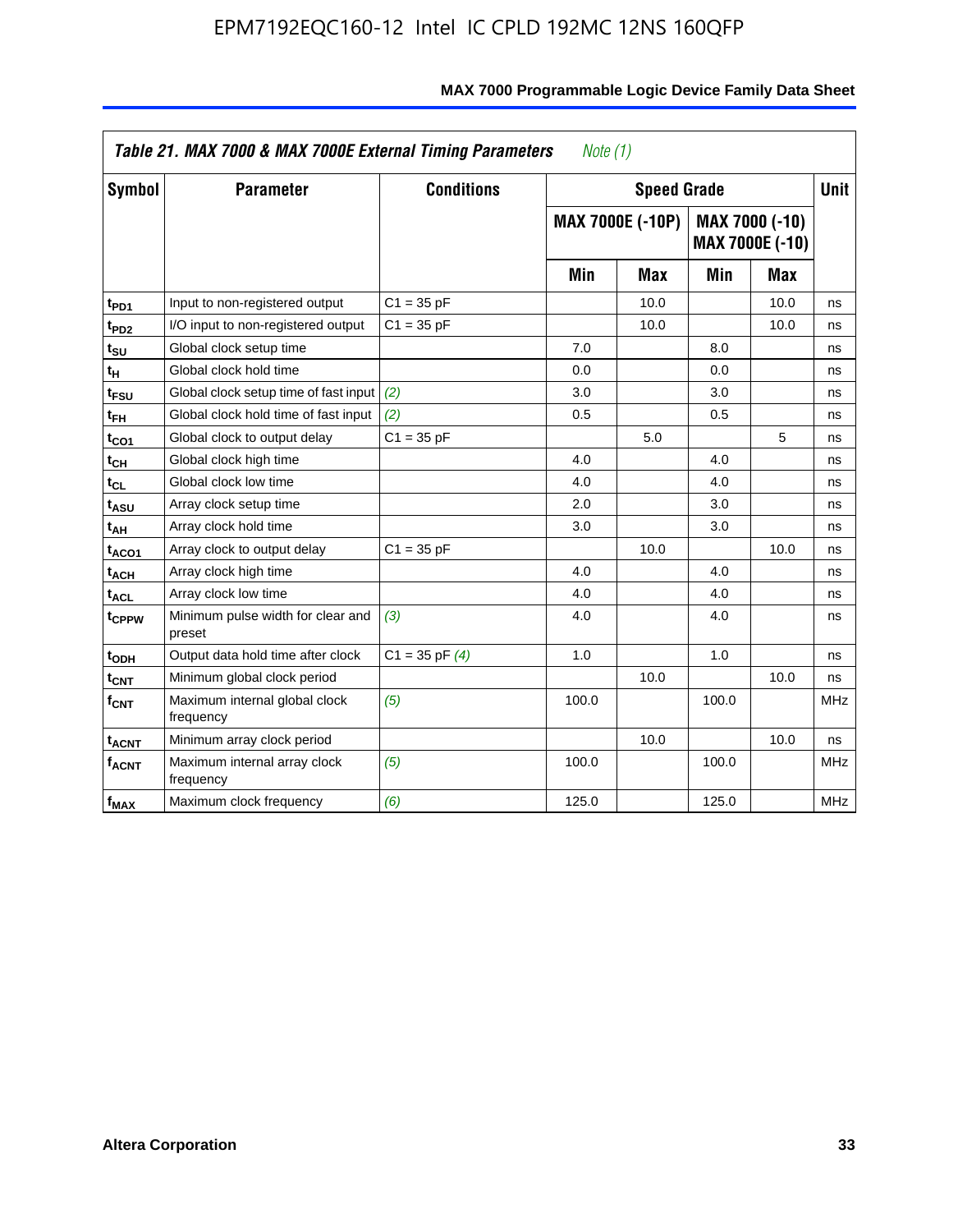**Table 21. MAX 7000 & MAX 7000E External Timing Parameters** *Note (1)*

| Symbol | Parameter | Conditions | Speed Grade | | | | Unit |
|---|---|---|---|---|---|---|---|
| | | | MAX 7000E (-10P) | | MAX 7000 (-10) MAX 7000E (-10) | | |
| | | | Min | Max | Min | Max | |
| $t_{PD1}$ | Input to non-registered output | C1 = 35 pF | | 10.0 | | 10.0 | ns |
| $t_{PD2}$ | I/O input to non-registered output | C1 = 35 pF | | 10.0 | | 10.0 | ns |
| $t_{SU}$ | Global clock setup time | | 7.0 | | 8.0 | | ns |
| $t_{H}$ | Global clock hold time | | 0.0 | | 0.0 | | ns |
| $t_{FSU}$ | Global clock setup time of fast input | *(2)* | 3.0 | | 3.0 | | ns |
| $t_{FH}$ | Global clock hold time of fast input | *(2)* | 0.5 | | 0.5 | | ns |
| $t_{CO1}$ | Global clock to output delay | C1 = 35 pF | | 5.0 | | 5 | ns |
| $t_{CH}$ | Global clock high time | | 4.0 | | 4.0 | | ns |
| $t_{CL}$ | Global clock low time | | 4.0 | | 4.0 | | ns |
| $t_{ASU}$ | Array clock setup time | | 2.0 | | 3.0 | | ns |
| $t_{AH}$ | Array clock hold time | | 3.0 | | 3.0 | | ns |
| $t_{ACO1}$ | Array clock to output delay | C1 = 35 pF | | 10.0 | | 10.0 | ns |
| $t_{ACH}$ | Array clock high time | | 4.0 | | 4.0 | | ns |
| $t_{ACL}$ | Array clock low time | | 4.0 | | 4.0 | | ns |
| $t_{CPPW}$ | Minimum pulse width for clear and preset | *(3)* | 4.0 | | 4.0 | | ns |
| $t_{ODH}$ | Output data hold time after clock | C1 = 35 pF *(4)* | 1.0 | | 1.0 | | ns |
| $t_{CNT}$ | Minimum global clock period | | | 10.0 | | 10.0 | ns |
| $f_{CNT}$ | Maximum internal global clock frequency | *(5)* | 100.0 | | 100.0 | | MHz |
| $t_{ACNT}$ | Minimum array clock period | | | 10.0 | | 10.0 | ns |
| $f_{ACNT}$ | Maximum internal array clock frequency | *(5)* | 100.0 | | 100.0 | | MHz |
| $f_{MAX}$ | Maximum clock frequency | *(6)* | 125.0 | | 125.0 | | MHz |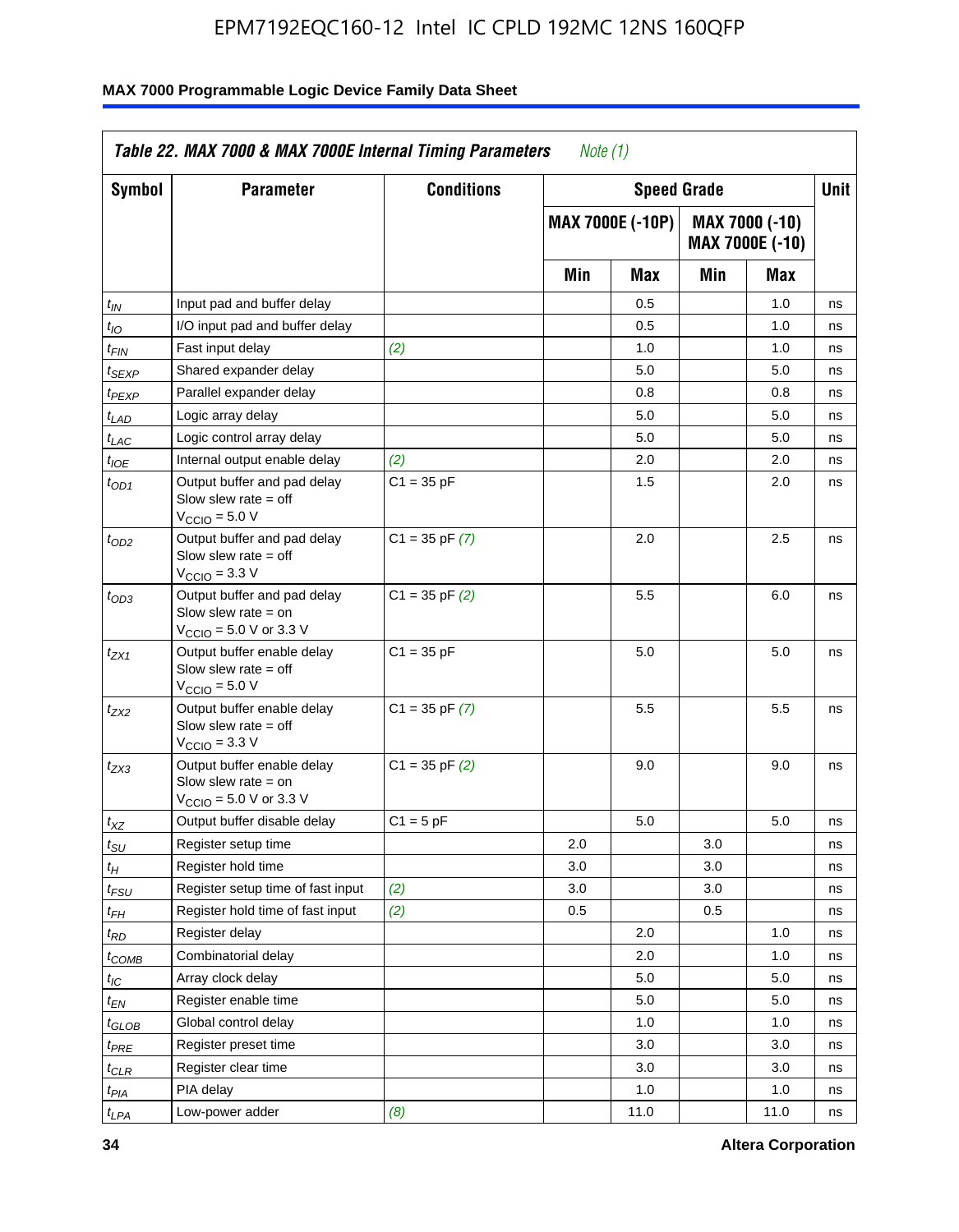**Table 22. MAX 7000 & MAX 7000E Internal Timing Parameters** *Note (1)*

| Symbol | Parameter | Conditions | Speed Grade | | | | Unit |
|---|---|---|---|---|---|---|---|
| | | | MAX 7000E (-10P) | | MAX 7000 (-10) MAX 7000E (-10) | | |
| | | | Min | Max | Min | Max | |
| $t_{IN}$ | Input pad and buffer delay | | | 0.5 | | 1.0 | ns |
| $t_{IO}$ | I/O input pad and buffer delay | | | 0.5 | | 1.0 | ns |
| $t_{FIN}$ | Fast input delay | *(2)* | | 1.0 | | 1.0 | ns |
| $t_{SEXP}$ | Shared expander delay | | | 5.0 | | 5.0 | ns |
| $t_{PEXP}$ | Parallel expander delay | | | 0.8 | | 0.8 | ns |
| $t_{LAD}$ | Logic array delay | | | 5.0 | | 5.0 | ns |
| $t_{LAC}$ | Logic control array delay | | | 5.0 | | 5.0 | ns |
| $t_{IOE}$ | Internal output enable delay | *(2)* | | 2.0 | | 2.0 | ns |
| $t_{OD1}$ | Output buffer and pad delay Slow slew rate = off $V_{CCIO}$ = 5.0 V | C1 = 35 pF | | 1.5 | | 2.0 | ns |
| $t_{OD2}$ | Output buffer and pad delay Slow slew rate = off $V_{CCIO}$ = 3.3 V | C1 = 35 pF *(7)* | | 2.0 | | 2.5 | ns |
| $t_{OD3}$ | Output buffer and pad delay Slow slew rate = on $V_{CCIO}$ = 5.0 V or 3.3 V | C1 = 35 pF *(2)* | | 5.5 | | 6.0 | ns |
| $t_{ZX1}$ | Output buffer enable delay Slow slew rate = off $V_{CCIO}$ = 5.0 V | C1 = 35 pF | | 5.0 | | 5.0 | ns |
| $t_{ZX2}$ | Output buffer enable delay Slow slew rate = off $V_{CCIO}$ = 3.3 V | C1 = 35 pF *(7)* | | 5.5 | | 5.5 | ns |
| $t_{ZX3}$ | Output buffer enable delay Slow slew rate = on $V_{CCIO}$ = 5.0 V or 3.3 V | C1 = 35 pF *(2)* | | 9.0 | | 9.0 | ns |
| $t_{XZ}$ | Output buffer disable delay | C1 = 5 pF | | 5.0 | | 5.0 | ns |
| $t_{SU}$ | Register setup time | | 2.0 | | 3.0 | | ns |
| $t_{H}$ | Register hold time | | 3.0 | | 3.0 | | ns |
| $t_{FSU}$ | Register setup time of fast input | *(2)* | 3.0 | | 3.0 | | ns |
| $t_{FH}$ | Register hold time of fast input | *(2)* | 0.5 | | 0.5 | | ns |
| $t_{RD}$ | Register delay | | | 2.0 | | 1.0 | ns |
| $t_{COMB}$ | Combinatorial delay | | | 2.0 | | 1.0 | ns |
| $t_{IC}$ | Array clock delay | | | 5.0 | | 5.0 | ns |
| $t_{EN}$ | Register enable time | | | 5.0 | | 5.0 | ns |
| $t_{GLOB}$ | Global control delay | | | 1.0 | | 1.0 | ns |
| $t_{PRE}$ | Register preset time | | | 3.0 | | 3.0 | ns |
| $t_{CLR}$ | Register clear time | | | 3.0 | | 3.0 | ns |
| $t_{PIA}$ | PIA delay | | | 1.0 | | 1.0 | ns |
| $t_{LPA}$ | Low-power adder | *(8)* | | 11.0 | | 11.0 | ns |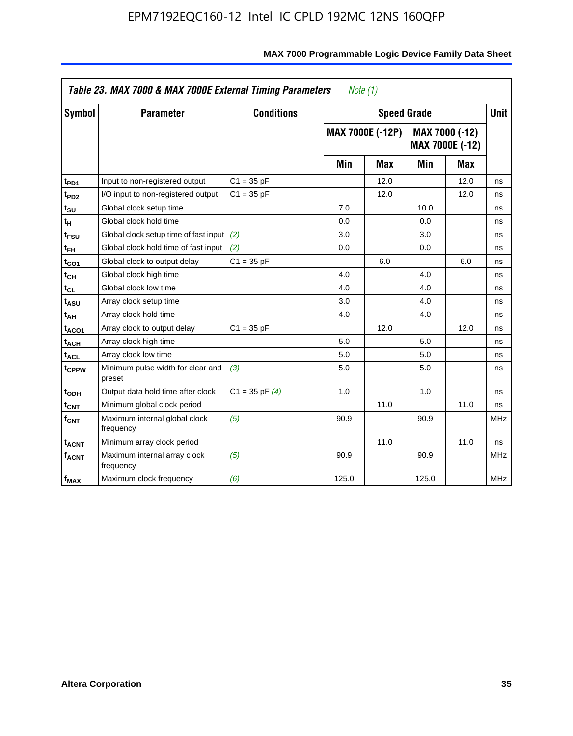Table 23. MAX 7000 & MAX 7000E External Timing Parameters *Note (1)*

| Symbol | Parameter | Conditions | Speed Grade | | | | Unit |
|---|---|---|---|---|---|---|---|
| | | | MAX 7000E (-12P) | | MAX 7000 (-12) MAX 7000E (-12) | | |
| | | | Min | Max | Min | Max | |
| $t_{PD1}$ | Input to non-registered output | C1 = 35 pF | | 12.0 | | 12.0 | ns |
| $t_{PD2}$ | I/O input to non-registered output | C1 = 35 pF | | 12.0 | | 12.0 | ns |
| $t_{SU}$ | Global clock setup time | | 7.0 | | 10.0 | | ns |
| $t_{H}$ | Global clock hold time | | 0.0 | | 0.0 | | ns |
| $t_{FSU}$ | Global clock setup time of fast input | *(2)* | 3.0 | | 3.0 | | ns |
| $t_{FH}$ | Global clock hold time of fast input | *(2)* | 0.0 | | 0.0 | | ns |
| $t_{CO1}$ | Global clock to output delay | C1 = 35 pF | | 6.0 | | 6.0 | ns |
| $t_{CH}$ | Global clock high time | | 4.0 | | 4.0 | | ns |
| $t_{CL}$ | Global clock low time | | 4.0 | | 4.0 | | ns |
| $t_{ASU}$ | Array clock setup time | | 3.0 | | 4.0 | | ns |
| $t_{AH}$ | Array clock hold time | | 4.0 | | 4.0 | | ns |
| $t_{ACO1}$ | Array clock to output delay | C1 = 35 pF | | 12.0 | | 12.0 | ns |
| $t_{ACH}$ | Array clock high time | | 5.0 | | 5.0 | | ns |
| $t_{ACL}$ | Array clock low time | | 5.0 | | 5.0 | | ns |
| $t_{CPPW}$ | Minimum pulse width for clear and preset | *(3)* | 5.0 | | 5.0 | | ns |
| $t_{ODH}$ | Output data hold time after clock | C1 = 35 pF *(4)* | 1.0 | | 1.0 | | ns |
| $t_{CNT}$ | Minimum global clock period | | | 11.0 | | 11.0 | ns |
| $f_{CNT}$ | Maximum internal global clock frequency | *(5)* | 90.9 | | 90.9 | | MHz |
| $t_{ACNT}$ | Minimum array clock period | | | 11.0 | | 11.0 | ns |
| $f_{ACNT}$ | Maximum internal array clock frequency | *(5)* | 90.9 | | 90.9 | | MHz |
| $f_{MAX}$ | Maximum clock frequency | *(6)* | 125.0 | | 125.0 | | MHz |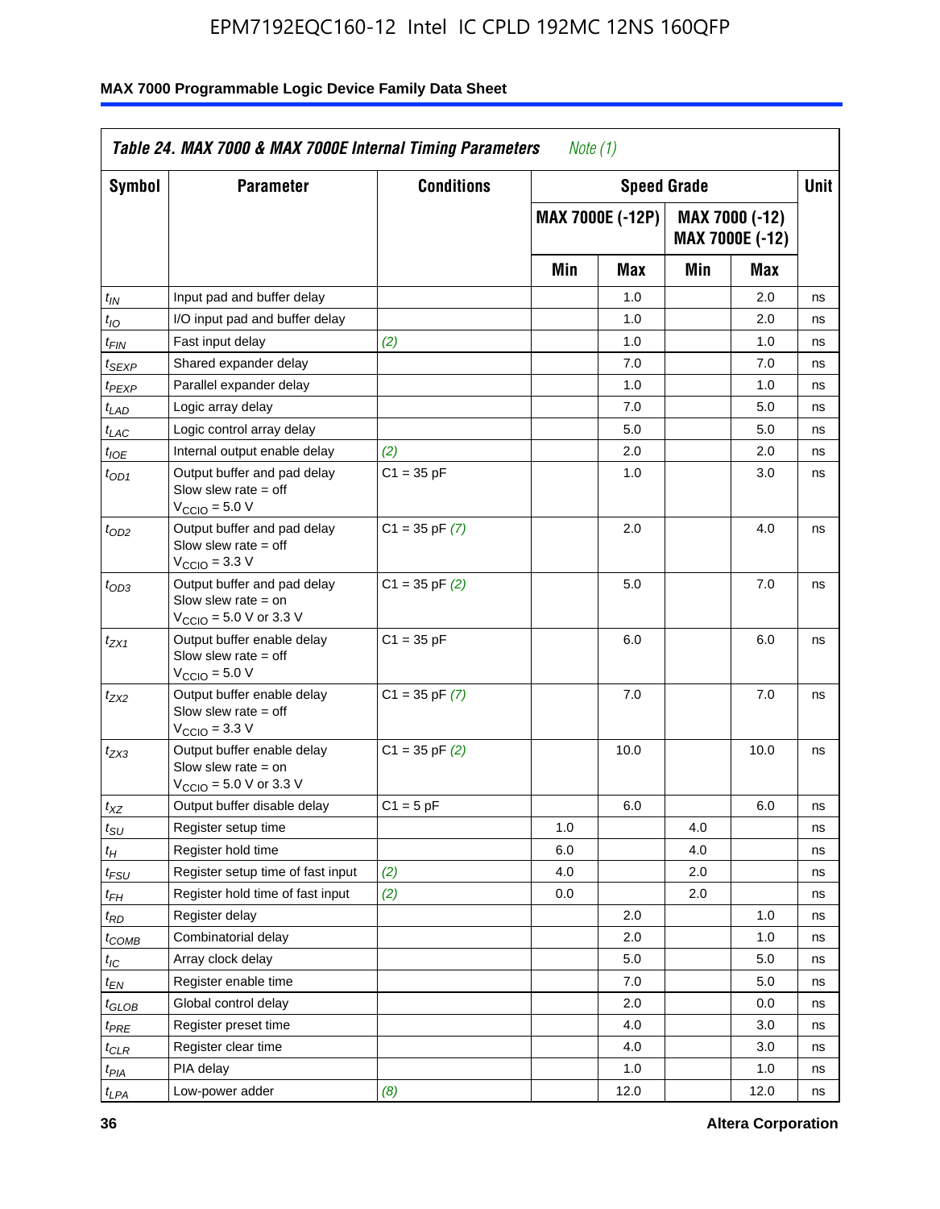**Table 24. MAX 7000 & MAX 7000E Internal Timing Parameters** *Note (1)*

| Symbol | Parameter | Conditions | Speed Grade | | | | Unit |
|---|---|---|---|---|---|---|---|
| | | | MAX 7000E (-12P) | | MAX 7000 (-12) MAX 7000E (-12) | | |
| | | | Min | Max | Min | Max | |
| $t_{IN}$ | Input pad and buffer delay | | | 1.0 | | 2.0 | ns |
| $t_{IO}$ | I/O input pad and buffer delay | | | 1.0 | | 2.0 | ns |
| $t_{FIN}$ | Fast input delay | *(2)* | | 1.0 | | 1.0 | ns |
| $t_{SEXP}$ | Shared expander delay | | | 7.0 | | 7.0 | ns |
| $t_{PEXP}$ | Parallel expander delay | | | 1.0 | | 1.0 | ns |
| $t_{LAD}$ | Logic array delay | | | 7.0 | | 5.0 | ns |
| $t_{LAC}$ | Logic control array delay | | | 5.0 | | 5.0 | ns |
| $t_{IOE}$ | Internal output enable delay | *(2)* | | 2.0 | | 2.0 | ns |
| $t_{OD1}$ | Output buffer and pad delay Slow slew rate = off $V_{CCIO}$ = 5.0 V | C1 = 35 pF | | 1.0 | | 3.0 | ns |
| $t_{OD2}$ | Output buffer and pad delay Slow slew rate = off $V_{CCIO}$ = 3.3 V | C1 = 35 pF *(7)* | | 2.0 | | 4.0 | ns |
| $t_{OD3}$ | Output buffer and pad delay Slow slew rate = on $V_{CCIO}$ = 5.0 V or 3.3 V | C1 = 35 pF *(2)* | | 5.0 | | 7.0 | ns |
| $t_{ZX1}$ | Output buffer enable delay Slow slew rate = off $V_{CCIO}$ = 5.0 V | C1 = 35 pF | | 6.0 | | 6.0 | ns |
| $t_{ZX2}$ | Output buffer enable delay Slow slew rate = off $V_{CCIO}$ = 3.3 V | C1 = 35 pF *(7)* | | 7.0 | | 7.0 | ns |
| $t_{ZX3}$ | Output buffer enable delay Slow slew rate = on $V_{CCIO}$ = 5.0 V or 3.3 V | C1 = 35 pF *(2)* | | 10.0 | | 10.0 | ns |
| $t_{XZ}$ | Output buffer disable delay | C1 = 5 pF | | 6.0 | | 6.0 | ns |
| $t_{SU}$ | Register setup time | | 1.0 | | 4.0 | | ns |
| $t_H$ | Register hold time | | 6.0 | | 4.0 | | ns |
| $t_{FSU}$ | Register setup time of fast input | *(2)* | 4.0 | | 2.0 | | ns |
| $t_{FH}$ | Register hold time of fast input | *(2)* | 0.0 | | 2.0 | | ns |
| $t_{RD}$ | Register delay | | | 2.0 | | 1.0 | ns |
| $t_{COMB}$ | Combinatorial delay | | | 2.0 | | 1.0 | ns |
| $t_{IC}$ | Array clock delay | | | 5.0 | | 5.0 | ns |
| $t_{EN}$ | Register enable time | | | 7.0 | | 5.0 | ns |
| $t_{GLOB}$ | Global control delay | | | 2.0 | | 0.0 | ns |
| $t_{PRE}$ | Register preset time | | | 4.0 | | 3.0 | ns |
| $t_{CLR}$ | Register clear time | | | 4.0 | | 3.0 | ns |
| $t_{PIA}$ | PIA delay | | | 1.0 | | 1.0 | ns |
| $t_{LPA}$ | Low-power adder | *(8)* | | 12.0 | | 12.0 | ns |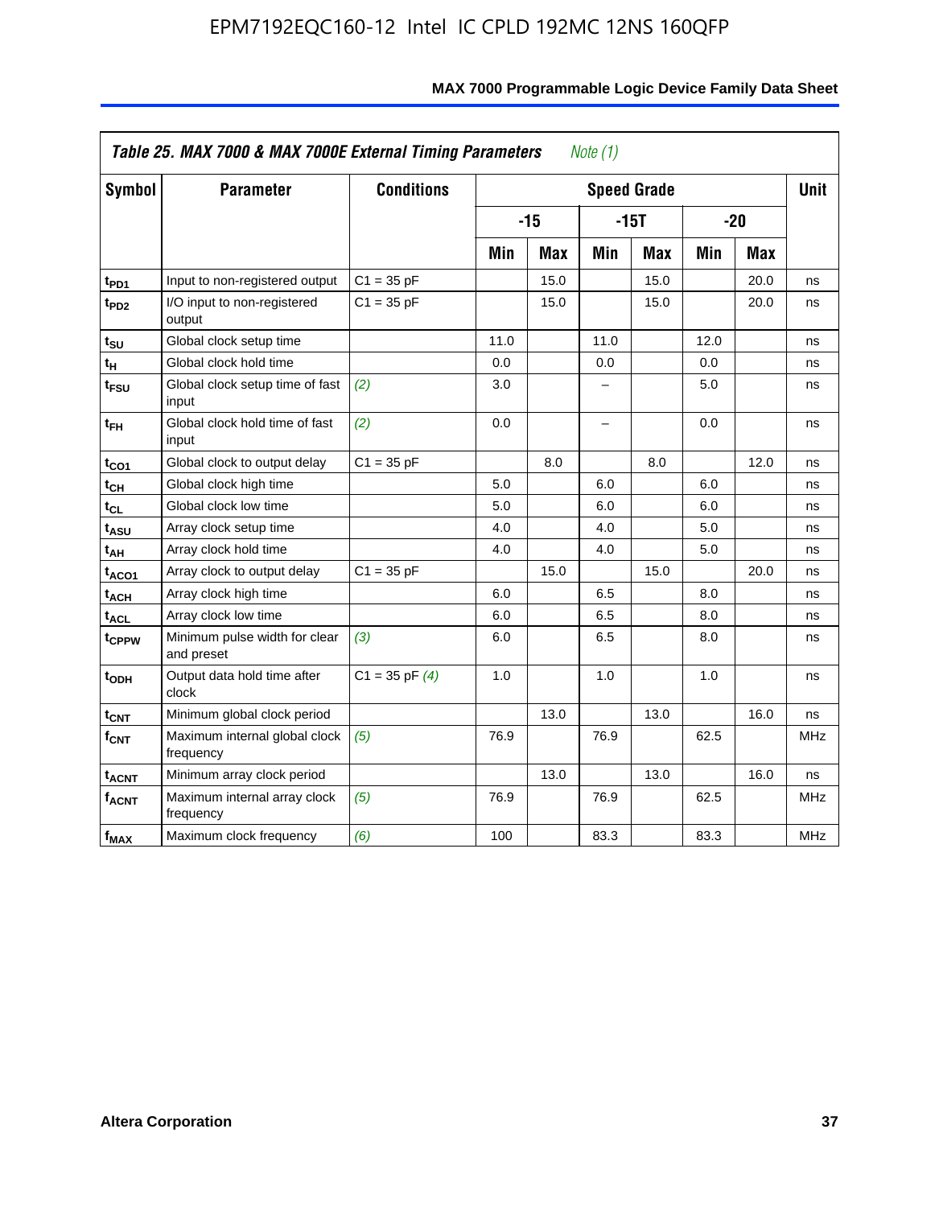| Table 25. MAX 7000 & MAX 7000E External Timing Parameters *Note (1)* | | | | | | | | | |
|---|---|---|---|---|---|---|---|---|---|
| Symbol | Parameter | Conditions | Speed Grade | | | | | | Unit |
| | | | -15 | | -15T | | -20 | | |
| | | | Min | Max | Min | Max | Min | Max | |
| $t_{PD1}$ | Input to non-registered output | C1 = 35 pF | | 15.0 | | 15.0 | | 20.0 | ns |
| $t_{PD2}$ | I/O input to non-registered output | C1 = 35 pF | | 15.0 | | 15.0 | | 20.0 | ns |
| $t_{SU}$ | Global clock setup time | | 11.0 | | 11.0 | | 12.0 | | ns |
| $t_{H}$ | Global clock hold time | | 0.0 | | 0.0 | | 0.0 | | ns |
| $t_{FSU}$ | Global clock setup time of fast input | *(2)* | 3.0 | | – | | 5.0 | | ns |
| $t_{FH}$ | Global clock hold time of fast input | *(2)* | 0.0 | | – | | 0.0 | | ns |
| $t_{CO1}$ | Global clock to output delay | C1 = 35 pF | | 8.0 | | 8.0 | | 12.0 | ns |
| $t_{CH}$ | Global clock high time | | 5.0 | | 6.0 | | 6.0 | | ns |
| $t_{CL}$ | Global clock low time | | 5.0 | | 6.0 | | 6.0 | | ns |
| $t_{ASU}$ | Array clock setup time | | 4.0 | | 4.0 | | 5.0 | | ns |
| $t_{AH}$ | Array clock hold time | | 4.0 | | 4.0 | | 5.0 | | ns |
| $t_{ACO1}$ | Array clock to output delay | C1 = 35 pF | | 15.0 | | 15.0 | | 20.0 | ns |
| $t_{ACH}$ | Array clock high time | | 6.0 | | 6.5 | | 8.0 | | ns |
| $t_{ACL}$ | Array clock low time | | 6.0 | | 6.5 | | 8.0 | | ns |
| $t_{CPPW}$ | Minimum pulse width for clear and preset | *(3)* | 6.0 | | 6.5 | | 8.0 | | ns |
| $t_{ODH}$ | Output data hold time after clock | C1 = 35 pF *(4)* | 1.0 | | 1.0 | | 1.0 | | ns |
| $t_{CNT}$ | Minimum global clock period | | | 13.0 | | 13.0 | | 16.0 | ns |
| $f_{CNT}$ | Maximum internal global clock frequency | *(5)* | 76.9 | | 76.9 | | 62.5 | | MHz |
| $t_{ACNT}$ | Minimum array clock period | | | 13.0 | | 13.0 | | 16.0 | ns |
| $f_{ACNT}$ | Maximum internal array clock frequency | *(5)* | 76.9 | | 76.9 | | 62.5 | | MHz |
| $f_{MAX}$ | Maximum clock frequency | *(6)* | 100 | | 83.3 | | 83.3 | | MHz |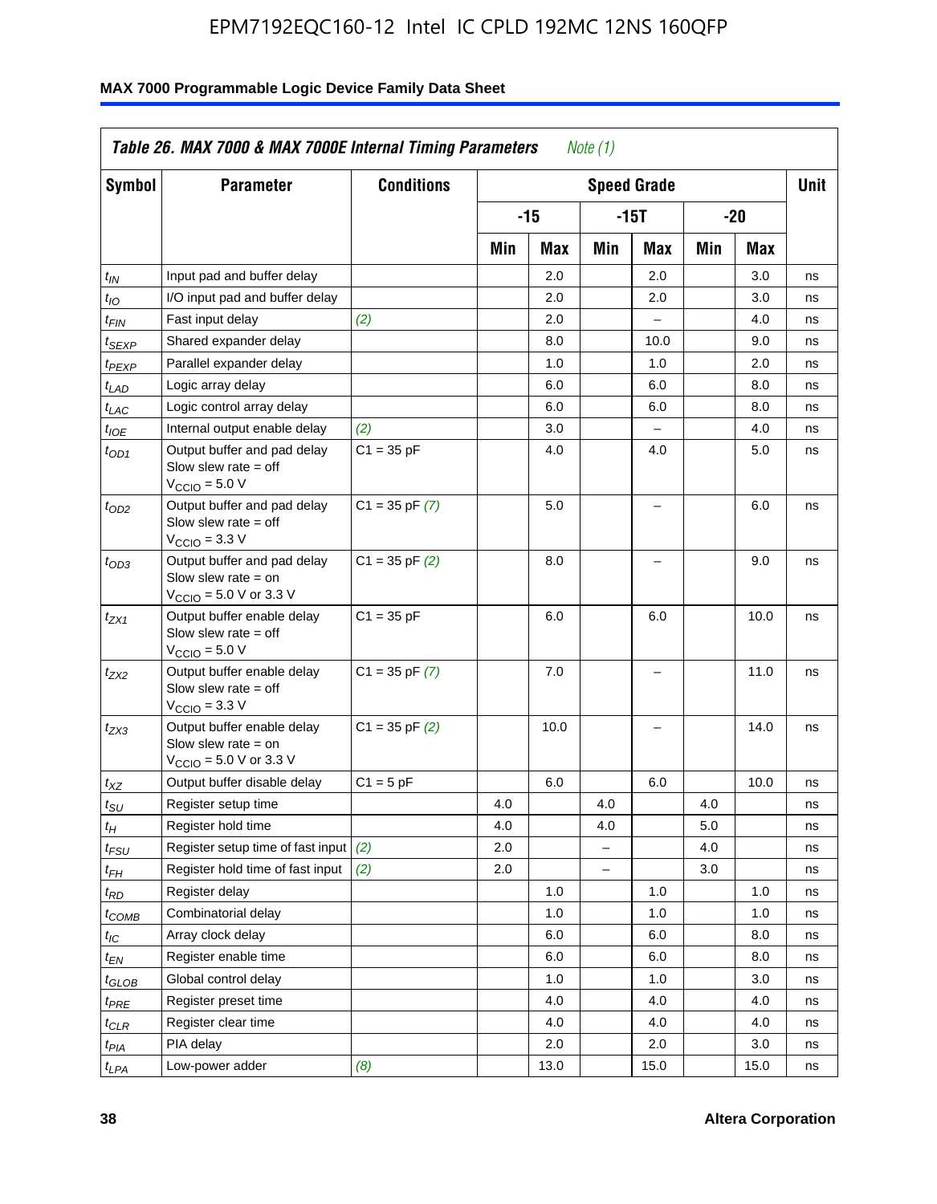**Table 26. MAX 7000 & MAX 7000E Internal Timing Parameters** *Note (1)*

| Symbol | Parameter | Conditions | Speed Grade | | | | | | Unit |
|---|---|---|---|---|---|---|---|---|---|
| | | | -15 | | -15T | | -20 | | |
| | | | Min | Max | Min | Max | Min | Max | |
| $t_{IN}$ | Input pad and buffer delay | | | 2.0 | | 2.0 | | 3.0 | ns |
| $t_{IO}$ | I/O input pad and buffer delay | | | 2.0 | | 2.0 | | 3.0 | ns |
| $t_{FIN}$ | Fast input delay | *(2)* | | 2.0 | | – | | 4.0 | ns |
| $t_{SEXP}$ | Shared expander delay | | | 8.0 | | 10.0 | | 9.0 | ns |
| $t_{PEXP}$ | Parallel expander delay | | | 1.0 | | 1.0 | | 2.0 | ns |
| $t_{LAD}$ | Logic array delay | | | 6.0 | | 6.0 | | 8.0 | ns |
| $t_{LAC}$ | Logic control array delay | | | 6.0 | | 6.0 | | 8.0 | ns |
| $t_{IOE}$ | Internal output enable delay | *(2)* | | 3.0 | | – | | 4.0 | ns |
| $t_{OD1}$ | Output buffer and pad delay Slow slew rate = off $V_{CCIO}$ = 5.0 V | C1 = 35 pF | | 4.0 | | 4.0 | | 5.0 | ns |
| $t_{OD2}$ | Output buffer and pad delay Slow slew rate = off $V_{CCIO}$ = 3.3 V | C1 = 35 pF *(7)* | | 5.0 | | – | | 6.0 | ns |
| $t_{OD3}$ | Output buffer and pad delay Slow slew rate = on $V_{CCIO}$ = 5.0 V or 3.3 V | C1 = 35 pF *(2)* | | 8.0 | | – | | 9.0 | ns |
| $t_{ZX1}$ | Output buffer enable delay Slow slew rate = off $V_{CCIO}$ = 5.0 V | C1 = 35 pF | | 6.0 | | 6.0 | | 10.0 | ns |
| $t_{ZX2}$ | Output buffer enable delay Slow slew rate = off $V_{CCIO}$ = 3.3 V | C1 = 35 pF *(7)* | | 7.0 | | – | | 11.0 | ns |
| $t_{ZX3}$ | Output buffer enable delay Slow slew rate = on $V_{CCIO}$ = 5.0 V or 3.3 V | C1 = 35 pF *(2)* | | 10.0 | | – | | 14.0 | ns |
| $t_{XZ}$ | Output buffer disable delay | C1 = 5 pF | | 6.0 | | 6.0 | | 10.0 | ns |
| $t_{SU}$ | Register setup time | | 4.0 | | 4.0 | | 4.0 | | ns |
| $t_H$ | Register hold time | | 4.0 | | 4.0 | | 5.0 | | ns |
| $t_{FSU}$ | Register setup time of fast input | *(2)* | 2.0 | | – | | 4.0 | | ns |
| $t_{FH}$ | Register hold time of fast input | *(2)* | 2.0 | | – | | 3.0 | | ns |
| $t_{RD}$ | Register delay | | | 1.0 | | 1.0 | | 1.0 | ns |
| $t_{COMB}$ | Combinatorial delay | | | 1.0 | | 1.0 | | 1.0 | ns |
| $t_{IC}$ | Array clock delay | | | 6.0 | | 6.0 | | 8.0 | ns |
| $t_{EN}$ | Register enable time | | | 6.0 | | 6.0 | | 8.0 | ns |
| $t_{GLOB}$ | Global control delay | | | 1.0 | | 1.0 | | 3.0 | ns |
| $t_{PRE}$ | Register preset time | | | 4.0 | | 4.0 | | 4.0 | ns |
| $t_{CLR}$ | Register clear time | | | 4.0 | | 4.0 | | 4.0 | ns |
| $t_{PIA}$ | PIA delay | | | 2.0 | | 2.0 | | 3.0 | ns |
| $t_{LPA}$ | Low-power adder | *(8)* | | 13.0 | | 15.0 | | 15.0 | ns |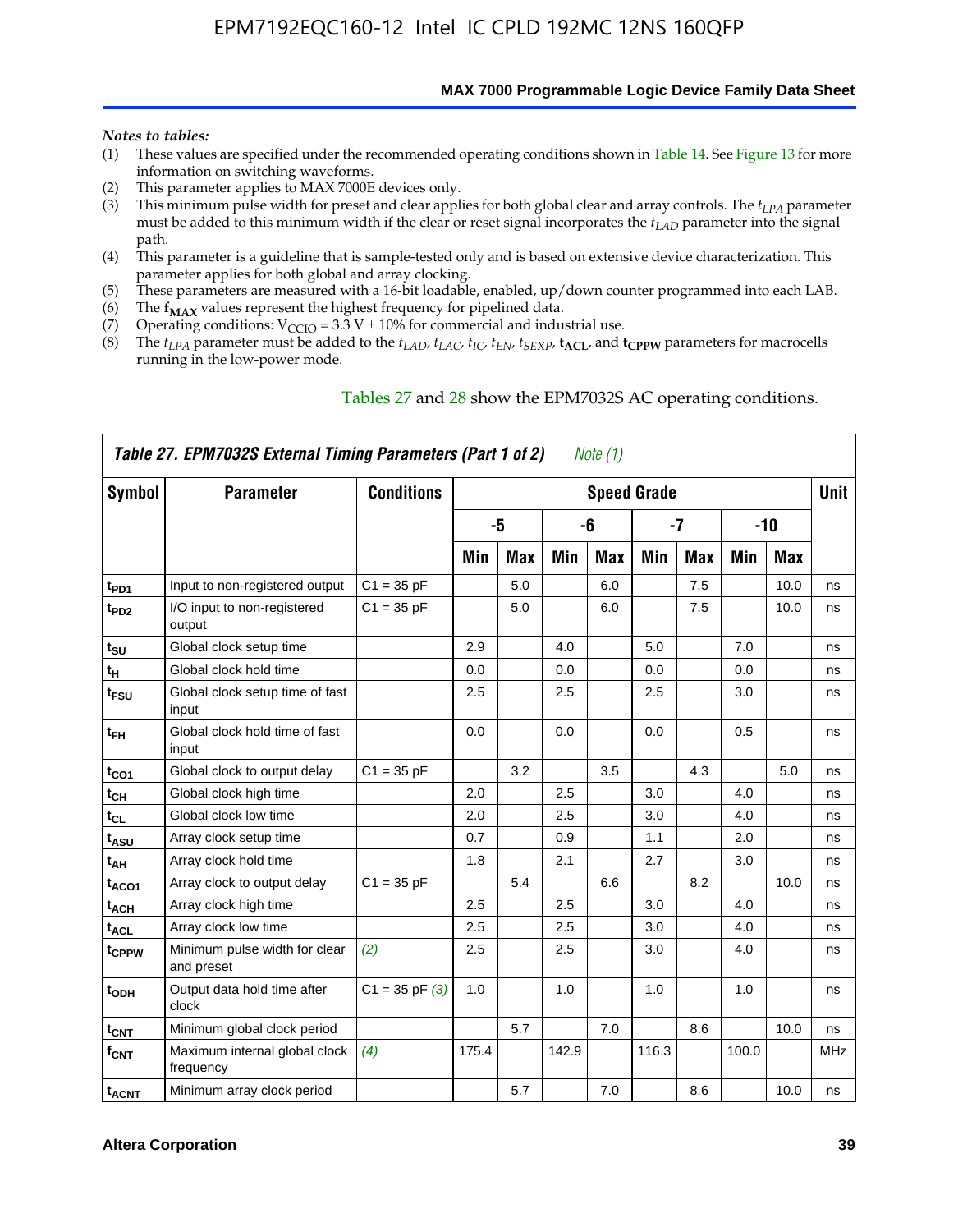*Notes to tables:*

(1) These values are specified under the recommended operating conditions shown in Table 14. See Figure 13 for more information on switching waveforms.
(2) This parameter applies to MAX 7000E devices only.
(3) This minimum pulse width for preset and clear applies for both global clear and array controls. The $t_{LPA}$ parameter must be added to this minimum width if the clear or reset signal incorporates the $t_{LAD}$ parameter into the signal path.
(4) This parameter is a guideline that is sample-tested only and is based on extensive device characterization. This parameter applies for both global and array clocking.
(5) These parameters are measured with a 16-bit loadable, enabled, up/down counter programmed into each LAB.
(6) The $\mathbf{f_{MAX}}$ values represent the highest frequency for pipelined data.
(7) Operating conditions: $V_{CCIO}$ = 3.3 V ± 10% for commercial and industrial use.
(8) The $t_{LPA}$ parameter must be added to the $t_{LAD}$, $t_{LAC}$, $t_{IC}$, $t_{EN}$, $t_{SEXP}$, $\mathbf{t_{ACL}}$, and $\mathbf{t_{CPPW}}$ parameters for macrocells running in the low-power mode.

Tables 27 and 28 show the EPM7032S AC operating conditions.

**Table 27. EPM7032S External Timing Parameters (Part 1 of 2)** *Note (1)*

| Symbol | Parameter | Conditions | Speed Grade | | | | | | | | Unit |
|---|---|---|---|---|---|---|---|---|---|---|---|
| | | | -5 | | -6 | | -7 | | -10 | | |
| | | | Min | Max | Min | Max | Min | Max | Min | Max | |
| $t_{PD1}$ | Input to non-registered output | C1 = 35 pF | | 5.0 | | 6.0 | | 7.5 | | 10.0 | ns |
| $t_{PD2}$ | I/O input to non-registered output | C1 = 35 pF | | 5.0 | | 6.0 | | 7.5 | | 10.0 | ns |
| $t_{SU}$ | Global clock setup time | | 2.9 | | 4.0 | | 5.0 | | 7.0 | | ns |
| $t_{H}$ | Global clock hold time | | 0.0 | | 0.0 | | 0.0 | | 0.0 | | ns |
| $t_{FSU}$ | Global clock setup time of fast input | | 2.5 | | 2.5 | | 2.5 | | 3.0 | | ns |
| $t_{FH}$ | Global clock hold time of fast input | | 0.0 | | 0.0 | | 0.0 | | 0.5 | | ns |
| $t_{CO1}$ | Global clock to output delay | C1 = 35 pF | | 3.2 | | 3.5 | | 4.3 | | 5.0 | ns |
| $t_{CH}$ | Global clock high time | | 2.0 | | 2.5 | | 3.0 | | 4.0 | | ns |
| $t_{CL}$ | Global clock low time | | 2.0 | | 2.5 | | 3.0 | | 4.0 | | ns |
| $t_{ASU}$ | Array clock setup time | | 0.7 | | 0.9 | | 1.1 | | 2.0 | | ns |
| $t_{AH}$ | Array clock hold time | | 1.8 | | 2.1 | | 2.7 | | 3.0 | | ns |
| $t_{ACO1}$ | Array clock to output delay | C1 = 35 pF | | 5.4 | | 6.6 | | 8.2 | | 10.0 | ns |
| $t_{ACH}$ | Array clock high time | | 2.5 | | 2.5 | | 3.0 | | 4.0 | | ns |
| $t_{ACL}$ | Array clock low time | | 2.5 | | 2.5 | | 3.0 | | 4.0 | | ns |
| $t_{CPPW}$ | Minimum pulse width for clear and preset | *(2)* | 2.5 | | 2.5 | | 3.0 | | 4.0 | | ns |
| $t_{ODH}$ | Output data hold time after clock | C1 = 35 pF *(3)* | 1.0 | | 1.0 | | 1.0 | | 1.0 | | ns |
| $t_{CNT}$ | Minimum global clock period | | | 5.7 | | 7.0 | | 8.6 | | 10.0 | ns |
| $f_{CNT}$ | Maximum internal global clock frequency | *(4)* | 175.4 | | 142.9 | | 116.3 | | 100.0 | | MHz |
| $t_{ACNT}$ | Minimum array clock period | | | 5.7 | | 7.0 | | 8.6 | | 10.0 | ns |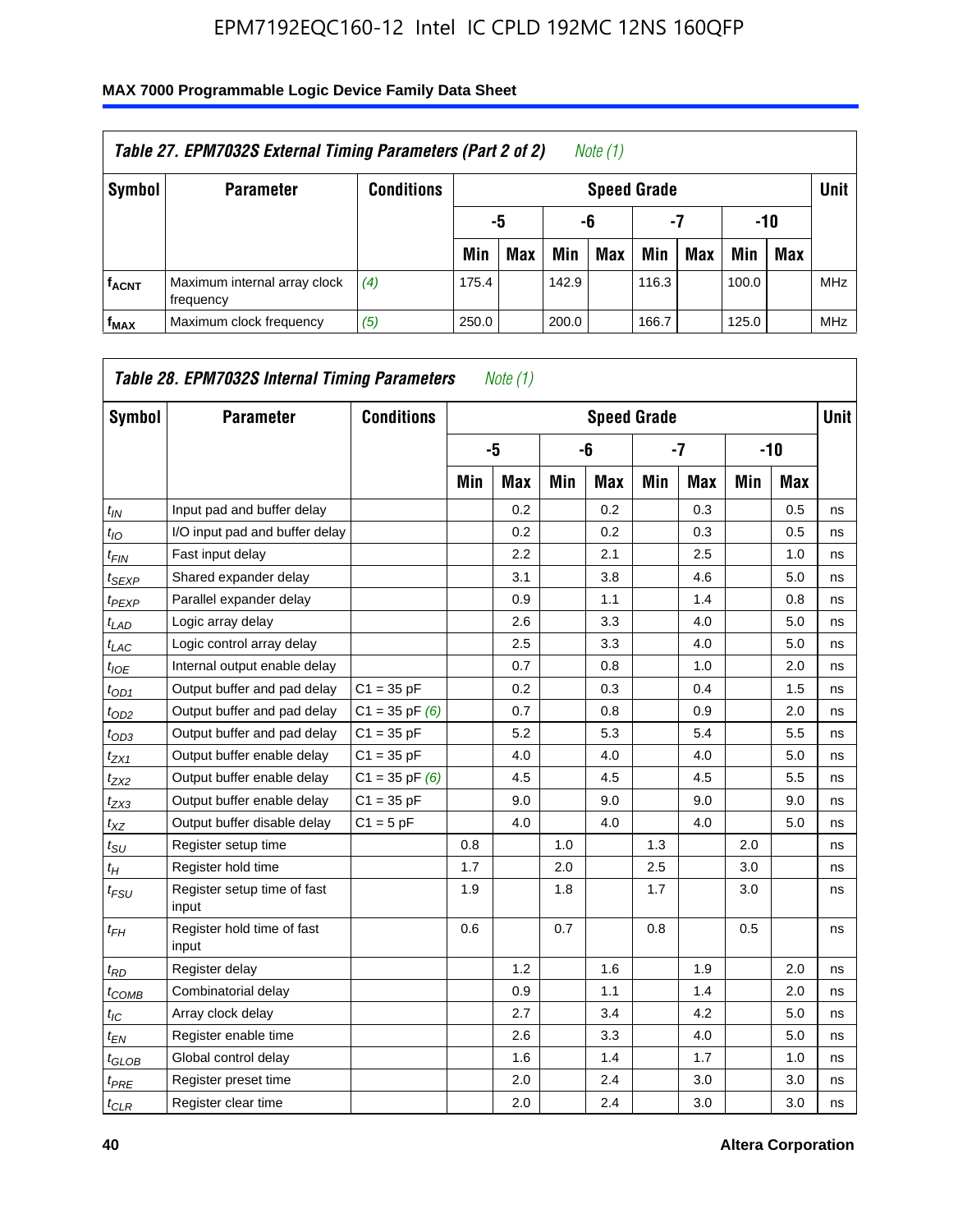## Table 27. EPM7032S External Timing Parameters (Part 2 of 2) *Note (1)*

| Symbol | Parameter | Conditions | Speed Grade | | | | | | | | Unit |
|---|---|---|---|---|---|---|---|---|---|---|---|
| | | | -5 | | -6 | | -7 | | -10 | | |
| | | | Min | Max | Min | Max | Min | Max | Min | Max | |
| $f_{ACNT}$ | Maximum internal array clock frequency | *(4)* | 175.4 | | 142.9 | | 116.3 | | 100.0 | | MHz |
| $f_{MAX}$ | Maximum clock frequency | *(5)* | 250.0 | | 200.0 | | 166.7 | | 125.0 | | MHz |

## Table 28. EPM7032S Internal Timing Parameters *Note (1)*

| Symbol | Parameter | Conditions | Speed Grade | | | | | | | | Unit |
|---|---|---|---|---|---|---|---|---|---|---|---|
| | | | -5 | | -6 | | -7 | | -10 | | |
| | | | Min | Max | Min | Max | Min | Max | Min | Max | |
| $t_{IN}$ | Input pad and buffer delay | | | 0.2 | | 0.2 | | 0.3 | | 0.5 | ns |
| $t_{IO}$ | I/O input pad and buffer delay | | | 0.2 | | 0.2 | | 0.3 | | 0.5 | ns |
| $t_{FIN}$ | Fast input delay | | | 2.2 | | 2.1 | | 2.5 | | 1.0 | ns |
| $t_{SEXP}$ | Shared expander delay | | | 3.1 | | 3.8 | | 4.6 | | 5.0 | ns |
| $t_{PEXP}$ | Parallel expander delay | | | 0.9 | | 1.1 | | 1.4 | | 0.8 | ns |
| $t_{LAD}$ | Logic array delay | | | 2.6 | | 3.3 | | 4.0 | | 5.0 | ns |
| $t_{LAC}$ | Logic control array delay | | | 2.5 | | 3.3 | | 4.0 | | 5.0 | ns |
| $t_{IOE}$ | Internal output enable delay | | | 0.7 | | 0.8 | | 1.0 | | 2.0 | ns |
| $t_{OD1}$ | Output buffer and pad delay | C1 = 35 pF | | 0.2 | | 0.3 | | 0.4 | | 1.5 | ns |
| $t_{OD2}$ | Output buffer and pad delay | C1 = 35 pF *(6)* | | 0.7 | | 0.8 | | 0.9 | | 2.0 | ns |
| $t_{OD3}$ | Output buffer and pad delay | C1 = 35 pF | | 5.2 | | 5.3 | | 5.4 | | 5.5 | ns |
| $t_{ZX1}$ | Output buffer enable delay | C1 = 35 pF | | 4.0 | | 4.0 | | 4.0 | | 5.0 | ns |
| $t_{ZX2}$ | Output buffer enable delay | C1 = 35 pF *(6)* | | 4.5 | | 4.5 | | 4.5 | | 5.5 | ns |
| $t_{ZX3}$ | Output buffer enable delay | C1 = 35 pF | | 9.0 | | 9.0 | | 9.0 | | 9.0 | ns |
| $t_{XZ}$ | Output buffer disable delay | C1 = 5 pF | | 4.0 | | 4.0 | | 4.0 | | 5.0 | ns |
| $t_{SU}$ | Register setup time | | 0.8 | | 1.0 | | 1.3 | | 2.0 | | ns |
| $t_{H}$ | Register hold time | | 1.7 | | 2.0 | | 2.5 | | 3.0 | | ns |
| $t_{FSU}$ | Register setup time of fast input | | 1.9 | | 1.8 | | 1.7 | | 3.0 | | ns |
| $t_{FH}$ | Register hold time of fast input | | 0.6 | | 0.7 | | 0.8 | | 0.5 | | ns |
| $t_{RD}$ | Register delay | | | 1.2 | | 1.6 | | 1.9 | | 2.0 | ns |
| $t_{COMB}$ | Combinatorial delay | | | 0.9 | | 1.1 | | 1.4 | | 2.0 | ns |
| $t_{IC}$ | Array clock delay | | | 2.7 | | 3.4 | | 4.2 | | 5.0 | ns |
| $t_{EN}$ | Register enable time | | | 2.6 | | 3.3 | | 4.0 | | 5.0 | ns |
| $t_{GLOB}$ | Global control delay | | | 1.6 | | 1.4 | | 1.7 | | 1.0 | ns |
| $t_{PRE}$ | Register preset time | | | 2.0 | | 2.4 | | 3.0 | | 3.0 | ns |
| $t_{CLR}$ | Register clear time | | | 2.0 | | 2.4 | | 3.0 | | 3.0 | ns |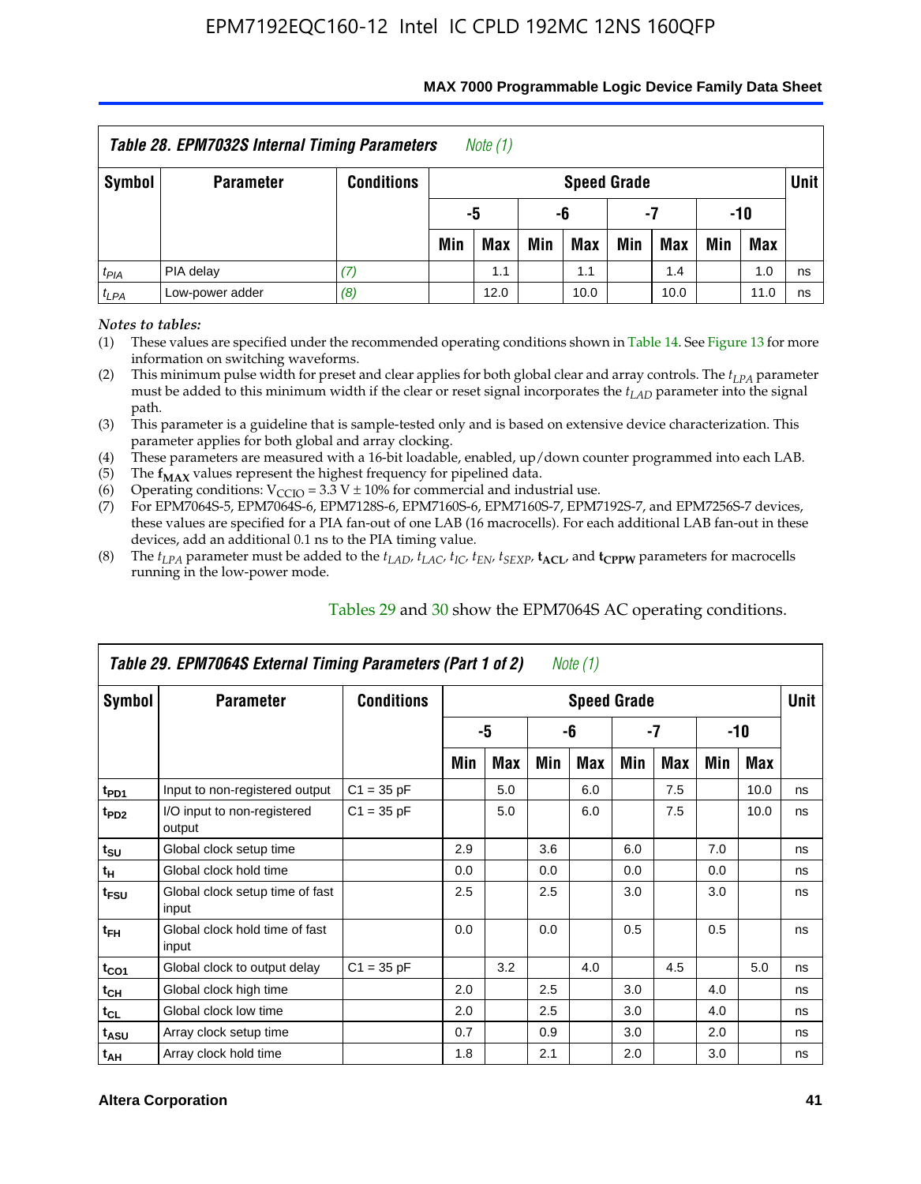### Table 28. EPM7032S Internal Timing Parameters *Note (1)*

| Symbol | Parameter | Conditions | Speed Grade | | | | | | | | Unit |
|---|---|---|---|---|---|---|---|---|---|---|---|
| | | | -5 | | -6 | | -7 | | -10 | | |
| | | | Min | Max | Min | Max | Min | Max | Min | Max | |
| $t_{PIA}$ | PIA delay | *(7)* | | 1.1 | | 1.1 | | 1.4 | | 1.0 | ns |
| $t_{LPA}$ | Low-power adder | *(8)* | | 12.0 | | 10.0 | | 10.0 | | 11.0 | ns |

*Notes to tables:*

(1) These values are specified under the recommended operating conditions shown in Table 14. See Figure 13 for more information on switching waveforms.

(2) This minimum pulse width for preset and clear applies for both global clear and array controls. The $t_{LPA}$ parameter must be added to this minimum width if the clear or reset signal incorporates the $t_{LAD}$ parameter into the signal path.

(3) This parameter is a guideline that is sample-tested only and is based on extensive device characterization. This parameter applies for both global and array clocking.

(4) These parameters are measured with a 16-bit loadable, enabled, up/down counter programmed into each LAB.

(5) The $\mathbf{f_{MAX}}$ values represent the highest frequency for pipelined data.

(6) Operating conditions: $V_{CCIO}$ = 3.3 V ± 10% for commercial and industrial use.

(7) For EPM7064S-5, EPM7064S-6, EPM7128S-6, EPM7160S-6, EPM7160S-7, EPM7192S-7, and EPM7256S-7 devices, these values are specified for a PIA fan-out of one LAB (16 macrocells). For each additional LAB fan-out in these devices, add an additional 0.1 ns to the PIA timing value.

(8) The $t_{LPA}$ parameter must be added to the $t_{LAD}$, $t_{LAC}$, $t_{IC}$, $t_{EN}$, $t_{SEXP}$, $\mathbf{t_{ACL}}$, and $\mathbf{t_{CPPW}}$ parameters for macrocells running in the low-power mode.

Tables 29 and 30 show the EPM7064S AC operating conditions.

### Table 29. EPM7064S External Timing Parameters (Part 1 of 2) *Note (1)*

| Symbol | Parameter | Conditions | Speed Grade | | | | | | | | Unit |
|---|---|---|---|---|---|---|---|---|---|---|---|
| | | | -5 | | -6 | | -7 | | -10 | | |
| | | | Min | Max | Min | Max | Min | Max | Min | Max | |
| $t_{PD1}$ | Input to non-registered output | C1 = 35 pF | | 5.0 | | 6.0 | | 7.5 | | 10.0 | ns |
| $t_{PD2}$ | I/O input to non-registered output | C1 = 35 pF | | 5.0 | | 6.0 | | 7.5 | | 10.0 | ns |
| $t_{SU}$ | Global clock setup time | | 2.9 | | 3.6 | | 6.0 | | 7.0 | | ns |
| $t_{H}$ | Global clock hold time | | 0.0 | | 0.0 | | 0.0 | | 0.0 | | ns |
| $t_{FSU}$ | Global clock setup time of fast input | | 2.5 | | 2.5 | | 3.0 | | 3.0 | | ns |
| $t_{FH}$ | Global clock hold time of fast input | | 0.0 | | 0.0 | | 0.5 | | 0.5 | | ns |
| $t_{CO1}$ | Global clock to output delay | C1 = 35 pF | | 3.2 | | 4.0 | | 4.5 | | 5.0 | ns |
| $t_{CH}$ | Global clock high time | | 2.0 | | 2.5 | | 3.0 | | 4.0 | | ns |
| $t_{CL}$ | Global clock low time | | 2.0 | | 2.5 | | 3.0 | | 4.0 | | ns |
| $t_{ASU}$ | Array clock setup time | | 0.7 | | 0.9 | | 3.0 | | 2.0 | | ns |
| $t_{AH}$ | Array clock hold time | | 1.8 | | 2.1 | | 2.0 | | 3.0 | | ns |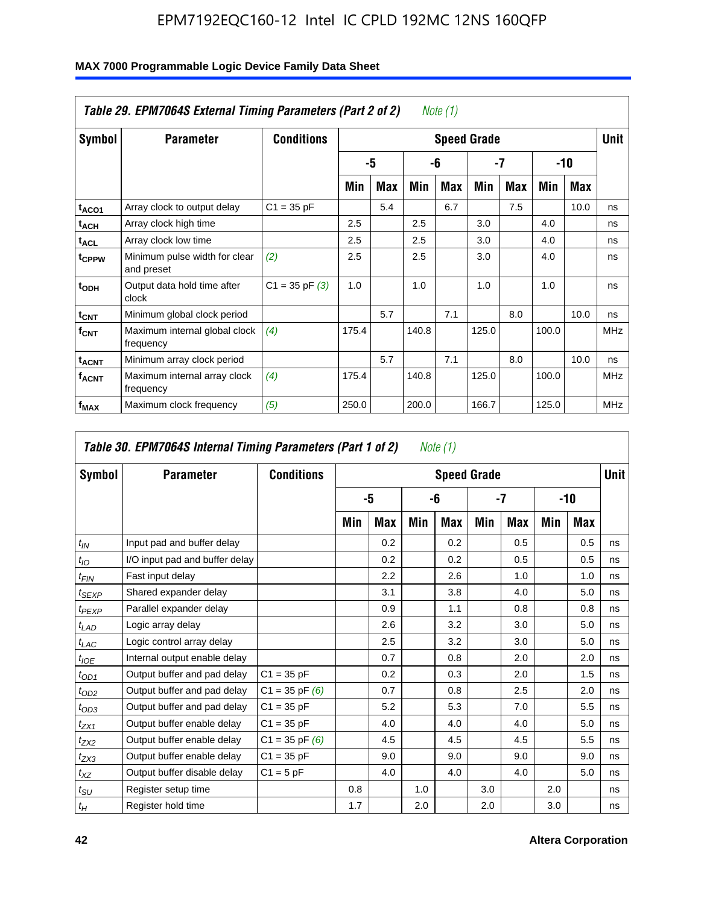| Table 29. EPM7064S External Timing Parameters (Part 2 of 2) *Note (1)* | | | | | | | | | | | |
|---|---|---|---|---|---|---|---|---|---|---|---|
| Symbol | Parameter | Conditions | Speed Grade | | | | | | | | Unit |
| | | | -5 | | -6 | | -7 | | -10 | | |
| | | | Min | Max | Min | Max | Min | Max | Min | Max | |
| $t_{ACO1}$ | Array clock to output delay | C1 = 35 pF | | 5.4 | | 6.7 | | 7.5 | | 10.0 | ns |
| $t_{ACH}$ | Array clock high time | | 2.5 | | 2.5 | | 3.0 | | 4.0 | | ns |
| $t_{ACL}$ | Array clock low time | | 2.5 | | 2.5 | | 3.0 | | 4.0 | | ns |
| $t_{CPPW}$ | Minimum pulse width for clear and preset | *(2)* | 2.5 | | 2.5 | | 3.0 | | 4.0 | | ns |
| $t_{ODH}$ | Output data hold time after clock | C1 = 35 pF *(3)* | 1.0 | | 1.0 | | 1.0 | | 1.0 | | ns |
| $t_{CNT}$ | Minimum global clock period | | | 5.7 | | 7.1 | | 8.0 | | 10.0 | ns |
| $f_{CNT}$ | Maximum internal global clock frequency | *(4)* | 175.4 | | 140.8 | | 125.0 | | 100.0 | | MHz |
| $t_{ACNT}$ | Minimum array clock period | | | 5.7 | | 7.1 | | 8.0 | | 10.0 | ns |
| $f_{ACNT}$ | Maximum internal array clock frequency | *(4)* | 175.4 | | 140.8 | | 125.0 | | 100.0 | | MHz |
| $f_{MAX}$ | Maximum clock frequency | *(5)* | 250.0 | | 200.0 | | 166.7 | | 125.0 | | MHz |

| Table 30. EPM7064S Internal Timing Parameters (Part 1 of 2) *Note (1)* | | | | | | | | | | | |
|---|---|---|---|---|---|---|---|---|---|---|---|
| Symbol | Parameter | Conditions | Speed Grade | | | | | | | | Unit |
| | | | -5 | | -6 | | -7 | | -10 | | |
| | | | Min | Max | Min | Max | Min | Max | Min | Max | |
| $t_{IN}$ | Input pad and buffer delay | | | 0.2 | | 0.2 | | 0.5 | | 0.5 | ns |
| $t_{IO}$ | I/O input pad and buffer delay | | | 0.2 | | 0.2 | | 0.5 | | 0.5 | ns |
| $t_{FIN}$ | Fast input delay | | | 2.2 | | 2.6 | | 1.0 | | 1.0 | ns |
| $t_{SEXP}$ | Shared expander delay | | | 3.1 | | 3.8 | | 4.0 | | 5.0 | ns |
| $t_{PEXP}$ | Parallel expander delay | | | 0.9 | | 1.1 | | 0.8 | | 0.8 | ns |
| $t_{LAD}$ | Logic array delay | | | 2.6 | | 3.2 | | 3.0 | | 5.0 | ns |
| $t_{LAC}$ | Logic control array delay | | | 2.5 | | 3.2 | | 3.0 | | 5.0 | ns |
| $t_{IOE}$ | Internal output enable delay | | | 0.7 | | 0.8 | | 2.0 | | 2.0 | ns |
| $t_{OD1}$ | Output buffer and pad delay | C1 = 35 pF | | 0.2 | | 0.3 | | 2.0 | | 1.5 | ns |
| $t_{OD2}$ | Output buffer and pad delay | C1 = 35 pF *(6)* | | 0.7 | | 0.8 | | 2.5 | | 2.0 | ns |
| $t_{OD3}$ | Output buffer and pad delay | C1 = 35 pF | | 5.2 | | 5.3 | | 7.0 | | 5.5 | ns |
| $t_{ZX1}$ | Output buffer enable delay | C1 = 35 pF | | 4.0 | | 4.0 | | 4.0 | | 5.0 | ns |
| $t_{ZX2}$ | Output buffer enable delay | C1 = 35 pF *(6)* | | 4.5 | | 4.5 | | 4.5 | | 5.5 | ns |
| $t_{ZX3}$ | Output buffer enable delay | C1 = 35 pF | | 9.0 | | 9.0 | | 9.0 | | 9.0 | ns |
| $t_{XZ}$ | Output buffer disable delay | C1 = 5 pF | | 4.0 | | 4.0 | | 4.0 | | 5.0 | ns |
| $t_{SU}$ | Register setup time | | 0.8 | | 1.0 | | 3.0 | | 2.0 | | ns |
| $t_{H}$ | Register hold time | | 1.7 | | 2.0 | | 2.0 | | 3.0 | | ns |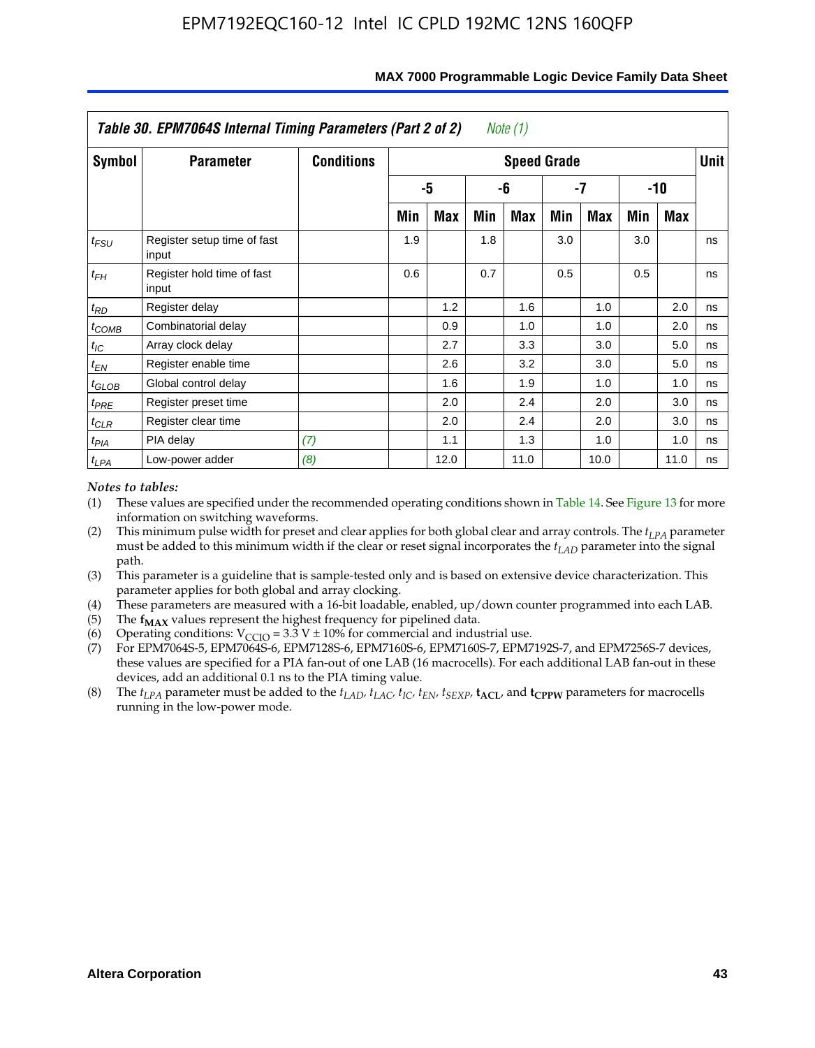| *Table 30. EPM7064S Internal Timing Parameters (Part 2 of 2)* *Note (1)* | | | | | | | | | | | |
|---|---|---|---|---|---|---|---|---|---|---|---|
| **Symbol** | **Parameter** | **Conditions** | **Speed Grade** | | | | | | | | **Unit** |
| | | | **-5** | | **-6** | | **-7** | | **-10** | | |
| | | | **Min** | **Max** | **Min** | **Max** | **Min** | **Max** | **Min** | **Max** | |
| $t_{FSU}$ | Register setup time of fast input | | 1.9 | | 1.8 | | 3.0 | | 3.0 | | ns |
| $t_{FH}$ | Register hold time of fast input | | 0.6 | | 0.7 | | 0.5 | | 0.5 | | ns |
| $t_{RD}$ | Register delay | | | 1.2 | | 1.6 | | 1.0 | | 2.0 | ns |
| $t_{COMB}$ | Combinatorial delay | | | 0.9 | | 1.0 | | 1.0 | | 2.0 | ns |
| $t_{IC}$ | Array clock delay | | | 2.7 | | 3.3 | | 3.0 | | 5.0 | ns |
| $t_{EN}$ | Register enable time | | | 2.6 | | 3.2 | | 3.0 | | 5.0 | ns |
| $t_{GLOB}$ | Global control delay | | | 1.6 | | 1.9 | | 1.0 | | 1.0 | ns |
| $t_{PRE}$ | Register preset time | | | 2.0 | | 2.4 | | 2.0 | | 3.0 | ns |
| $t_{CLR}$ | Register clear time | | | 2.0 | | 2.4 | | 2.0 | | 3.0 | ns |
| $t_{PIA}$ | PIA delay | *(7)* | | 1.1 | | 1.3 | | 1.0 | | 1.0 | ns |
| $t_{LPA}$ | Low-power adder | *(8)* | | 12.0 | | 11.0 | | 10.0 | | 11.0 | ns |

*Notes to tables:*

(1) These values are specified under the recommended operating conditions shown in Table 14. See Figure 13 for more information on switching waveforms.

(2) This minimum pulse width for preset and clear applies for both global clear and array controls. The $t_{LPA}$ parameter must be added to this minimum width if the clear or reset signal incorporates the $t_{LAD}$ parameter into the signal path.

(3) This parameter is a guideline that is sample-tested only and is based on extensive device characterization. This parameter applies for both global and array clocking.

(4) These parameters are measured with a 16-bit loadable, enabled, up/down counter programmed into each LAB.

(5) The $\mathbf{f_{MAX}}$ values represent the highest frequency for pipelined data.

(6) Operating conditions: $V_{CCIO}$ = 3.3 V ± 10% for commercial and industrial use.

(7) For EPM7064S-5, EPM7064S-6, EPM7128S-6, EPM7160S-6, EPM7160S-7, EPM7192S-7, and EPM7256S-7 devices, these values are specified for a PIA fan-out of one LAB (16 macrocells). For each additional LAB fan-out in these devices, add an additional 0.1 ns to the PIA timing value.

(8) The $t_{LPA}$ parameter must be added to the $t_{LAD}$, $t_{LAC}$, $t_{IC}$, $t_{EN}$, $t_{SEXP}$, $\mathbf{t_{ACL}}$, and $\mathbf{t_{CPPW}}$ parameters for macrocells running in the low-power mode.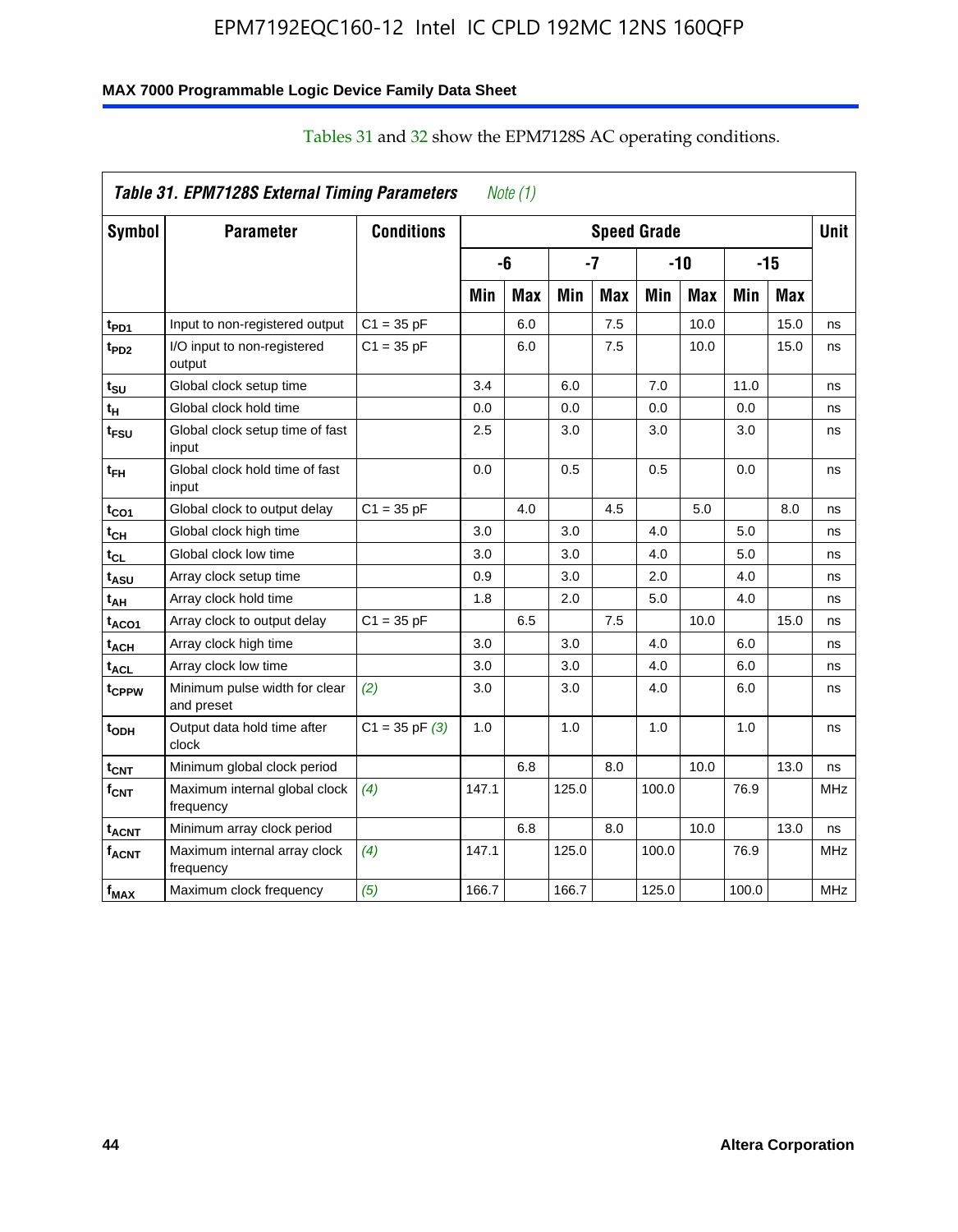Tables 31 and 32 show the EPM7128S AC operating conditions.

| *Table 31. EPM7128S External Timing Parameters* *Note (1)* | | | | | | | | | | | |
|---|---|---|---|---|---|---|---|---|---|---|---|
| **Symbol** | **Parameter** | **Conditions** | **Speed Grade** | | | | | | | | **Unit** |
| | | | **-6** | | **-7** | | **-10** | | **-15** | | |
| | | | **Min** | **Max** | **Min** | **Max** | **Min** | **Max** | **Min** | **Max** | |
| $t_{PD1}$ | Input to non-registered output | C1 = 35 pF | | 6.0 | | 7.5 | | 10.0 | | 15.0 | ns |
| $t_{PD2}$ | I/O input to non-registered output | C1 = 35 pF | | 6.0 | | 7.5 | | 10.0 | | 15.0 | ns |
| $t_{SU}$ | Global clock setup time | | 3.4 | | 6.0 | | 7.0 | | 11.0 | | ns |
| $t_H$ | Global clock hold time | | 0.0 | | 0.0 | | 0.0 | | 0.0 | | ns |
| $t_{FSU}$ | Global clock setup time of fast input | | 2.5 | | 3.0 | | 3.0 | | 3.0 | | ns |
| $t_{FH}$ | Global clock hold time of fast input | | 0.0 | | 0.5 | | 0.5 | | 0.0 | | ns |
| $t_{CO1}$ | Global clock to output delay | C1 = 35 pF | | 4.0 | | 4.5 | | 5.0 | | 8.0 | ns |
| $t_{CH}$ | Global clock high time | | 3.0 | | 3.0 | | 4.0 | | 5.0 | | ns |
| $t_{CL}$ | Global clock low time | | 3.0 | | 3.0 | | 4.0 | | 5.0 | | ns |
| $t_{ASU}$ | Array clock setup time | | 0.9 | | 3.0 | | 2.0 | | 4.0 | | ns |
| $t_{AH}$ | Array clock hold time | | 1.8 | | 2.0 | | 5.0 | | 4.0 | | ns |
| $t_{ACO1}$ | Array clock to output delay | C1 = 35 pF | | 6.5 | | 7.5 | | 10.0 | | 15.0 | ns |
| $t_{ACH}$ | Array clock high time | | 3.0 | | 3.0 | | 4.0 | | 6.0 | | ns |
| $t_{ACL}$ | Array clock low time | | 3.0 | | 3.0 | | 4.0 | | 6.0 | | ns |
| $t_{CPPW}$ | Minimum pulse width for clear and preset | *(2)* | 3.0 | | 3.0 | | 4.0 | | 6.0 | | ns |
| $t_{ODH}$ | Output data hold time after clock | C1 = 35 pF *(3)* | 1.0 | | 1.0 | | 1.0 | | 1.0 | | ns |
| $t_{CNT}$ | Minimum global clock period | | | 6.8 | | 8.0 | | 10.0 | | 13.0 | ns |
| $f_{CNT}$ | Maximum internal global clock frequency | *(4)* | 147.1 | | 125.0 | | 100.0 | | 76.9 | | MHz |
| $t_{ACNT}$ | Minimum array clock period | | | 6.8 | | 8.0 | | 10.0 | | 13.0 | ns |
| $f_{ACNT}$ | Maximum internal array clock frequency | *(4)* | 147.1 | | 125.0 | | 100.0 | | 76.9 | | MHz |
| $f_{MAX}$ | Maximum clock frequency | *(5)* | 166.7 | | 166.7 | | 125.0 | | 100.0 | | MHz |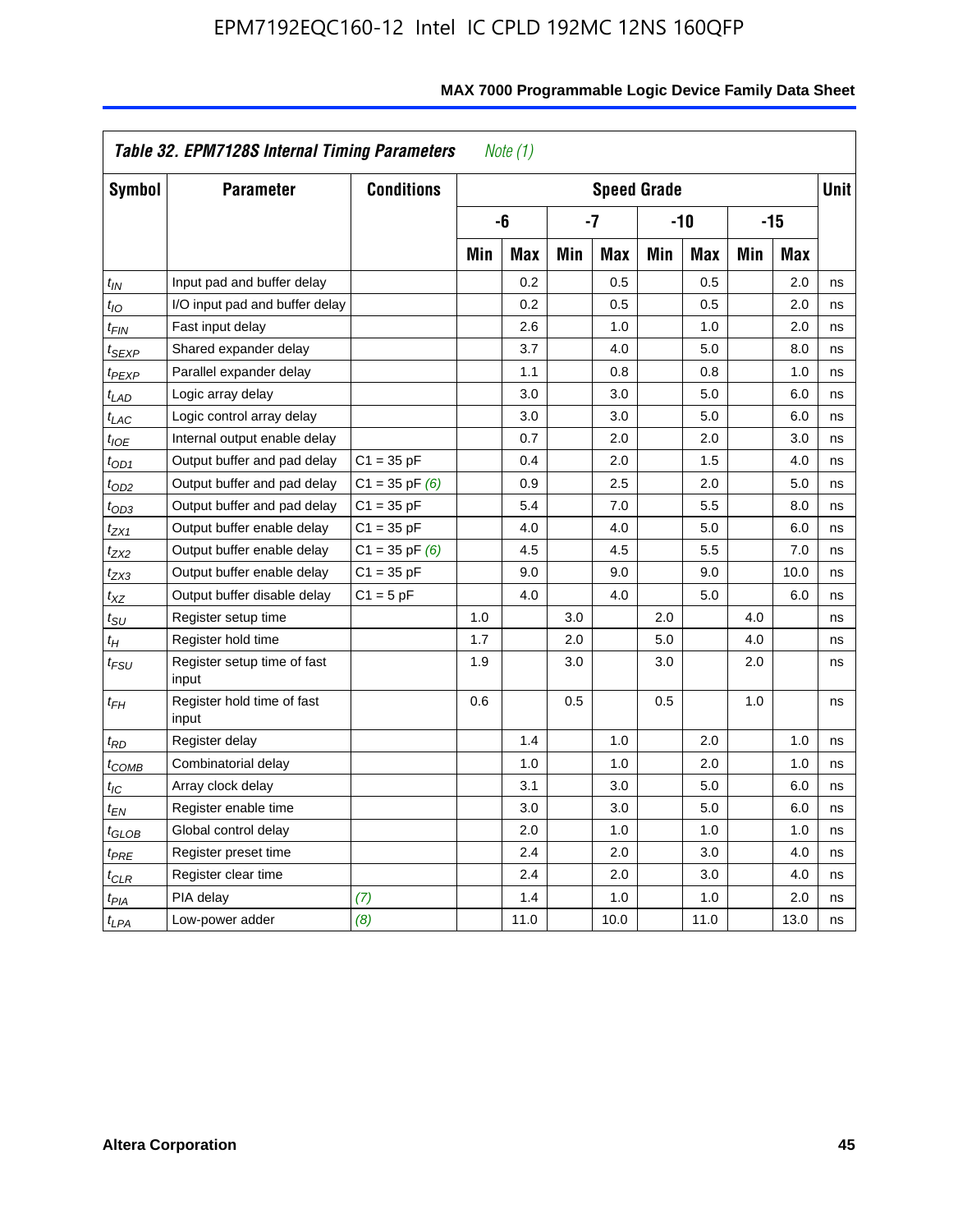### Table 32. EPM7128S Internal Timing Parameters *Note (1)*

| Symbol | Parameter | Conditions | Speed Grade | | | | | | | | Unit |
|---|---|---|---|---|---|---|---|---|---|---|---|
| | | | -6 | | -7 | | -10 | | -15 | | |
| | | | Min | Max | Min | Max | Min | Max | Min | Max | |
| $t_{IN}$ | Input pad and buffer delay | | | 0.2 | | 0.5 | | 0.5 | | 2.0 | ns |
| $t_{IO}$ | I/O input pad and buffer delay | | | 0.2 | | 0.5 | | 0.5 | | 2.0 | ns |
| $t_{FIN}$ | Fast input delay | | | 2.6 | | 1.0 | | 1.0 | | 2.0 | ns |
| $t_{SEXP}$ | Shared expander delay | | | 3.7 | | 4.0 | | 5.0 | | 8.0 | ns |
| $t_{PEXP}$ | Parallel expander delay | | | 1.1 | | 0.8 | | 0.8 | | 1.0 | ns |
| $t_{LAD}$ | Logic array delay | | | 3.0 | | 3.0 | | 5.0 | | 6.0 | ns |
| $t_{LAC}$ | Logic control array delay | | | 3.0 | | 3.0 | | 5.0 | | 6.0 | ns |
| $t_{IOE}$ | Internal output enable delay | | | 0.7 | | 2.0 | | 2.0 | | 3.0 | ns |
| $t_{OD1}$ | Output buffer and pad delay | C1 = 35 pF | | 0.4 | | 2.0 | | 1.5 | | 4.0 | ns |
| $t_{OD2}$ | Output buffer and pad delay | C1 = 35 pF *(6)* | | 0.9 | | 2.5 | | 2.0 | | 5.0 | ns |
| $t_{OD3}$ | Output buffer and pad delay | C1 = 35 pF | | 5.4 | | 7.0 | | 5.5 | | 8.0 | ns |
| $t_{ZX1}$ | Output buffer enable delay | C1 = 35 pF | | 4.0 | | 4.0 | | 5.0 | | 6.0 | ns |
| $t_{ZX2}$ | Output buffer enable delay | C1 = 35 pF *(6)* | | 4.5 | | 4.5 | | 5.5 | | 7.0 | ns |
| $t_{ZX3}$ | Output buffer enable delay | C1 = 35 pF | | 9.0 | | 9.0 | | 9.0 | | 10.0 | ns |
| $t_{XZ}$ | Output buffer disable delay | C1 = 5 pF | | 4.0 | | 4.0 | | 5.0 | | 6.0 | ns |
| $t_{SU}$ | Register setup time | | 1.0 | | 3.0 | | 2.0 | | 4.0 | | ns |
| $t_{H}$ | Register hold time | | 1.7 | | 2.0 | | 5.0 | | 4.0 | | ns |
| $t_{FSU}$ | Register setup time of fast input | | 1.9 | | 3.0 | | 3.0 | | 2.0 | | ns |
| $t_{FH}$ | Register hold time of fast input | | 0.6 | | 0.5 | | 0.5 | | 1.0 | | ns |
| $t_{RD}$ | Register delay | | | 1.4 | | 1.0 | | 2.0 | | 1.0 | ns |
| $t_{COMB}$ | Combinatorial delay | | | 1.0 | | 1.0 | | 2.0 | | 1.0 | ns |
| $t_{IC}$ | Array clock delay | | | 3.1 | | 3.0 | | 5.0 | | 6.0 | ns |
| $t_{EN}$ | Register enable time | | | 3.0 | | 3.0 | | 5.0 | | 6.0 | ns |
| $t_{GLOB}$ | Global control delay | | | 2.0 | | 1.0 | | 1.0 | | 1.0 | ns |
| $t_{PRE}$ | Register preset time | | | 2.4 | | 2.0 | | 3.0 | | 4.0 | ns |
| $t_{CLR}$ | Register clear time | | | 2.4 | | 2.0 | | 3.0 | | 4.0 | ns |
| $t_{PIA}$ | PIA delay | *(7)* | | 1.4 | | 1.0 | | 1.0 | | 2.0 | ns |
| $t_{LPA}$ | Low-power adder | *(8)* | | 11.0 | | 10.0 | | 11.0 | | 13.0 | ns |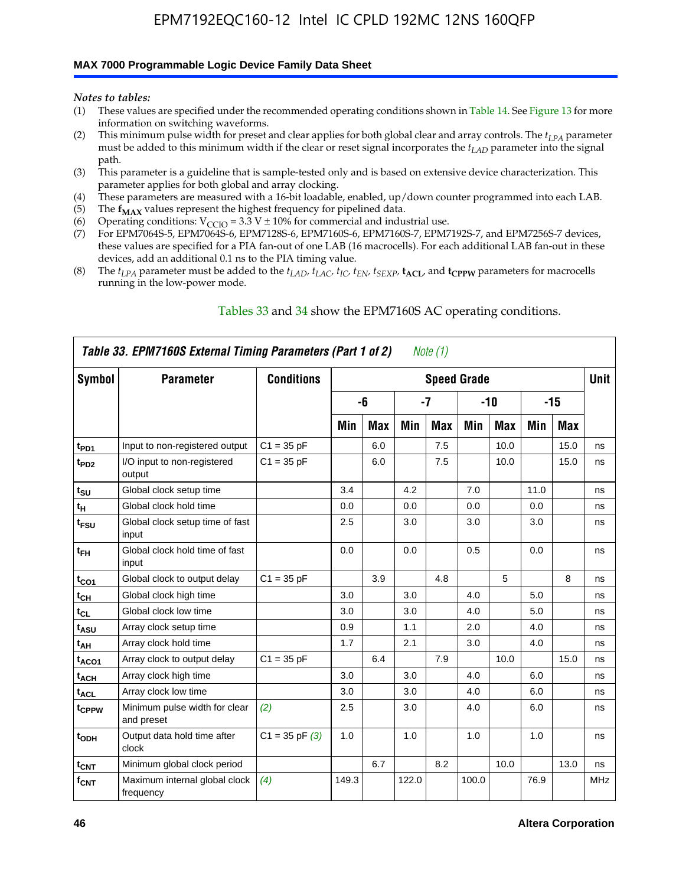*Notes to tables:*

(1) These values are specified under the recommended operating conditions shown in Table 14. See Figure 13 for more information on switching waveforms.
(2) This minimum pulse width for preset and clear applies for both global clear and array controls. The $t_{LPA}$ parameter must be added to this minimum width if the clear or reset signal incorporates the $t_{LAD}$ parameter into the signal path.
(3) This parameter is a guideline that is sample-tested only and is based on extensive device characterization. This parameter applies for both global and array clocking.
(4) These parameters are measured with a 16-bit loadable, enabled, up/down counter programmed into each LAB.
(5) The $\mathbf{f_{MAX}}$ values represent the highest frequency for pipelined data.
(6) Operating conditions: $V_{CCIO}$ = 3.3 V ± 10% for commercial and industrial use.
(7) For EPM7064S-5, EPM7064S-6, EPM7128S-6, EPM7160S-6, EPM7160S-7, EPM7192S-7, and EPM7256S-7 devices, these values are specified for a PIA fan-out of one LAB (16 macrocells). For each additional LAB fan-out in these devices, add an additional 0.1 ns to the PIA timing value.
(8) The $t_{LPA}$ parameter must be added to the $t_{LAD}$, $t_{LAC}$, $t_{IC}$, $t_{EN}$, $t_{SEXP}$, $\mathbf{t_{ACL}}$, and $\mathbf{t_{CPPW}}$ parameters for macrocells running in the low-power mode.

Tables 33 and 34 show the EPM7160S AC operating conditions.

**Table 33. EPM7160S External Timing Parameters (Part 1 of 2)** *Note (1)*

| Symbol | Parameter | Conditions | Speed Grade | | | | | | | | Unit |
|---|---|---|---|---|---|---|---|---|---|---|---|
| | | | -6 | | -7 | | -10 | | -15 | | |
| | | | Min | Max | Min | Max | Min | Max | Min | Max | |
| $t_{PD1}$ | Input to non-registered output | C1 = 35 pF | | 6.0 | | 7.5 | | 10.0 | | 15.0 | ns |
| $t_{PD2}$ | I/O input to non-registered output | C1 = 35 pF | | 6.0 | | 7.5 | | 10.0 | | 15.0 | ns |
| $t_{SU}$ | Global clock setup time | | 3.4 | | 4.2 | | 7.0 | | 11.0 | | ns |
| $t_H$ | Global clock hold time | | 0.0 | | 0.0 | | 0.0 | | 0.0 | | ns |
| $t_{FSU}$ | Global clock setup time of fast input | | 2.5 | | 3.0 | | 3.0 | | 3.0 | | ns |
| $t_{FH}$ | Global clock hold time of fast input | | 0.0 | | 0.0 | | 0.5 | | 0.0 | | ns |
| $t_{CO1}$ | Global clock to output delay | C1 = 35 pF | | 3.9 | | 4.8 | | 5 | | 8 | ns |
| $t_{CH}$ | Global clock high time | | 3.0 | | 3.0 | | 4.0 | | 5.0 | | ns |
| $t_{CL}$ | Global clock low time | | 3.0 | | 3.0 | | 4.0 | | 5.0 | | ns |
| $t_{ASU}$ | Array clock setup time | | 0.9 | | 1.1 | | 2.0 | | 4.0 | | ns |
| $t_{AH}$ | Array clock hold time | | 1.7 | | 2.1 | | 3.0 | | 4.0 | | ns |
| $t_{ACO1}$ | Array clock to output delay | C1 = 35 pF | | 6.4 | | 7.9 | | 10.0 | | 15.0 | ns |
| $t_{ACH}$ | Array clock high time | | 3.0 | | 3.0 | | 4.0 | | 6.0 | | ns |
| $t_{ACL}$ | Array clock low time | | 3.0 | | 3.0 | | 4.0 | | 6.0 | | ns |
| $t_{CPPW}$ | Minimum pulse width for clear and preset | *(2)* | 2.5 | | 3.0 | | 4.0 | | 6.0 | | ns |
| $t_{ODH}$ | Output data hold time after clock | C1 = 35 pF *(3)* | 1.0 | | 1.0 | | 1.0 | | 1.0 | | ns |
| $t_{CNT}$ | Minimum global clock period | | | 6.7 | | 8.2 | | 10.0 | | 13.0 | ns |
| $f_{CNT}$ | Maximum internal global clock frequency | *(4)* | 149.3 | | 122.0 | | 100.0 | | 76.9 | | MHz |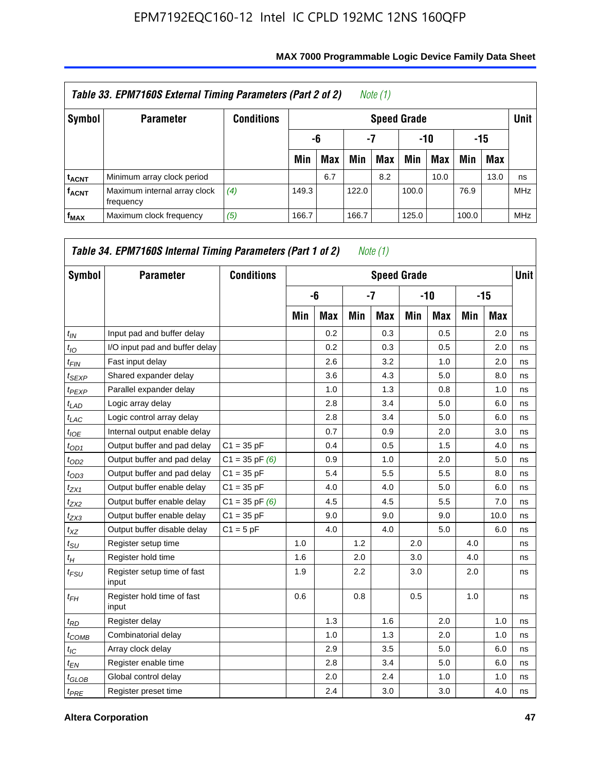**Table 33. EPM7160S External Timing Parameters (Part 2 of 2)** *Note (1)*

| Symbol | Parameter | Conditions | Speed Grade | | | | | | | | Unit |
|---|---|---|---|---|---|---|---|---|---|---|---|
| | | | -6 | | -7 | | -10 | | -15 | | |
| | | | Min | Max | Min | Max | Min | Max | Min | Max | |
| $t_{ACNT}$ | Minimum array clock period | | | 6.7 | | 8.2 | | 10.0 | | 13.0 | ns |
| $f_{ACNT}$ | Maximum internal array clock frequency | *(4)* | 149.3 | | 122.0 | | 100.0 | | 76.9 | | MHz |
| $f_{MAX}$ | Maximum clock frequency | *(5)* | 166.7 | | 166.7 | | 125.0 | | 100.0 | | MHz |

**Table 34. EPM7160S Internal Timing Parameters (Part 1 of 2)** *Note (1)*

| Symbol | Parameter | Conditions | Speed Grade | | | | | | | | Unit |
|---|---|---|---|---|---|---|---|---|---|---|---|
| | | | -6 | | -7 | | -10 | | -15 | | |
| | | | Min | Max | Min | Max | Min | Max | Min | Max | |
| $t_{IN}$ | Input pad and buffer delay | | | 0.2 | | 0.3 | | 0.5 | | 2.0 | ns |
| $t_{IO}$ | I/O input pad and buffer delay | | | 0.2 | | 0.3 | | 0.5 | | 2.0 | ns |
| $t_{FIN}$ | Fast input delay | | | 2.6 | | 3.2 | | 1.0 | | 2.0 | ns |
| $t_{SEXP}$ | Shared expander delay | | | 3.6 | | 4.3 | | 5.0 | | 8.0 | ns |
| $t_{PEXP}$ | Parallel expander delay | | | 1.0 | | 1.3 | | 0.8 | | 1.0 | ns |
| $t_{LAD}$ | Logic array delay | | | 2.8 | | 3.4 | | 5.0 | | 6.0 | ns |
| $t_{LAC}$ | Logic control array delay | | | 2.8 | | 3.4 | | 5.0 | | 6.0 | ns |
| $t_{IOE}$ | Internal output enable delay | | | 0.7 | | 0.9 | | 2.0 | | 3.0 | ns |
| $t_{OD1}$ | Output buffer and pad delay | C1 = 35 pF | | 0.4 | | 0.5 | | 1.5 | | 4.0 | ns |
| $t_{OD2}$ | Output buffer and pad delay | C1 = 35 pF *(6)* | | 0.9 | | 1.0 | | 2.0 | | 5.0 | ns |
| $t_{OD3}$ | Output buffer and pad delay | C1 = 35 pF | | 5.4 | | 5.5 | | 5.5 | | 8.0 | ns |
| $t_{ZX1}$ | Output buffer enable delay | C1 = 35 pF | | 4.0 | | 4.0 | | 5.0 | | 6.0 | ns |
| $t_{ZX2}$ | Output buffer enable delay | C1 = 35 pF *(6)* | | 4.5 | | 4.5 | | 5.5 | | 7.0 | ns |
| $t_{ZX3}$ | Output buffer enable delay | C1 = 35 pF | | 9.0 | | 9.0 | | 9.0 | | 10.0 | ns |
| $t_{XZ}$ | Output buffer disable delay | C1 = 5 pF | | 4.0 | | 4.0 | | 5.0 | | 6.0 | ns |
| $t_{SU}$ | Register setup time | | 1.0 | | 1.2 | | 2.0 | | 4.0 | | ns |
| $t_{H}$ | Register hold time | | 1.6 | | 2.0 | | 3.0 | | 4.0 | | ns |
| $t_{FSU}$ | Register setup time of fast input | | 1.9 | | 2.2 | | 3.0 | | 2.0 | | ns |
| $t_{FH}$ | Register hold time of fast input | | 0.6 | | 0.8 | | 0.5 | | 1.0 | | ns |
| $t_{RD}$ | Register delay | | | 1.3 | | 1.6 | | 2.0 | | 1.0 | ns |
| $t_{COMB}$ | Combinatorial delay | | | 1.0 | | 1.3 | | 2.0 | | 1.0 | ns |
| $t_{IC}$ | Array clock delay | | | 2.9 | | 3.5 | | 5.0 | | 6.0 | ns |
| $t_{EN}$ | Register enable time | | | 2.8 | | 3.4 | | 5.0 | | 6.0 | ns |
| $t_{GLOB}$ | Global control delay | | | 2.0 | | 2.4 | | 1.0 | | 1.0 | ns |
| $t_{PRE}$ | Register preset time | | | 2.4 | | 3.0 | | 3.0 | | 4.0 | ns |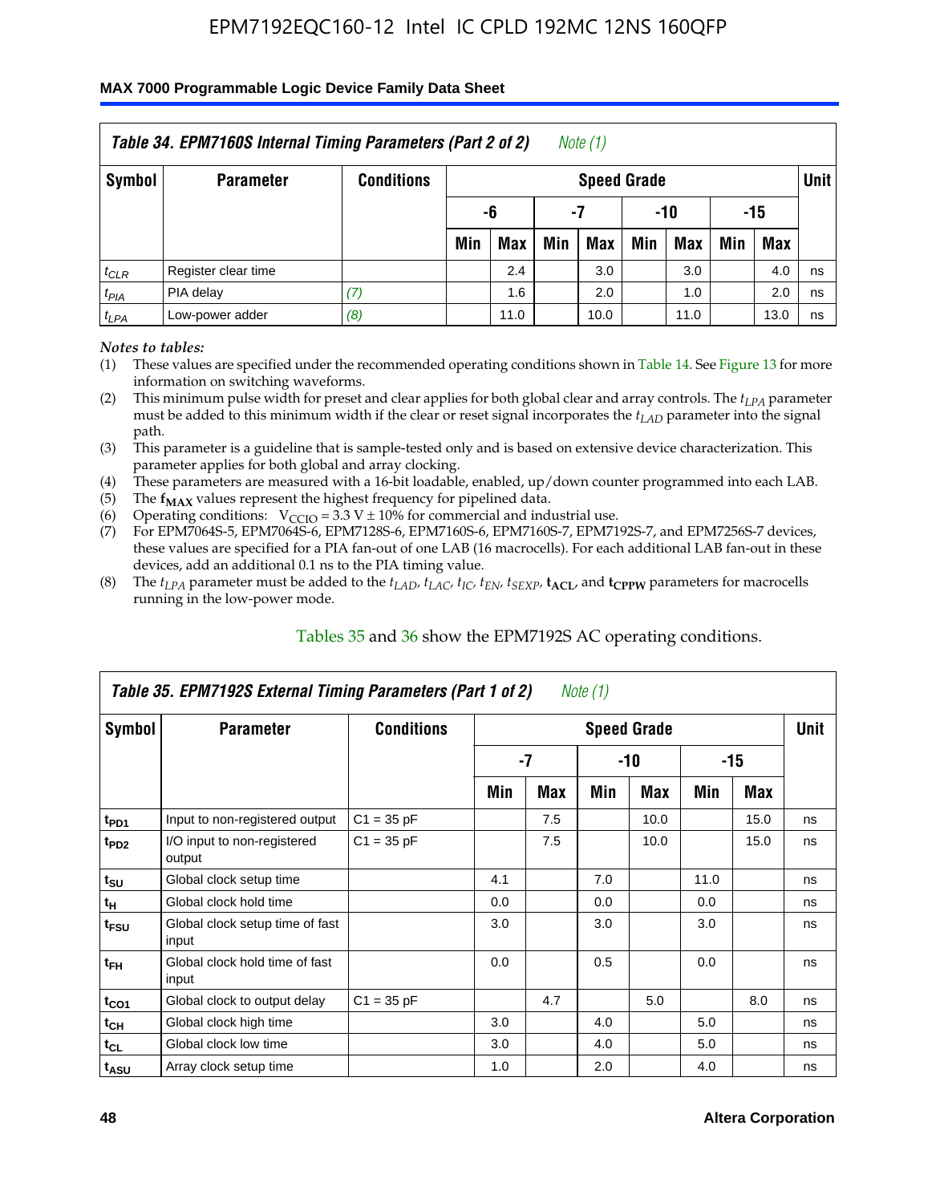## Table 34. EPM7160S Internal Timing Parameters (Part 2 of 2) *Note (1)*

| Symbol | Parameter | Conditions | Speed Grade | | | | | | | | Unit |
|---|---|---|---|---|---|---|---|---|---|---|---|
| | | | -6 | | -7 | | -10 | | -15 | | |
| | | | Min | Max | Min | Max | Min | Max | Min | Max | |
| $t_{CLR}$ | Register clear time | | | 2.4 | | 3.0 | | 3.0 | | 4.0 | ns |
| $t_{PIA}$ | PIA delay | *(7)* | | 1.6 | | 2.0 | | 1.0 | | 2.0 | ns |
| $t_{LPA}$ | Low-power adder | *(8)* | | 11.0 | | 10.0 | | 11.0 | | 13.0 | ns |

*Notes to tables:*

(1) These values are specified under the recommended operating conditions shown in Table 14. See Figure 13 for more information on switching waveforms.

(2) This minimum pulse width for preset and clear applies for both global clear and array controls. The $t_{LPA}$ parameter must be added to this minimum width if the clear or reset signal incorporates the $t_{LAD}$ parameter into the signal path.

(3) This parameter is a guideline that is sample-tested only and is based on extensive device characterization. This parameter applies for both global and array clocking.

(4) These parameters are measured with a 16-bit loadable, enabled, up/down counter programmed into each LAB.

(5) The $\mathbf{f_{MAX}}$ values represent the highest frequency for pipelined data.

(6) Operating conditions: $V_{CCIO} = 3.3\text{ V} \pm 10\%$ for commercial and industrial use.

(7) For EPM7064S-5, EPM7064S-6, EPM7128S-6, EPM7160S-6, EPM7160S-7, EPM7192S-7, and EPM7256S-7 devices, these values are specified for a PIA fan-out of one LAB (16 macrocells). For each additional LAB fan-out in these devices, add an additional 0.1 ns to the PIA timing value.

(8) The $t_{LPA}$ parameter must be added to the $t_{LAD}$, $t_{LAC}$, $t_{IC}$, $t_{EN}$, $t_{SEXP}$, $\mathbf{t_{ACL}}$, and $\mathbf{t_{CPPW}}$ parameters for macrocells running in the low-power mode.

Tables 35 and 36 show the EPM7192S AC operating conditions.

## Table 35. EPM7192S External Timing Parameters (Part 1 of 2) *Note (1)*

| Symbol | Parameter | Conditions | Speed Grade | | | | | | Unit |
|---|---|---|---|---|---|---|---|---|---|
| | | | -7 | | -10 | | -15 | | |
| | | | Min | Max | Min | Max | Min | Max | |
| $t_{PD1}$ | Input to non-registered output | C1 = 35 pF | | 7.5 | | 10.0 | | 15.0 | ns |
| $t_{PD2}$ | I/O input to non-registered output | C1 = 35 pF | | 7.5 | | 10.0 | | 15.0 | ns |
| $t_{SU}$ | Global clock setup time | | 4.1 | | 7.0 | | 11.0 | | ns |
| $t_H$ | Global clock hold time | | 0.0 | | 0.0 | | 0.0 | | ns |
| $t_{FSU}$ | Global clock setup time of fast input | | 3.0 | | 3.0 | | 3.0 | | ns |
| $t_{FH}$ | Global clock hold time of fast input | | 0.0 | | 0.5 | | 0.0 | | ns |
| $t_{CO1}$ | Global clock to output delay | C1 = 35 pF | | 4.7 | | 5.0 | | 8.0 | ns |
| $t_{CH}$ | Global clock high time | | 3.0 | | 4.0 | | 5.0 | | ns |
| $t_{CL}$ | Global clock low time | | 3.0 | | 4.0 | | 5.0 | | ns |
| $t_{ASU}$ | Array clock setup time | | 1.0 | | 2.0 | | 4.0 | | ns |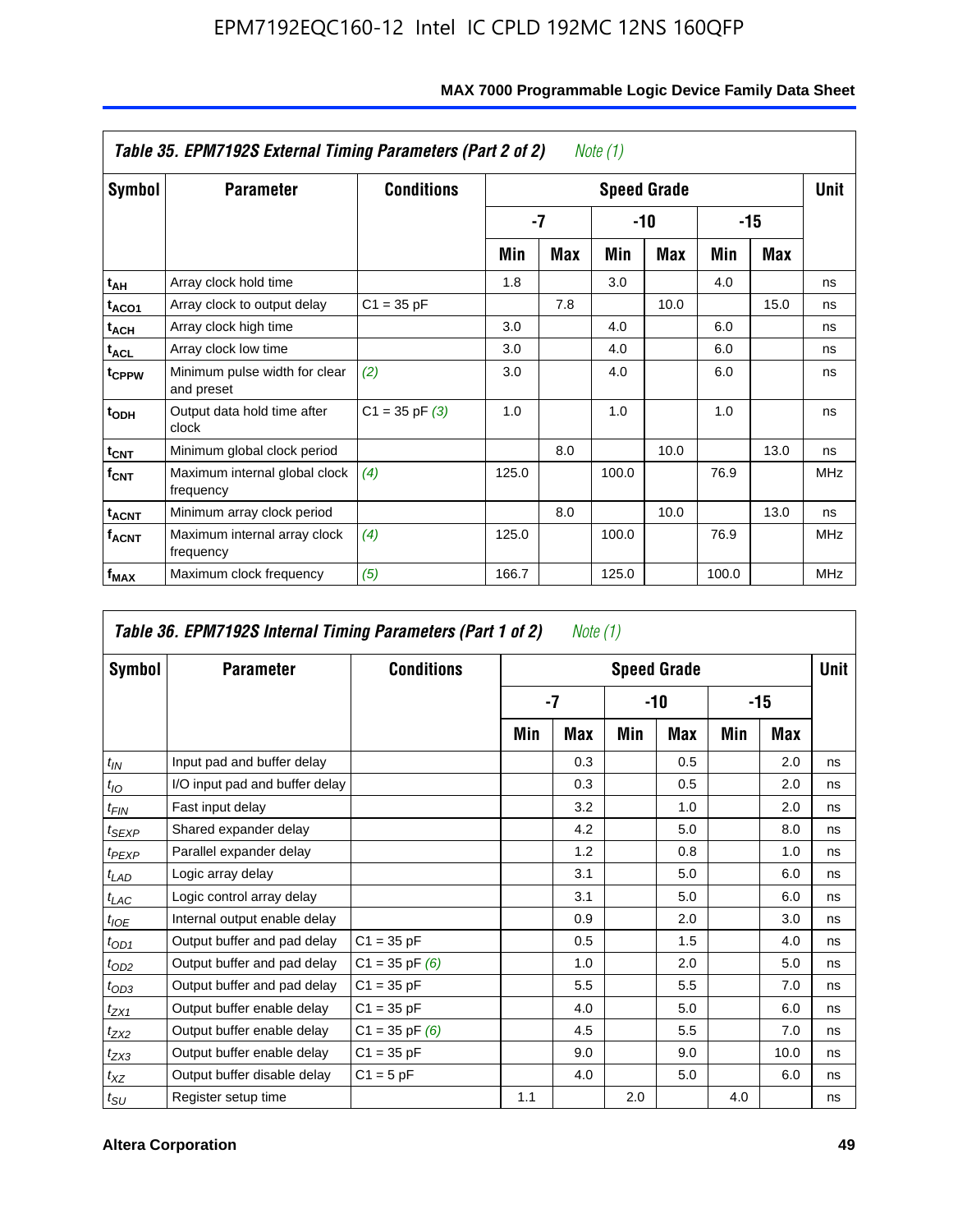**Table 35. EPM7192S External Timing Parameters (Part 2 of 2)** *Note (1)*

| Symbol | Parameter | Conditions | Speed Grade | | | | | | Unit |
|---|---|---|---|---|---|---|---|---|---|
| | | | -7 | | -10 | | -15 | | |
| | | | Min | Max | Min | Max | Min | Max | |
| $t_{AH}$ | Array clock hold time | | 1.8 | | 3.0 | | 4.0 | | ns |
| $t_{ACO1}$ | Array clock to output delay | C1 = 35 pF | | 7.8 | | 10.0 | | 15.0 | ns |
| $t_{ACH}$ | Array clock high time | | 3.0 | | 4.0 | | 6.0 | | ns |
| $t_{ACL}$ | Array clock low time | | 3.0 | | 4.0 | | 6.0 | | ns |
| $t_{CPPW}$ | Minimum pulse width for clear and preset | *(2)* | 3.0 | | 4.0 | | 6.0 | | ns |
| $t_{ODH}$ | Output data hold time after clock | C1 = 35 pF *(3)* | 1.0 | | 1.0 | | 1.0 | | ns |
| $t_{CNT}$ | Minimum global clock period | | | 8.0 | | 10.0 | | 13.0 | ns |
| $f_{CNT}$ | Maximum internal global clock frequency | *(4)* | 125.0 | | 100.0 | | 76.9 | | MHz |
| $t_{ACNT}$ | Minimum array clock period | | | 8.0 | | 10.0 | | 13.0 | ns |
| $f_{ACNT}$ | Maximum internal array clock frequency | *(4)* | 125.0 | | 100.0 | | 76.9 | | MHz |
| $f_{MAX}$ | Maximum clock frequency | *(5)* | 166.7 | | 125.0 | | 100.0 | | MHz |

**Table 36. EPM7192S Internal Timing Parameters (Part 1 of 2)** *Note (1)*

| Symbol | Parameter | Conditions | Speed Grade | | | | | | Unit |
|---|---|---|---|---|---|---|---|---|---|
| | | | -7 | | -10 | | -15 | | |
| | | | Min | Max | Min | Max | Min | Max | |
| $t_{IN}$ | Input pad and buffer delay | | | 0.3 | | 0.5 | | 2.0 | ns |
| $t_{IO}$ | I/O input pad and buffer delay | | | 0.3 | | 0.5 | | 2.0 | ns |
| $t_{FIN}$ | Fast input delay | | | 3.2 | | 1.0 | | 2.0 | ns |
| $t_{SEXP}$ | Shared expander delay | | | 4.2 | | 5.0 | | 8.0 | ns |
| $t_{PEXP}$ | Parallel expander delay | | | 1.2 | | 0.8 | | 1.0 | ns |
| $t_{LAD}$ | Logic array delay | | | 3.1 | | 5.0 | | 6.0 | ns |
| $t_{LAC}$ | Logic control array delay | | | 3.1 | | 5.0 | | 6.0 | ns |
| $t_{IOE}$ | Internal output enable delay | | | 0.9 | | 2.0 | | 3.0 | ns |
| $t_{OD1}$ | Output buffer and pad delay | C1 = 35 pF | | 0.5 | | 1.5 | | 4.0 | ns |
| $t_{OD2}$ | Output buffer and pad delay | C1 = 35 pF *(6)* | | 1.0 | | 2.0 | | 5.0 | ns |
| $t_{OD3}$ | Output buffer and pad delay | C1 = 35 pF | | 5.5 | | 5.5 | | 7.0 | ns |
| $t_{ZX1}$ | Output buffer enable delay | C1 = 35 pF | | 4.0 | | 5.0 | | 6.0 | ns |
| $t_{ZX2}$ | Output buffer enable delay | C1 = 35 pF *(6)* | | 4.5 | | 5.5 | | 7.0 | ns |
| $t_{ZX3}$ | Output buffer enable delay | C1 = 35 pF | | 9.0 | | 9.0 | | 10.0 | ns |
| $t_{XZ}$ | Output buffer disable delay | C1 = 5 pF | | 4.0 | | 5.0 | | 6.0 | ns |
| $t_{SU}$ | Register setup time | | 1.1 | | 2.0 | | 4.0 | | ns |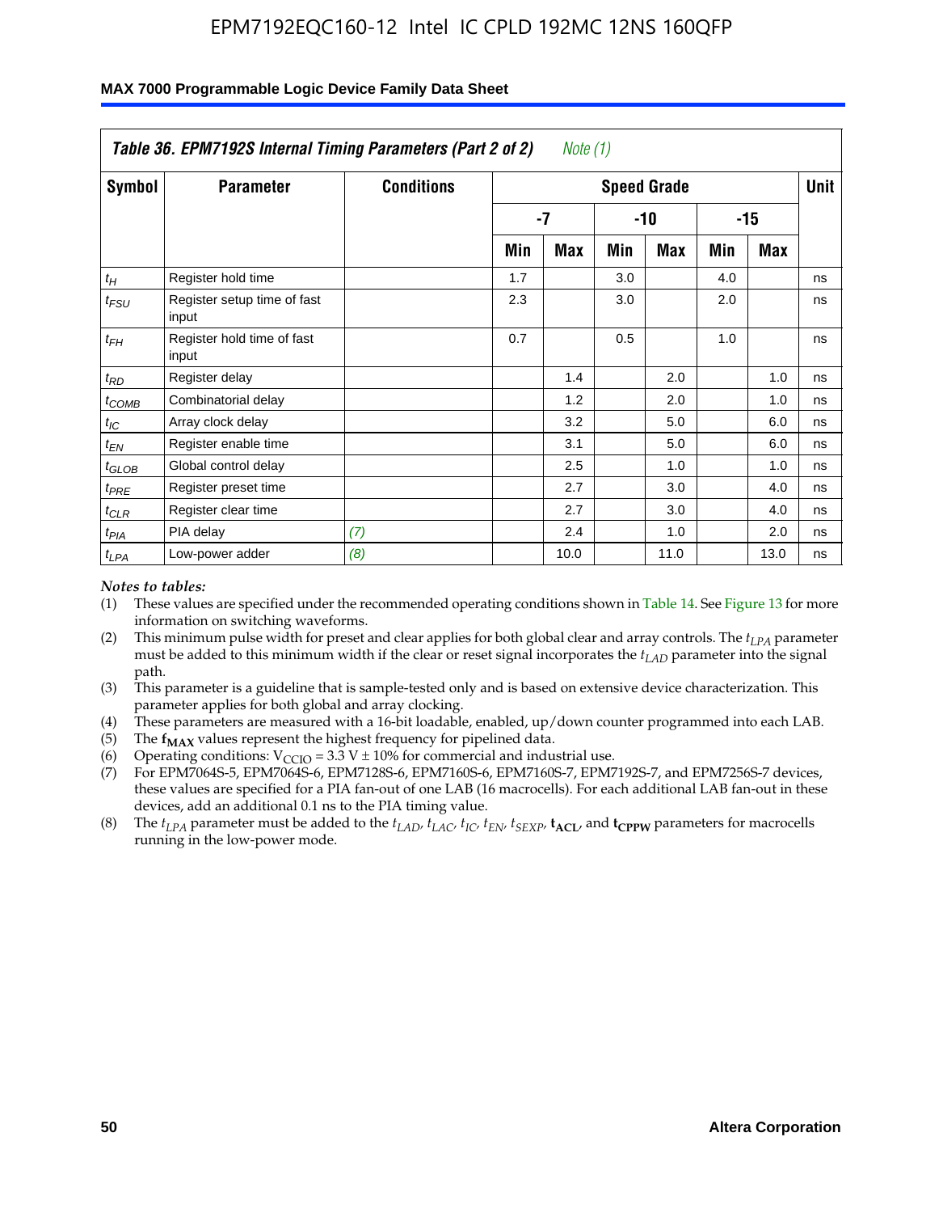| *Table 36. EPM7192S Internal Timing Parameters (Part 2 of 2)* *Note (1)* | | | | | | | | | |
|---|---|---|---|---|---|---|---|---|---|
| **Symbol** | **Parameter** | **Conditions** | **Speed Grade** | | | | | | **Unit** |
| | | | **-7** | | **-10** | | **-15** | | |
| | | | **Min** | **Max** | **Min** | **Max** | **Min** | **Max** | |
| $t_H$ | Register hold time | | 1.7 | | 3.0 | | 4.0 | | ns |
| $t_{FSU}$ | Register setup time of fast input | | 2.3 | | 3.0 | | 2.0 | | ns |
| $t_{FH}$ | Register hold time of fast input | | 0.7 | | 0.5 | | 1.0 | | ns |
| $t_{RD}$ | Register delay | | | 1.4 | | 2.0 | | 1.0 | ns |
| $t_{COMB}$ | Combinatorial delay | | | 1.2 | | 2.0 | | 1.0 | ns |
| $t_{IC}$ | Array clock delay | | | 3.2 | | 5.0 | | 6.0 | ns |
| $t_{EN}$ | Register enable time | | | 3.1 | | 5.0 | | 6.0 | ns |
| $t_{GLOB}$ | Global control delay | | | 2.5 | | 1.0 | | 1.0 | ns |
| $t_{PRE}$ | Register preset time | | | 2.7 | | 3.0 | | 4.0 | ns |
| $t_{CLR}$ | Register clear time | | | 2.7 | | 3.0 | | 4.0 | ns |
| $t_{PIA}$ | PIA delay | *(7)* | | 2.4 | | 1.0 | | 2.0 | ns |
| $t_{LPA}$ | Low-power adder | *(8)* | | 10.0 | | 11.0 | | 13.0 | ns |

*Notes to tables:*

(1) These values are specified under the recommended operating conditions shown in Table 14. See Figure 13 for more information on switching waveforms.

(2) This minimum pulse width for preset and clear applies for both global clear and array controls. The $t_{LPA}$ parameter must be added to this minimum width if the clear or reset signal incorporates the $t_{LAD}$ parameter into the signal path.

(3) This parameter is a guideline that is sample-tested only and is based on extensive device characterization. This parameter applies for both global and array clocking.

(4) These parameters are measured with a 16-bit loadable, enabled, up/down counter programmed into each LAB.

(5) The $\mathbf{f_{MAX}}$ values represent the highest frequency for pipelined data.

(6) Operating conditions: $V_{CCIO} = 3.3\text{ V} \pm 10\%$ for commercial and industrial use.

(7) For EPM7064S-5, EPM7064S-6, EPM7128S-6, EPM7160S-6, EPM7160S-7, EPM7192S-7, and EPM7256S-7 devices, these values are specified for a PIA fan-out of one LAB (16 macrocells). For each additional LAB fan-out in these devices, add an additional 0.1 ns to the PIA timing value.

(8) The $t_{LPA}$ parameter must be added to the $t_{LAD}$, $t_{LAC}$, $t_{IC}$, $t_{EN}$, $t_{SEXP}$, $\mathbf{t_{ACL}}$, and $\mathbf{t_{CPPW}}$ parameters for macrocells running in the low-power mode.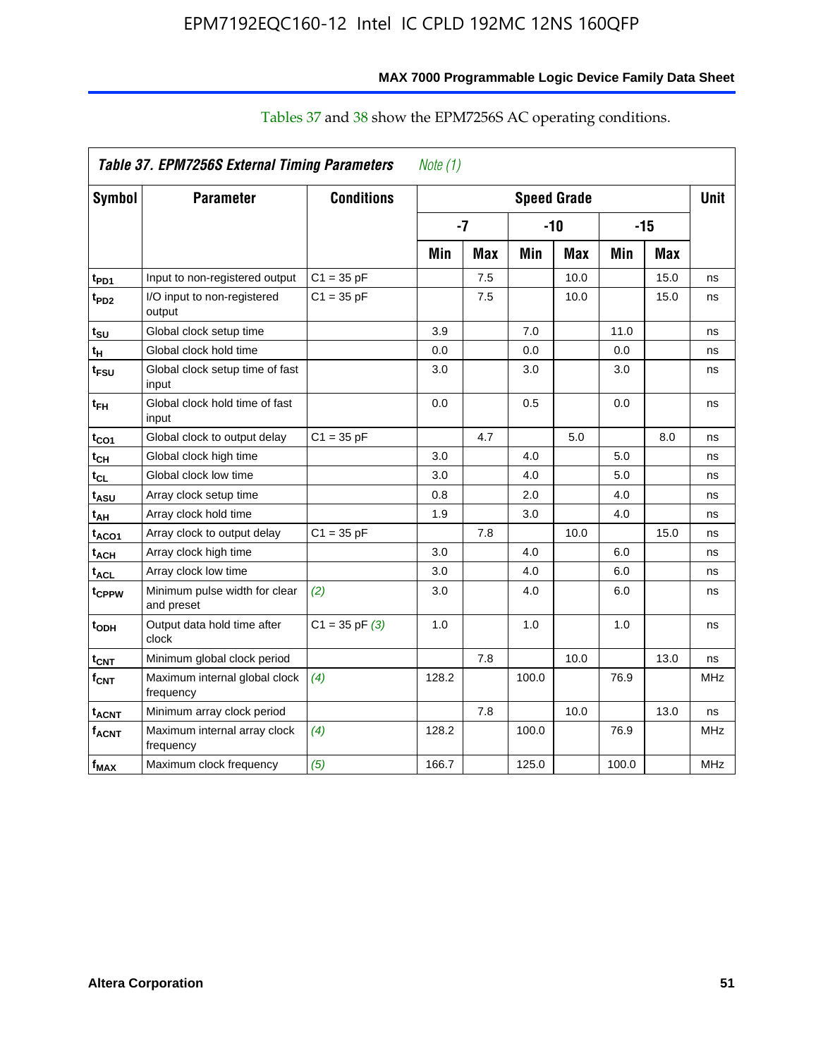Tables 37 and 38 show the EPM7256S AC operating conditions.

| Table 37. EPM7256S External Timing Parameters *Note (1)* | | | | | | | | | |
|---|---|---|---|---|---|---|---|---|---|
| Symbol | Parameter | Conditions | Speed Grade | | | | | | Unit |
| | | | -7 | | -10 | | -15 | | |
| | | | Min | Max | Min | Max | Min | Max | |
| $t_{PD1}$ | Input to non-registered output | C1 = 35 pF | | 7.5 | | 10.0 | | 15.0 | ns |
| $t_{PD2}$ | I/O input to non-registered output | C1 = 35 pF | | 7.5 | | 10.0 | | 15.0 | ns |
| $t_{SU}$ | Global clock setup time | | 3.9 | | 7.0 | | 11.0 | | ns |
| $t_{H}$ | Global clock hold time | | 0.0 | | 0.0 | | 0.0 | | ns |
| $t_{FSU}$ | Global clock setup time of fast input | | 3.0 | | 3.0 | | 3.0 | | ns |
| $t_{FH}$ | Global clock hold time of fast input | | 0.0 | | 0.5 | | 0.0 | | ns |
| $t_{CO1}$ | Global clock to output delay | C1 = 35 pF | | 4.7 | | 5.0 | | 8.0 | ns |
| $t_{CH}$ | Global clock high time | | 3.0 | | 4.0 | | 5.0 | | ns |
| $t_{CL}$ | Global clock low time | | 3.0 | | 4.0 | | 5.0 | | ns |
| $t_{ASU}$ | Array clock setup time | | 0.8 | | 2.0 | | 4.0 | | ns |
| $t_{AH}$ | Array clock hold time | | 1.9 | | 3.0 | | 4.0 | | ns |
| $t_{ACO1}$ | Array clock to output delay | C1 = 35 pF | | 7.8 | | 10.0 | | 15.0 | ns |
| $t_{ACH}$ | Array clock high time | | 3.0 | | 4.0 | | 6.0 | | ns |
| $t_{ACL}$ | Array clock low time | | 3.0 | | 4.0 | | 6.0 | | ns |
| $t_{CPPW}$ | Minimum pulse width for clear and preset | *(2)* | 3.0 | | 4.0 | | 6.0 | | ns |
| $t_{ODH}$ | Output data hold time after clock | C1 = 35 pF *(3)* | 1.0 | | 1.0 | | 1.0 | | ns |
| $t_{CNT}$ | Minimum global clock period | | | 7.8 | | 10.0 | | 13.0 | ns |
| $f_{CNT}$ | Maximum internal global clock frequency | *(4)* | 128.2 | | 100.0 | | 76.9 | | MHz |
| $t_{ACNT}$ | Minimum array clock period | | | 7.8 | | 10.0 | | 13.0 | ns |
| $f_{ACNT}$ | Maximum internal array clock frequency | *(4)* | 128.2 | | 100.0 | | 76.9 | | MHz |
| $f_{MAX}$ | Maximum clock frequency | *(5)* | 166.7 | | 125.0 | | 100.0 | | MHz |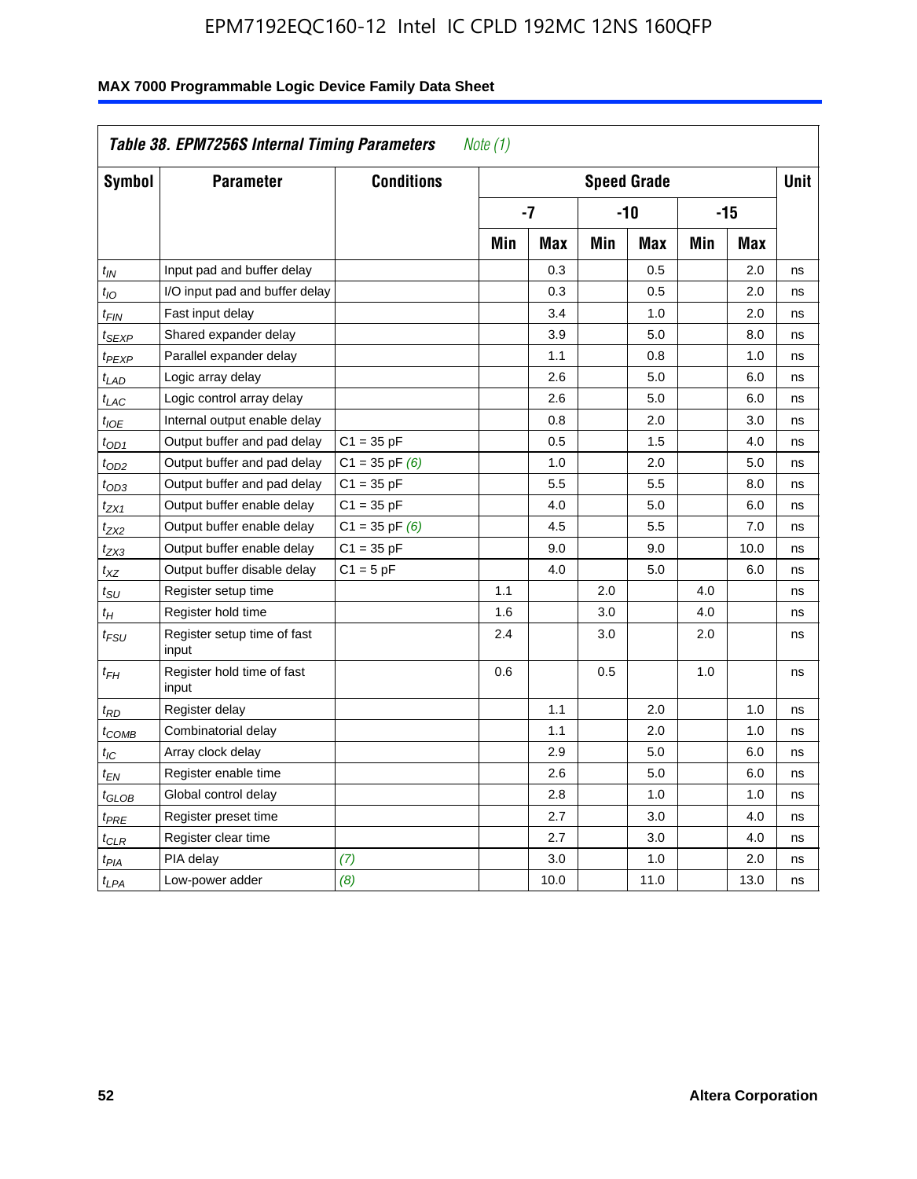## MAX 7000 Programmable Logic Device Family Data Sheet

**Table 38. EPM7256S Internal Timing Parameters** *Note (1)*

| Symbol | Parameter | Conditions | Speed Grade | | | | | | Unit |
|---|---|---|---|---|---|---|---|---|---|
| | | | -7 | | -10 | | -15 | | |
| | | | Min | Max | Min | Max | Min | Max | |
| $t_{IN}$ | Input pad and buffer delay | | | 0.3 | | 0.5 | | 2.0 | ns |
| $t_{IO}$ | I/O input pad and buffer delay | | | 0.3 | | 0.5 | | 2.0 | ns |
| $t_{FIN}$ | Fast input delay | | | 3.4 | | 1.0 | | 2.0 | ns |
| $t_{SEXP}$ | Shared expander delay | | | 3.9 | | 5.0 | | 8.0 | ns |
| $t_{PEXP}$ | Parallel expander delay | | | 1.1 | | 0.8 | | 1.0 | ns |
| $t_{LAD}$ | Logic array delay | | | 2.6 | | 5.0 | | 6.0 | ns |
| $t_{LAC}$ | Logic control array delay | | | 2.6 | | 5.0 | | 6.0 | ns |
| $t_{IOE}$ | Internal output enable delay | | | 0.8 | | 2.0 | | 3.0 | ns |
| $t_{OD1}$ | Output buffer and pad delay | C1 = 35 pF | | 0.5 | | 1.5 | | 4.0 | ns |
| $t_{OD2}$ | Output buffer and pad delay | C1 = 35 pF *(6)* | | 1.0 | | 2.0 | | 5.0 | ns |
| $t_{OD3}$ | Output buffer and pad delay | C1 = 35 pF | | 5.5 | | 5.5 | | 8.0 | ns |
| $t_{ZX1}$ | Output buffer enable delay | C1 = 35 pF | | 4.0 | | 5.0 | | 6.0 | ns |
| $t_{ZX2}$ | Output buffer enable delay | C1 = 35 pF *(6)* | | 4.5 | | 5.5 | | 7.0 | ns |
| $t_{ZX3}$ | Output buffer enable delay | C1 = 35 pF | | 9.0 | | 9.0 | | 10.0 | ns |
| $t_{XZ}$ | Output buffer disable delay | C1 = 5 pF | | 4.0 | | 5.0 | | 6.0 | ns |
| $t_{SU}$ | Register setup time | | 1.1 | | 2.0 | | 4.0 | | ns |
| $t_{H}$ | Register hold time | | 1.6 | | 3.0 | | 4.0 | | ns |
| $t_{FSU}$ | Register setup time of fast input | | 2.4 | | 3.0 | | 2.0 | | ns |
| $t_{FH}$ | Register hold time of fast input | | 0.6 | | 0.5 | | 1.0 | | ns |
| $t_{RD}$ | Register delay | | | 1.1 | | 2.0 | | 1.0 | ns |
| $t_{COMB}$ | Combinatorial delay | | | 1.1 | | 2.0 | | 1.0 | ns |
| $t_{IC}$ | Array clock delay | | | 2.9 | | 5.0 | | 6.0 | ns |
| $t_{EN}$ | Register enable time | | | 2.6 | | 5.0 | | 6.0 | ns |
| $t_{GLOB}$ | Global control delay | | | 2.8 | | 1.0 | | 1.0 | ns |
| $t_{PRE}$ | Register preset time | | | 2.7 | | 3.0 | | 4.0 | ns |
| $t_{CLR}$ | Register clear time | | | 2.7 | | 3.0 | | 4.0 | ns |
| $t_{PIA}$ | PIA delay | *(7)* | | 3.0 | | 1.0 | | 2.0 | ns |
| $t_{LPA}$ | Low-power adder | *(8)* | | 10.0 | | 11.0 | | 13.0 | ns |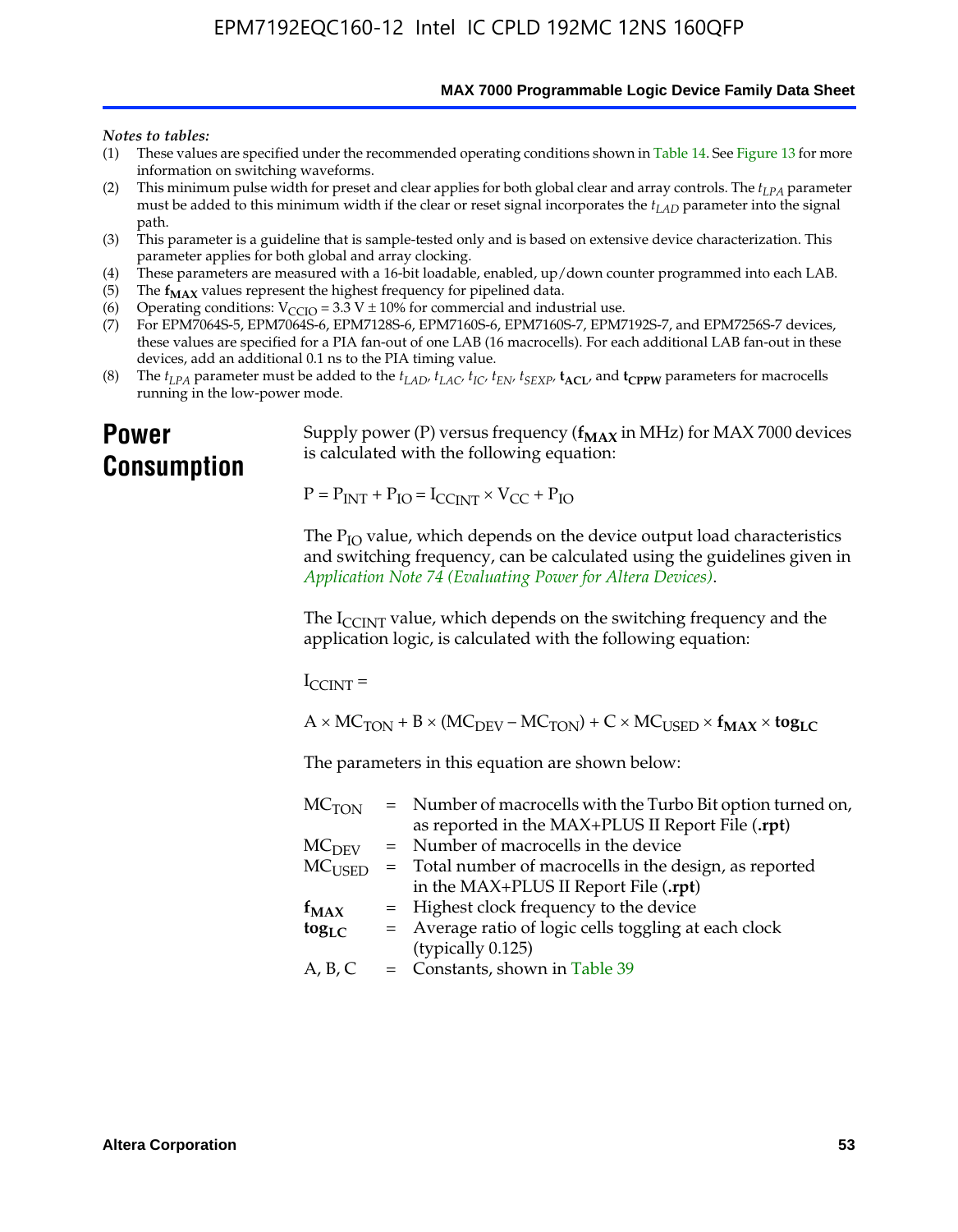*Notes to tables:*

(1) These values are specified under the recommended operating conditions shown in Table 14. See Figure 13 for more information on switching waveforms.
(2) This minimum pulse width for preset and clear applies for both global clear and array controls. The $t_{LPA}$ parameter must be added to this minimum width if the clear or reset signal incorporates the $t_{LAD}$ parameter into the signal path.
(3) This parameter is a guideline that is sample-tested only and is based on extensive device characterization. This parameter applies for both global and array clocking.
(4) These parameters are measured with a 16-bit loadable, enabled, up/down counter programmed into each LAB.
(5) The $\mathbf{f_{MAX}}$ values represent the highest frequency for pipelined data.
(6) Operating conditions: $V_{CCIO} = 3.3\ V \pm 10\%$ for commercial and industrial use.
(7) For EPM7064S-5, EPM7064S-6, EPM7128S-6, EPM7160S-6, EPM7160S-7, EPM7192S-7, and EPM7256S-7 devices, these values are specified for a PIA fan-out of one LAB (16 macrocells). For each additional LAB fan-out in these devices, add an additional 0.1 ns to the PIA timing value.
(8) The $t_{LPA}$ parameter must be added to the $t_{LAD}$, $t_{LAC}$, $t_{IC}$, $t_{EN}$, $t_{SEXP}$, $\mathbf{t_{ACL}}$, and $\mathbf{t_{CPPW}}$ parameters for macrocells running in the low-power mode.

# Power Consumption

Supply power (P) versus frequency ($\mathbf{f_{MAX}}$ in MHz) for MAX 7000 devices is calculated with the following equation:

$$P = P_{INT} + P_{IO} = I_{CCINT} \times V_{CC} + P_{IO}$$

The $P_{IO}$ value, which depends on the device output load characteristics and switching frequency, can be calculated using the guidelines given in *Application Note 74 (Evaluating Power for Altera Devices)*.

The $I_{CCINT}$ value, which depends on the switching frequency and the application logic, is calculated with the following equation:

$$I_{CCINT} =$$

$$A \times MC_{TON} + B \times (MC_{DEV} - MC_{TON}) + C \times MC_{USED} \times \mathbf{f_{MAX}} \times \mathbf{tog_{LC}}$$

The parameters in this equation are shown below:

| | | |
|---|---|---|
| $MC_{TON}$ | = | Number of macrocells with the Turbo Bit option turned on, as reported in the MAX+PLUS II Report File (**.rpt**) |
| $MC_{DEV}$ | = | Number of macrocells in the device |
| $MC_{USED}$ | = | Total number of macrocells in the design, as reported in the MAX+PLUS II Report File (**.rpt**) |
| $\mathbf{f_{MAX}}$ | = | Highest clock frequency to the device |
| $\mathbf{tog_{LC}}$ | = | Average ratio of logic cells toggling at each clock (typically 0.125) |
| A, B, C | = | Constants, shown in Table 39 |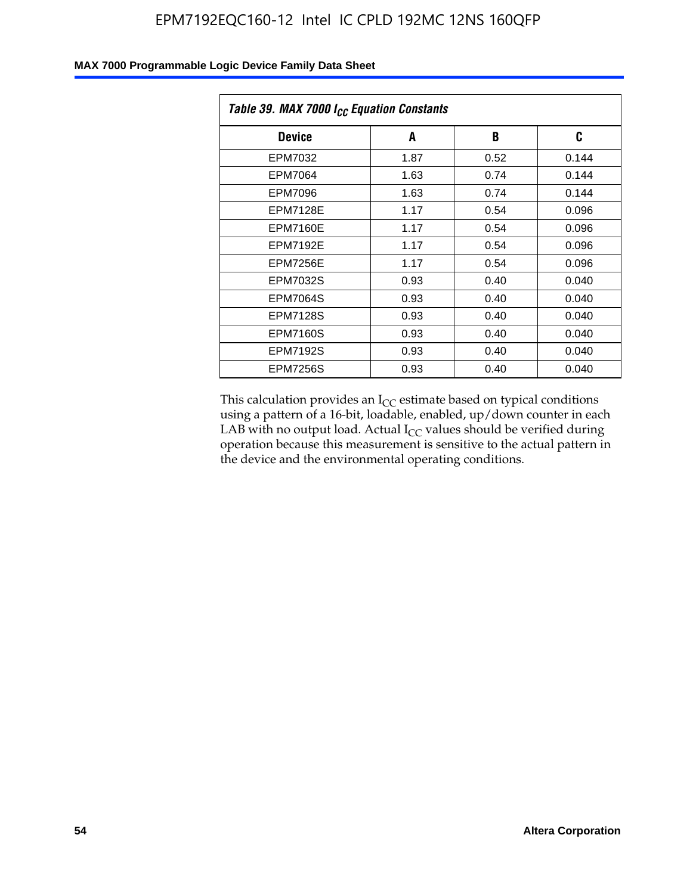| Table 39. MAX 7000 $I_{CC}$ Equation Constants | | | |
|---|---|---|---|
| **Device** | **A** | **B** | **C** |
| EPM7032 | 1.87 | 0.52 | 0.144 |
| EPM7064 | 1.63 | 0.74 | 0.144 |
| EPM7096 | 1.63 | 0.74 | 0.144 |
| EPM7128E | 1.17 | 0.54 | 0.096 |
| EPM7160E | 1.17 | 0.54 | 0.096 |
| EPM7192E | 1.17 | 0.54 | 0.096 |
| EPM7256E | 1.17 | 0.54 | 0.096 |
| EPM7032S | 0.93 | 0.40 | 0.040 |
| EPM7064S | 0.93 | 0.40 | 0.040 |
| EPM7128S | 0.93 | 0.40 | 0.040 |
| EPM7160S | 0.93 | 0.40 | 0.040 |
| EPM7192S | 0.93 | 0.40 | 0.040 |
| EPM7256S | 0.93 | 0.40 | 0.040 |

This calculation provides an $I_{CC}$ estimate based on typical conditions using a pattern of a 16-bit, loadable, enabled, up/down counter in each LAB with no output load. Actual $I_{CC}$ values should be verified during operation because this measurement is sensitive to the actual pattern in the device and the environmental operating conditions.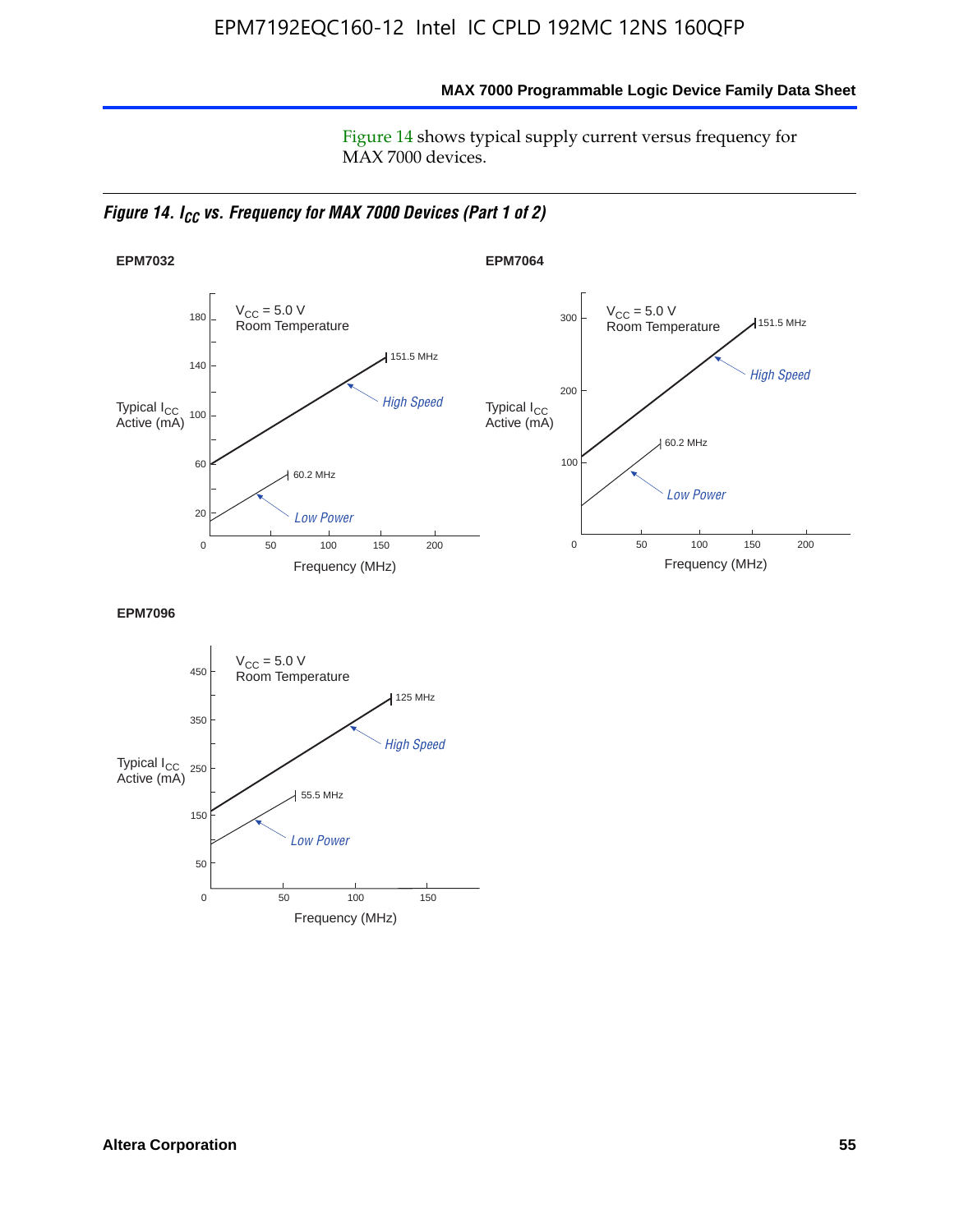Figure 14 shows typical supply current versus frequency for MAX 7000 devices.

***Figure 14. $I_{CC}$ vs. Frequency for MAX 7000 Devices (Part 1 of 2)***

**EPM7032**

$V_{CC}$ = 5.0 V
Room Temperature

Typical $I_{CC}$ Active (mA)

180, 140, 100, 60, 20

151.5 MHz — *High Speed*

60.2 MHz — *Low Power*

0, 50, 100, 150, 200

Frequency (MHz)

**EPM7064**

$V_{CC}$ = 5.0 V
Room Temperature

Typical $I_{CC}$ Active (mA)

300, 200, 100

151.5 MHz — *High Speed*

60.2 MHz — *Low Power*

0, 50, 100, 150, 200

Frequency (MHz)

**EPM7096**

$V_{CC}$ = 5.0 V
Room Temperature

Typical $I_{CC}$ Active (mA)

450, 350, 250, 150, 50

125 MHz — *High Speed*

55.5 MHz — *Low Power*

0, 50, 100, 150

Frequency (MHz)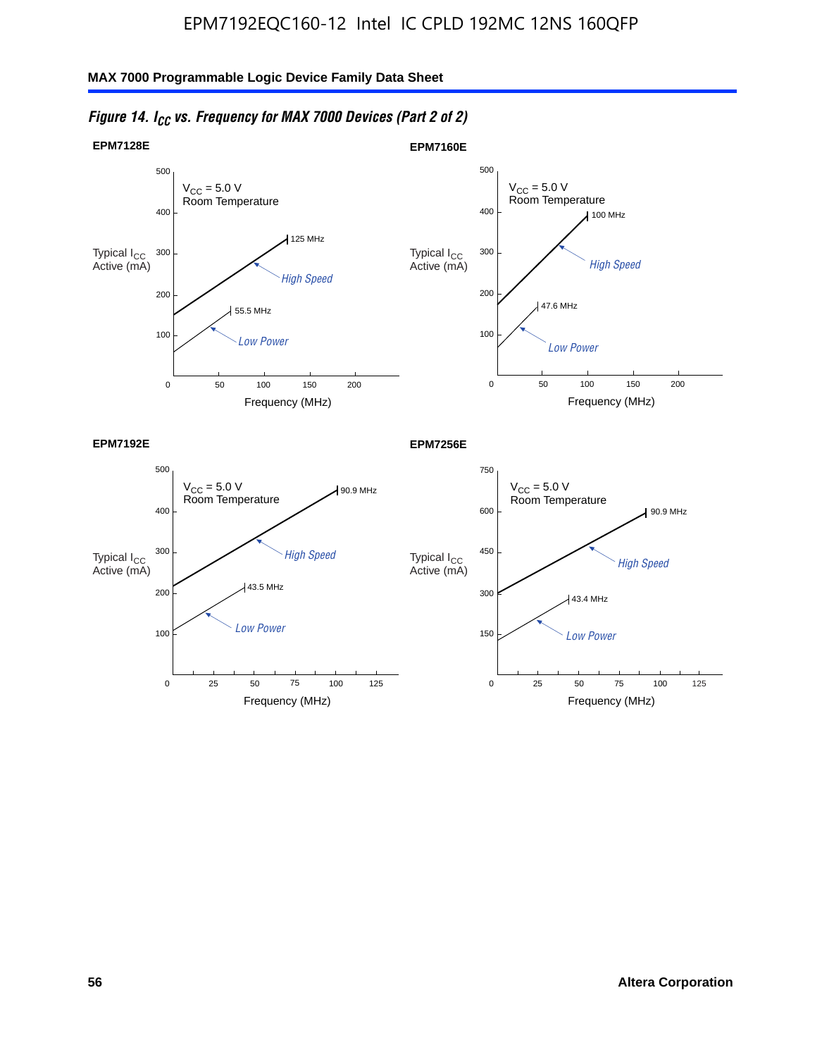*Figure 14. $I_{CC}$ vs. Frequency for MAX 7000 Devices (Part 2 of 2)*

**EPM7128E**

$V_{CC}$ = 5.0 V
Room Temperature

Typical $I_{CC}$ Active (mA)

Frequency (MHz)

125 MHz — High Speed
55.5 MHz — Low Power

**EPM7160E**

$V_{CC}$ = 5.0 V
Room Temperature

Typical $I_{CC}$ Active (mA)

Frequency (MHz)

100 MHz — High Speed
47.6 MHz — Low Power

**EPM7192E**

$V_{CC}$ = 5.0 V
Room Temperature

Typical $I_{CC}$ Active (mA)

Frequency (MHz)

90.9 MHz — High Speed
43.5 MHz — Low Power

**EPM7256E**

$V_{CC}$ = 5.0 V
Room Temperature

Typical $I_{CC}$ Active (mA)

Frequency (MHz)

90.9 MHz — High Speed
43.4 MHz — Low Power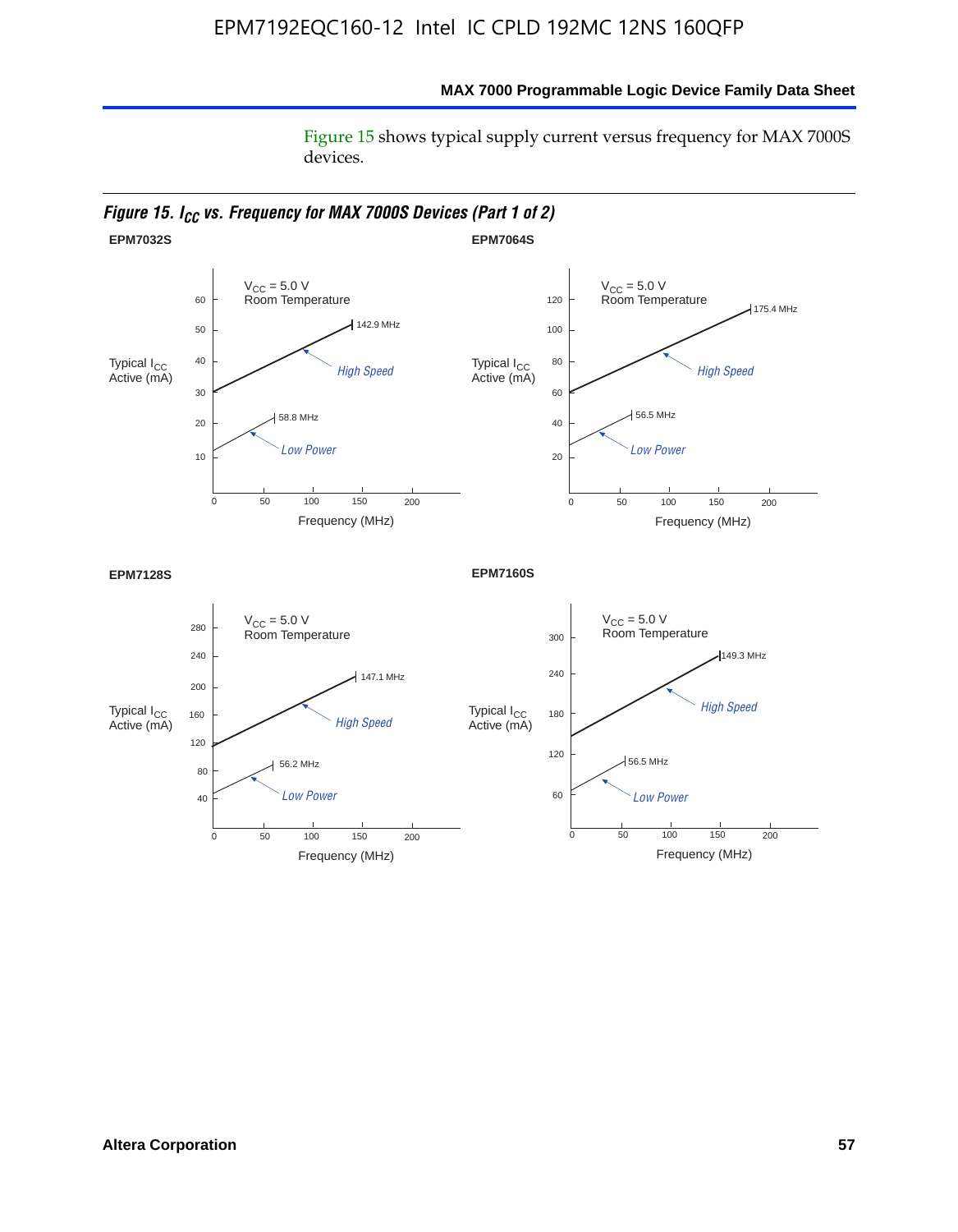Figure 15 shows typical supply current versus frequency for MAX 7000S devices.

*Figure 15. $I_{CC}$ vs. Frequency for MAX 7000S Devices (Part 1 of 2)*

**EPM7032S**

$V_{CC}$ = 5.0 V
Room Temperature

Typical $I_{CC}$ Active (mA)

High Speed: 142.9 MHz

Low Power: 58.8 MHz

Frequency (MHz)

**EPM7064S**

$V_{CC}$ = 5.0 V
Room Temperature

Typical $I_{CC}$ Active (mA)

High Speed: 175.4 MHz

Low Power: 56.5 MHz

Frequency (MHz)

**EPM7128S**

$V_{CC}$ = 5.0 V
Room Temperature

Typical $I_{CC}$ Active (mA)

High Speed: 147.1 MHz

Low Power: 56.2 MHz

Frequency (MHz)

**EPM7160S**

$V_{CC}$ = 5.0 V
Room Temperature

Typical $I_{CC}$ Active (mA)

High Speed: 149.3 MHz

Low Power: 56.5 MHz

Frequency (MHz)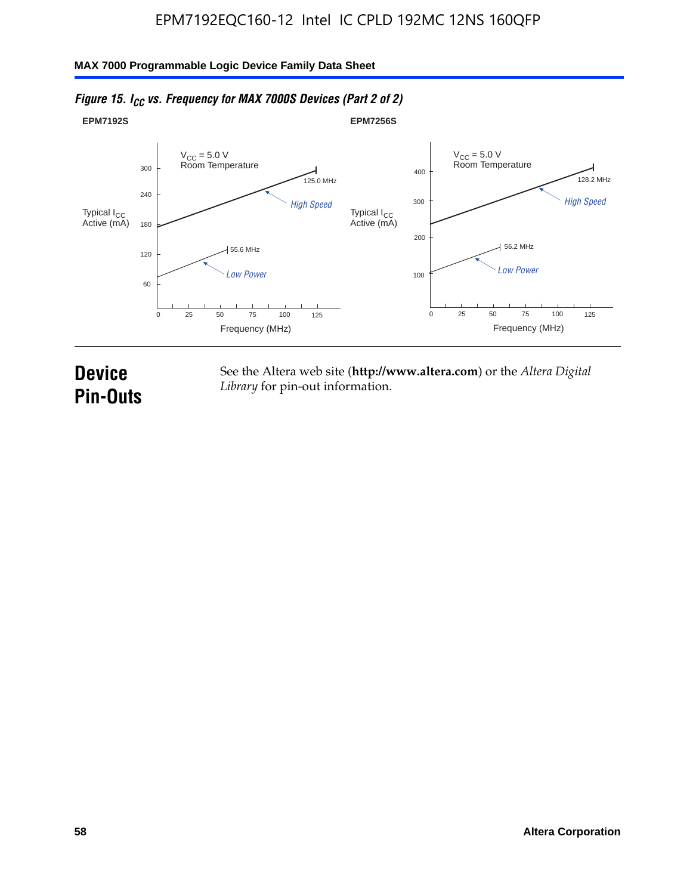*Figure 15. $I_{CC}$ vs. Frequency for MAX 7000S Devices (Part 2 of 2)*

**EPM7192S**

$V_{CC}$ = 5.0 V
Room Temperature

Typical $I_{CC}$ Active (mA)

300, 240, 180, 120, 60

125.0 MHz

*High Speed*

55.6 MHz

*Low Power*

0, 25, 50, 75, 100, 125

Frequency (MHz)

**EPM7256S**

$V_{CC}$ = 5.0 V
Room Temperature

Typical $I_{CC}$ Active (mA)

400, 300, 200, 100

128.2 MHz

*High Speed*

56.2 MHz

*Low Power*

0, 25, 50, 75, 100, 125

Frequency (MHz)

# Device Pin-Outs

See the Altera web site (**http://www.altera.com**) or the *Altera Digital Library* for pin-out information.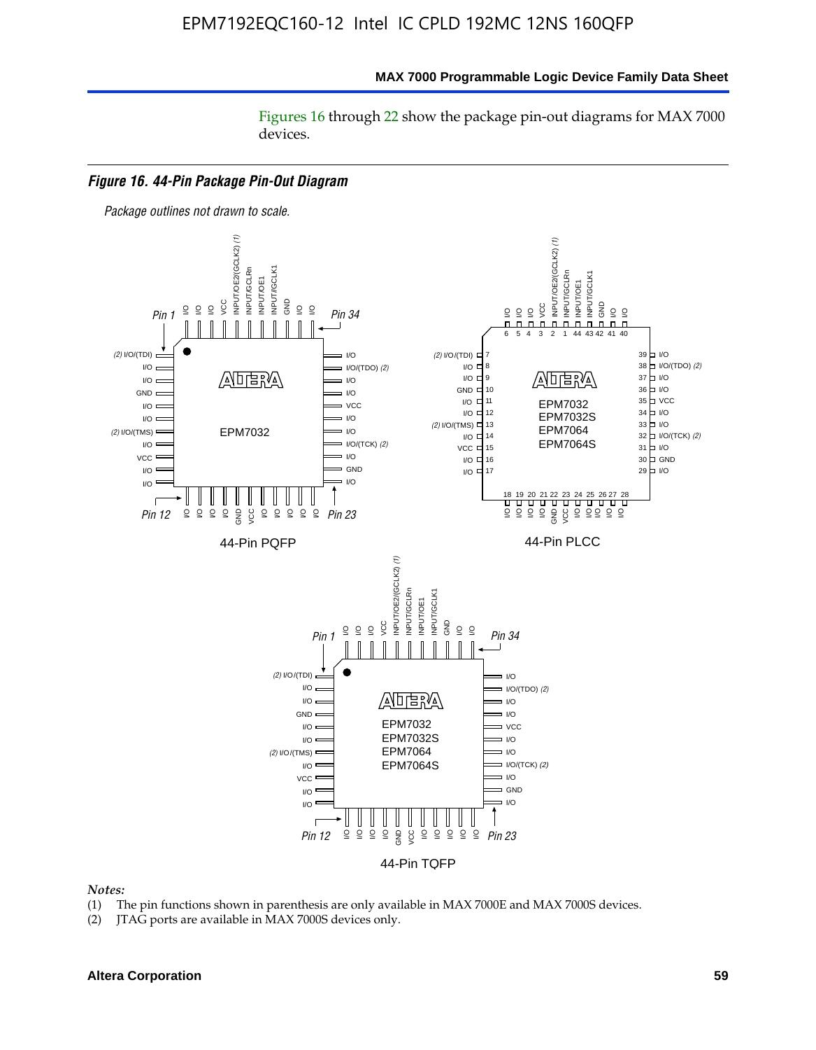Figures 16 through 22 show the package pin-out diagrams for MAX 7000 devices.

***Figure 16. 44-Pin Package Pin-Out Diagram***

*Package outlines not drawn to scale.*

44-Pin PQFP

44-Pin PLCC

44-Pin TQFP

*Notes:*

(1) The pin functions shown in parenthesis are only available in MAX 7000E and MAX 7000S devices.

(2) JTAG ports are available in MAX 7000S devices only.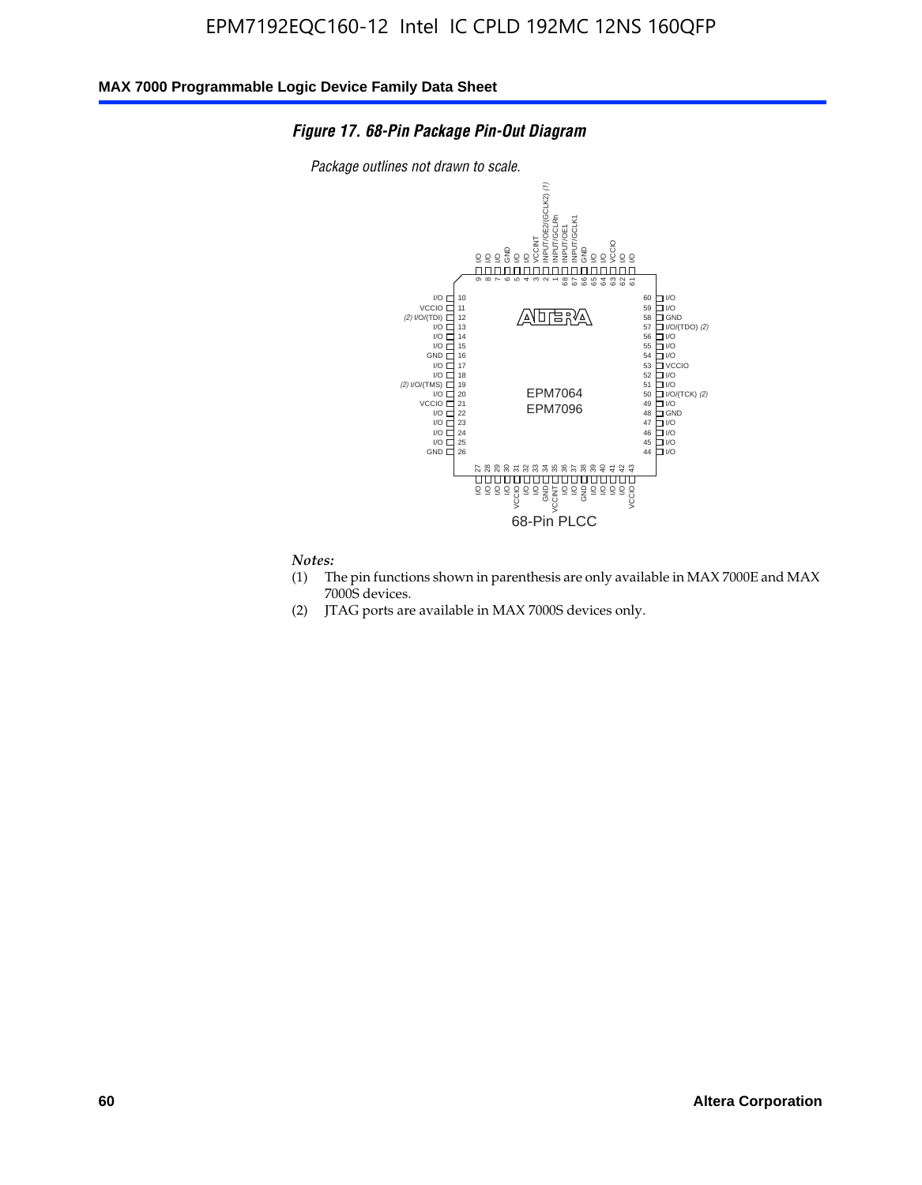### *Figure 17. 68-Pin Package Pin-Out Diagram*

*Package outlines not drawn to scale.*

| Pin | Function | Pin | Function |
|---|---|---|---|
| 1 | INPUT/GCLRn | 35 | VCCINT |
| 2 | INPUT/OE2/(GCLK2) *(1)* | 36 | I/O |
| 3 | VCCINT | 37 | I/O |
| 4 | I/O | 38 | GND |
| 5 | I/O | 39 | I/O |
| 6 | GND | 40 | I/O |
| 7 | I/O | 41 | I/O |
| 8 | I/O | 42 | I/O |
| 9 | I/O | 43 | VCCIO |
| 10 | I/O | 44 | I/O |
| 11 | VCCIO | 45 | I/O |
| 12 | I/O/(TDI) *(2)* | 46 | I/O |
| 13 | I/O | 47 | I/O |
| 14 | I/O | 48 | GND |
| 15 | I/O | 49 | I/O |
| 16 | GND | 50 | I/O/(TCK) *(2)* |
| 17 | I/O | 51 | I/O |
| 18 | I/O | 52 | I/O |
| 19 | I/O/(TMS) *(2)* | 53 | VCCIO |
| 20 | I/O | 54 | I/O |
| 21 | VCCIO | 55 | I/O |
| 22 | I/O | 56 | I/O |
| 23 | I/O | 57 | I/O/(TDO) *(2)* |
| 24 | I/O | 58 | GND |
| 25 | I/O | 59 | I/O |
| 26 | GND | 60 | I/O |
| 27 | I/O | 61 | I/O |
| 28 | I/O | 62 | I/O |
| 29 | I/O | 63 | VCCIO |
| 30 | I/O | 64 | I/O |
| 31 | VCCIO | 65 | I/O |
| 32 | I/O | 66 | GND |
| 33 | I/O | 67 | INPUT/GCLK1 |
| 34 | GND | 68 | INPUT/OE1 |

EPM7064
EPM7096

68-Pin PLCC

*Notes:*

(1) The pin functions shown in parenthesis are only available in MAX 7000E and MAX 7000S devices.

(2) JTAG ports are available in MAX 7000S devices only.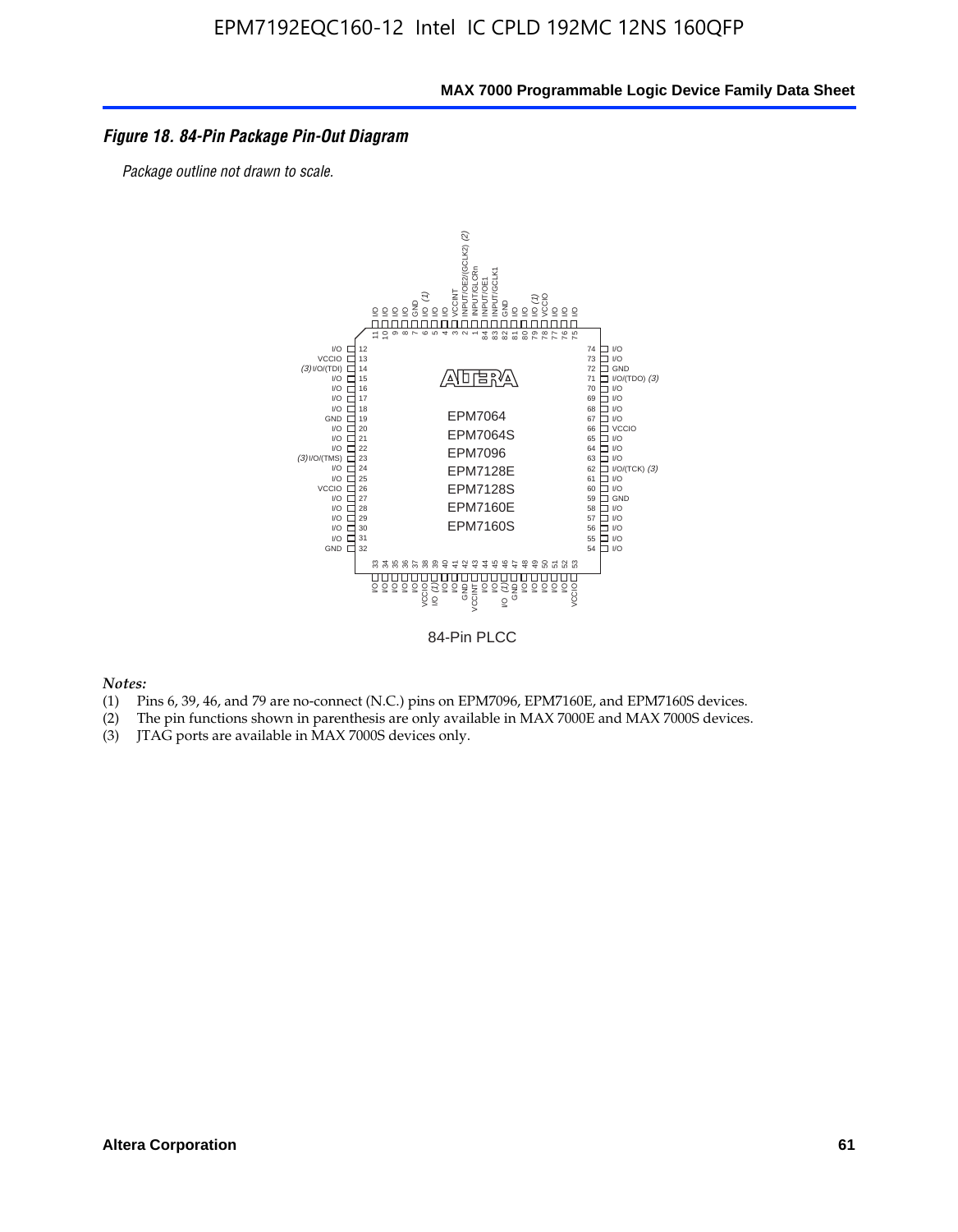### *Figure 18. 84-Pin Package Pin-Out Diagram*

*Package outline not drawn to scale.*

84-Pin PLCC

*Notes:*

(1) Pins 6, 39, 46, and 79 are no-connect (N.C.) pins on EPM7096, EPM7160E, and EPM7160S devices.
(2) The pin functions shown in parenthesis are only available in MAX 7000E and MAX 7000S devices.
(3) JTAG ports are available in MAX 7000S devices only.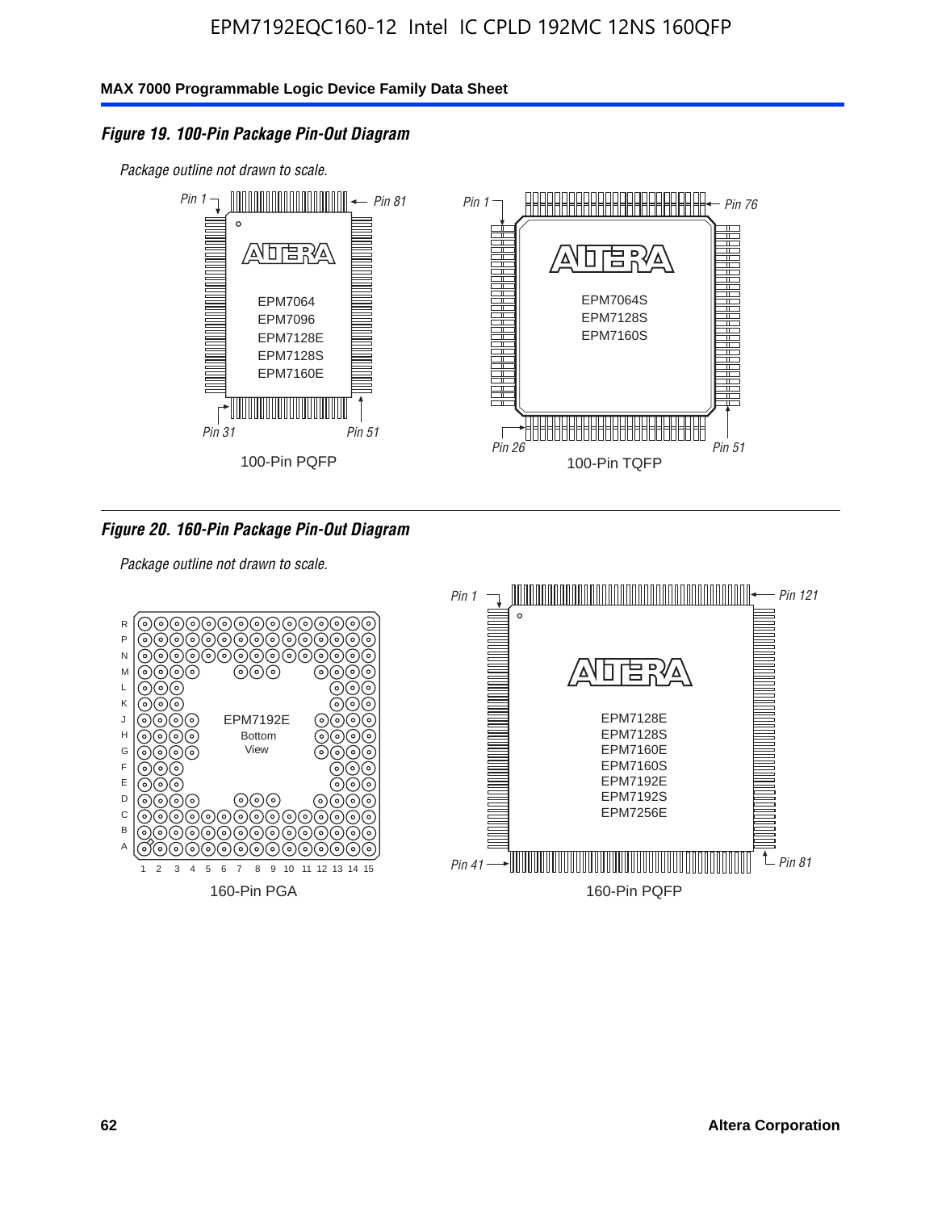## Figure 19. 100-Pin Package Pin-Out Diagram

*Package outline not drawn to scale.*

Pin 1, Pin 81, Pin 31, Pin 51

EPM7064
EPM7096
EPM7128E
EPM7128S
EPM7160E

100-Pin PQFP

Pin 1, Pin 76, Pin 26, Pin 51

EPM7064S
EPM7128S
EPM7160S

100-Pin TQFP

## Figure 20. 160-Pin Package Pin-Out Diagram

*Package outline not drawn to scale.*

EPM7192E
Bottom
View

R, P, N, M, L, K, J, H, G, F, E, D, C, B, A

1 2 3 4 5 6 7 8 9 10 11 12 13 14 15

160-Pin PGA

Pin 1, Pin 121, Pin 41, Pin 81

EPM7128E
EPM7128S
EPM7160E
EPM7160S
EPM7192E
EPM7192S
EPM7256E

160-Pin PQFP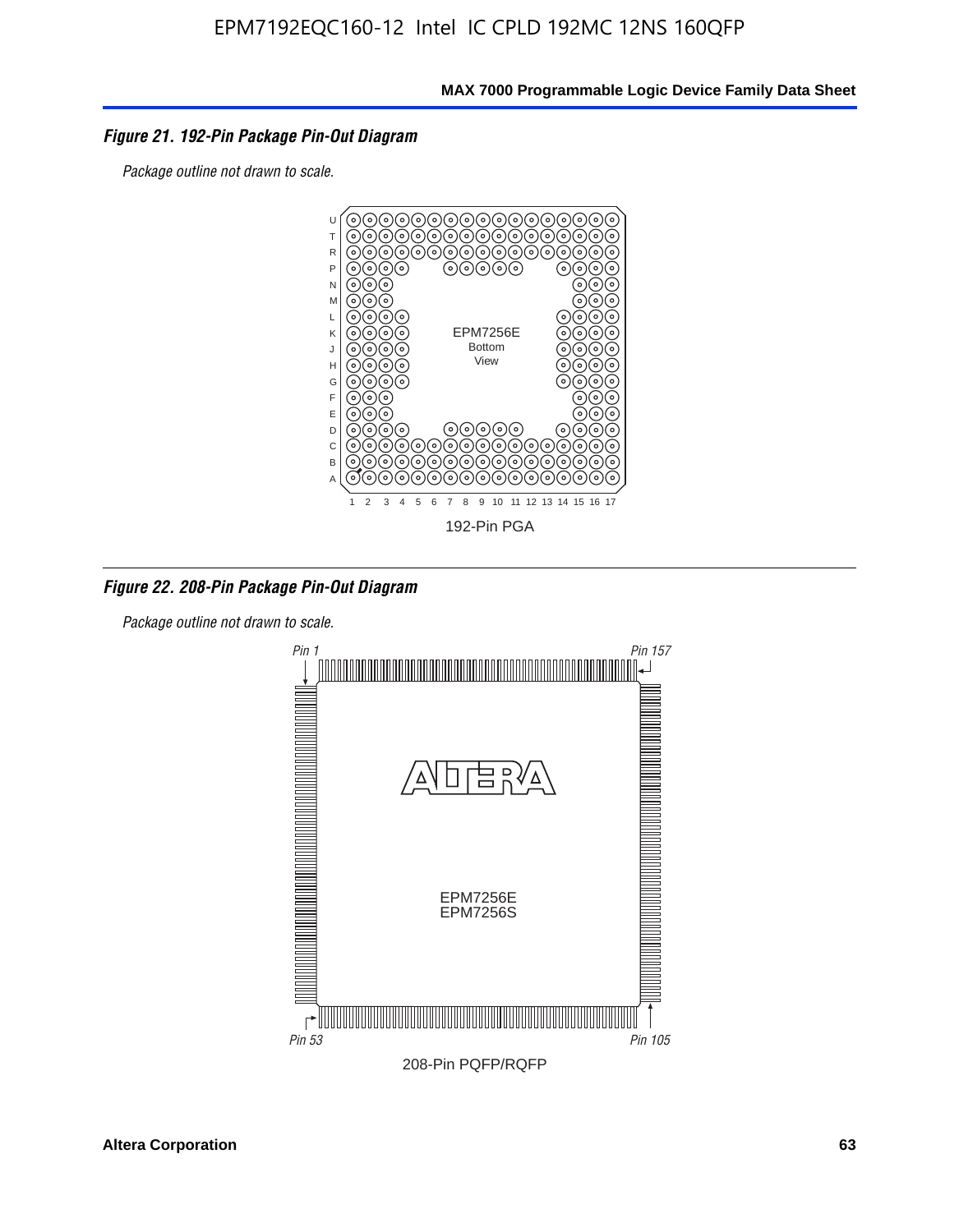### *Figure 21. 192-Pin Package Pin-Out Diagram*

*Package outline not drawn to scale.*

192-Pin PGA

### *Figure 22. 208-Pin Package Pin-Out Diagram*

*Package outline not drawn to scale.*

208-Pin PQFP/RQFP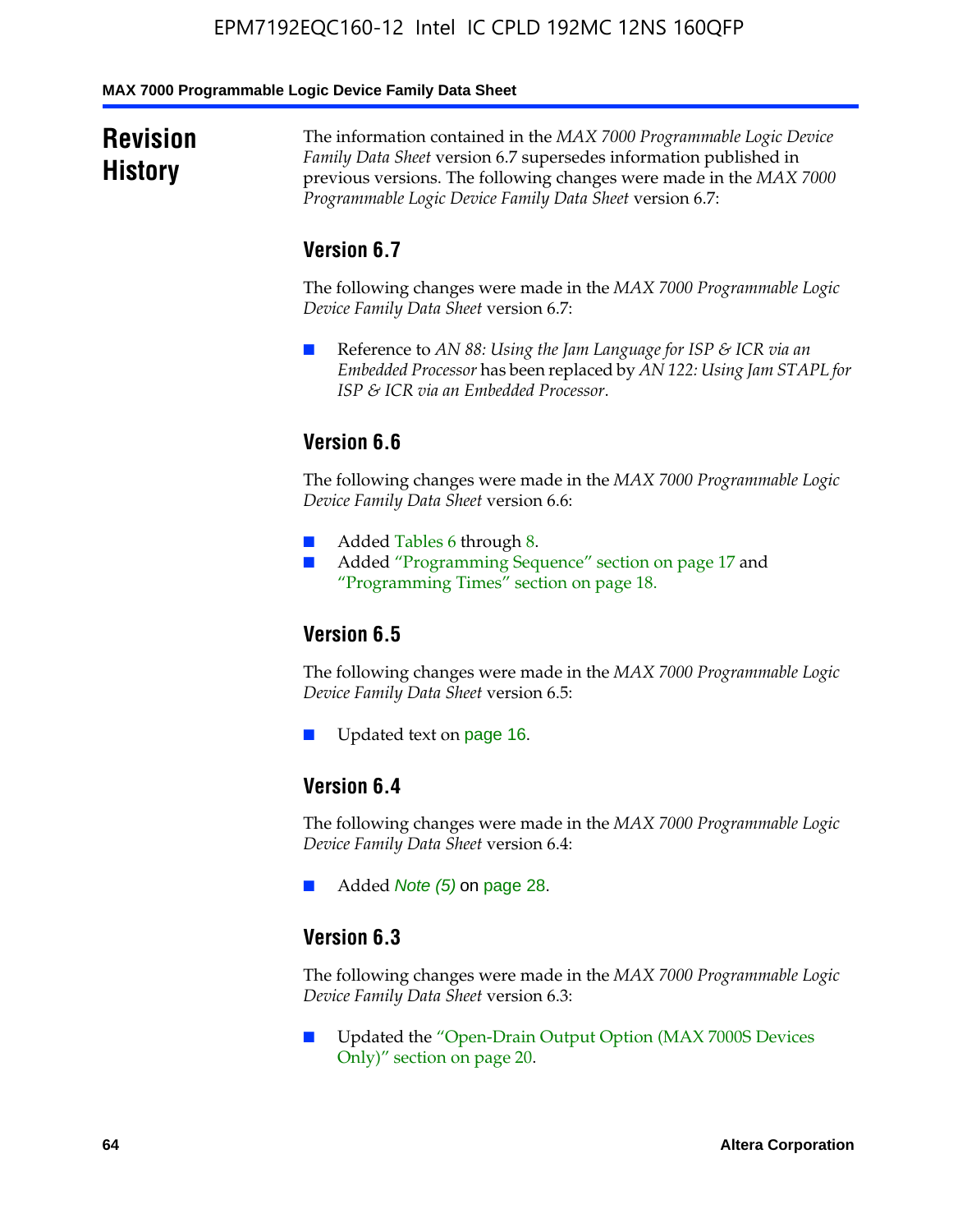## Revision History

The information contained in the *MAX 7000 Programmable Logic Device Family Data Sheet* version 6.7 supersedes information published in previous versions. The following changes were made in the *MAX 7000 Programmable Logic Device Family Data Sheet* version 6.7:

### Version 6.7

The following changes were made in the *MAX 7000 Programmable Logic Device Family Data Sheet* version 6.7:

- Reference to *AN 88: Using the Jam Language for ISP & ICR via an Embedded Processor* has been replaced by *AN 122: Using Jam STAPL for ISP & ICR via an Embedded Processor*.

### Version 6.6

The following changes were made in the *MAX 7000 Programmable Logic Device Family Data Sheet* version 6.6:

- Added Tables 6 through 8.
- Added "Programming Sequence" section on page 17 and "Programming Times" section on page 18.

### Version 6.5

The following changes were made in the *MAX 7000 Programmable Logic Device Family Data Sheet* version 6.5:

- Updated text on page 16.

### Version 6.4

The following changes were made in the *MAX 7000 Programmable Logic Device Family Data Sheet* version 6.4:

- Added *Note (5)* on page 28.

### Version 6.3

The following changes were made in the *MAX 7000 Programmable Logic Device Family Data Sheet* version 6.3:

- Updated the "Open-Drain Output Option (MAX 7000S Devices Only)" section on page 20.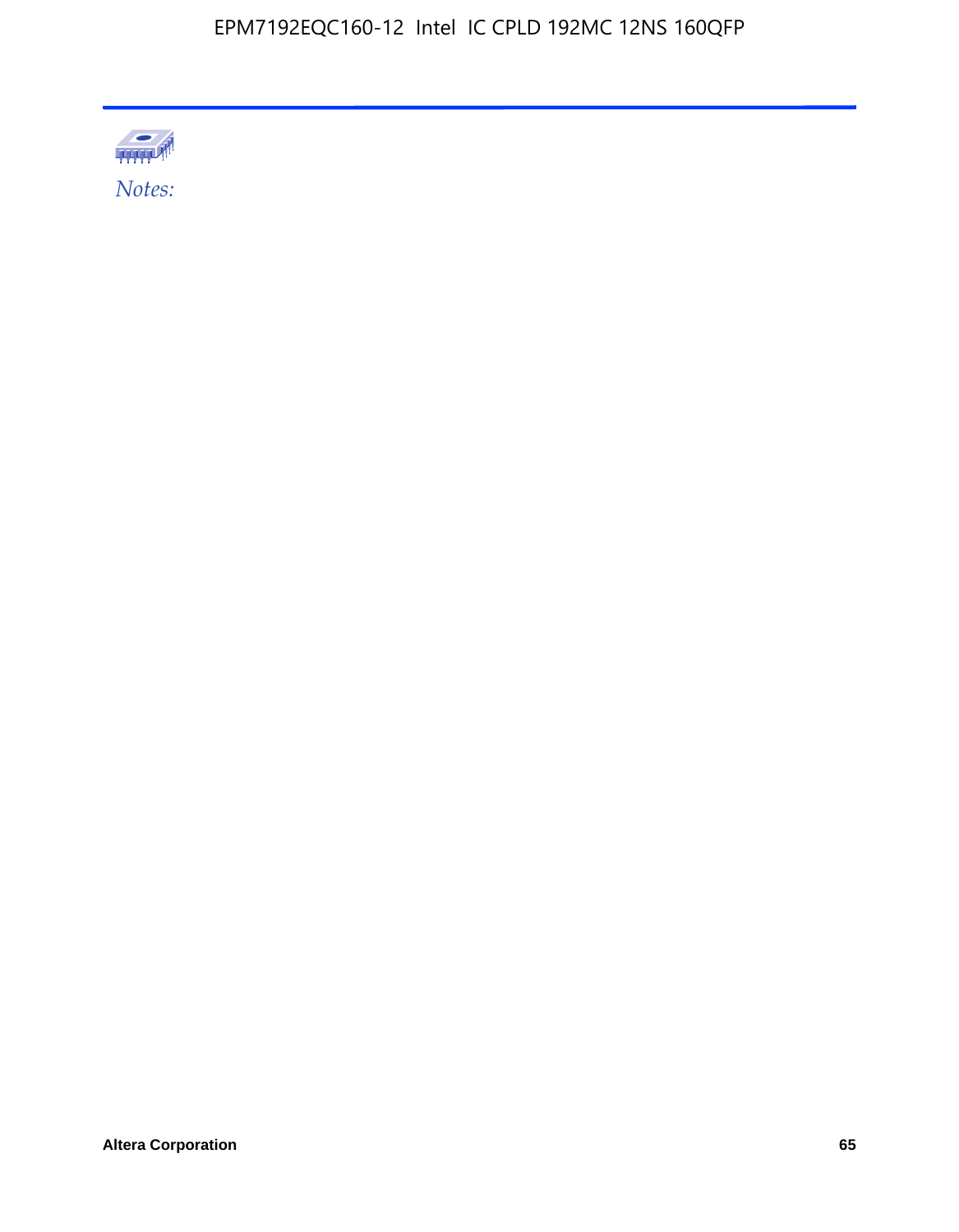*Notes:*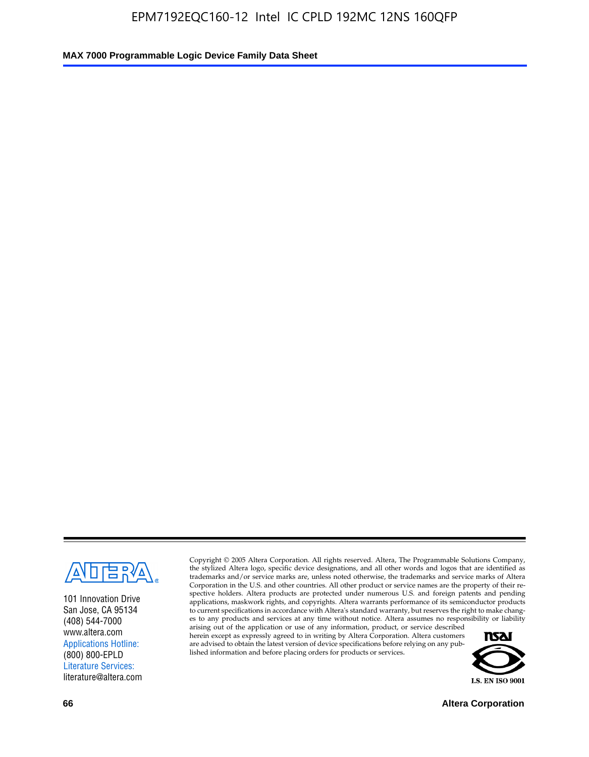101 Innovation Drive
San Jose, CA 95134
(408) 544-7000
www.altera.com
Applications Hotline:
(800) 800-EPLD
Literature Services:
literature@altera.com

Copyright © 2005 Altera Corporation. All rights reserved. Altera, The Programmable Solutions Company, the stylized Altera logo, specific device designations, and all other words and logos that are identified as trademarks and/or service marks are, unless noted otherwise, the trademarks and service marks of Altera Corporation in the U.S. and other countries. All other product or service names are the property of their respective holders. Altera products are protected under numerous U.S. and foreign patents and pending applications, maskwork rights, and copyrights. Altera warrants performance of its semiconductor products to current specifications in accordance with Altera's standard warranty, but reserves the right to make changes to any products and services at any time without notice. Altera assumes no responsibility or liability arising out of the application or use of any information, product, or service described herein except as expressly agreed to in writing by Altera Corporation. Altera customers are advised to obtain the latest version of device specifications before relying on any published information and before placing orders for products or services.

I.S. EN ISO 9001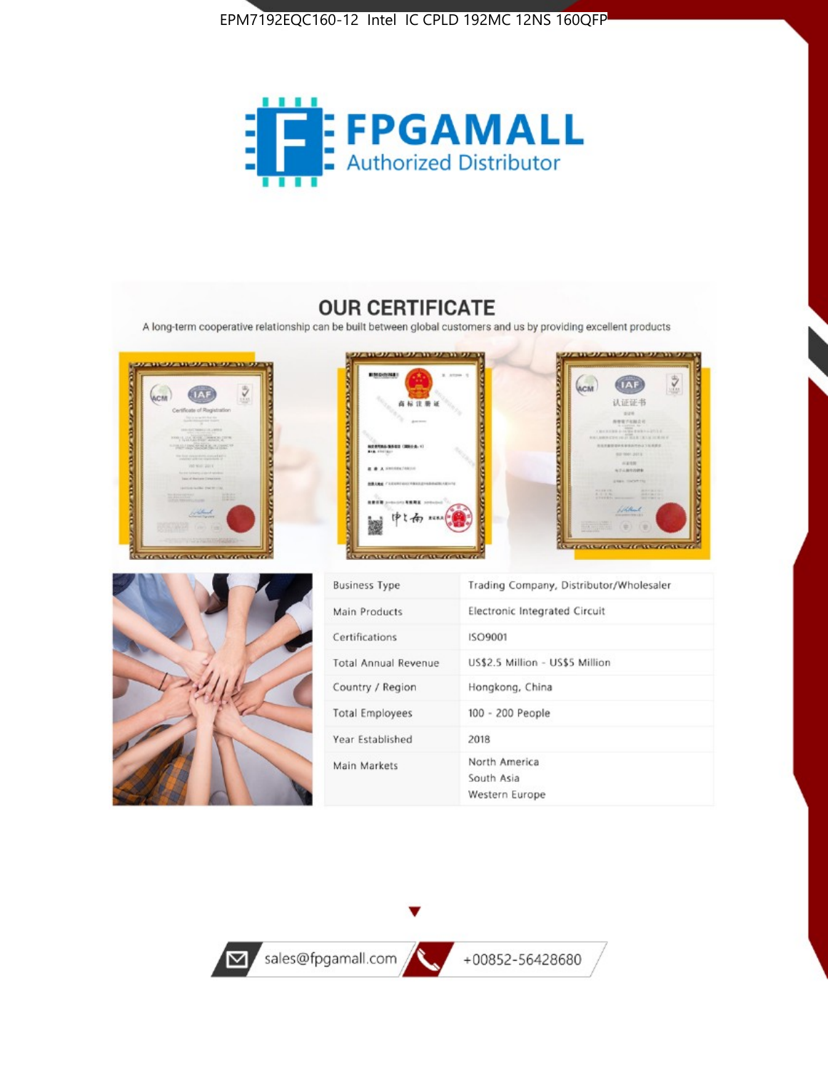FPGAMALL

Authorized Distributor

## OUR CERTIFICATE

A long-term cooperative relationship can be built between global customers and us by providing excellent products

| | |
|---|---|
| Business Type | Trading Company, Distributor/Wholesaler |
| Main Products | Electronic Integrated Circuit |
| Certifications | ISO9001 |
| Total Annual Revenue | US$2.5 Million - US$5 Million |
| Country / Region | Hongkong, China |
| Total Employees | 100 - 200 People |
| Year Established | 2018 |
| Main Markets | North America<br>South Asia<br>Western Europe |

sales@fpgamall.com

+00852-56428680